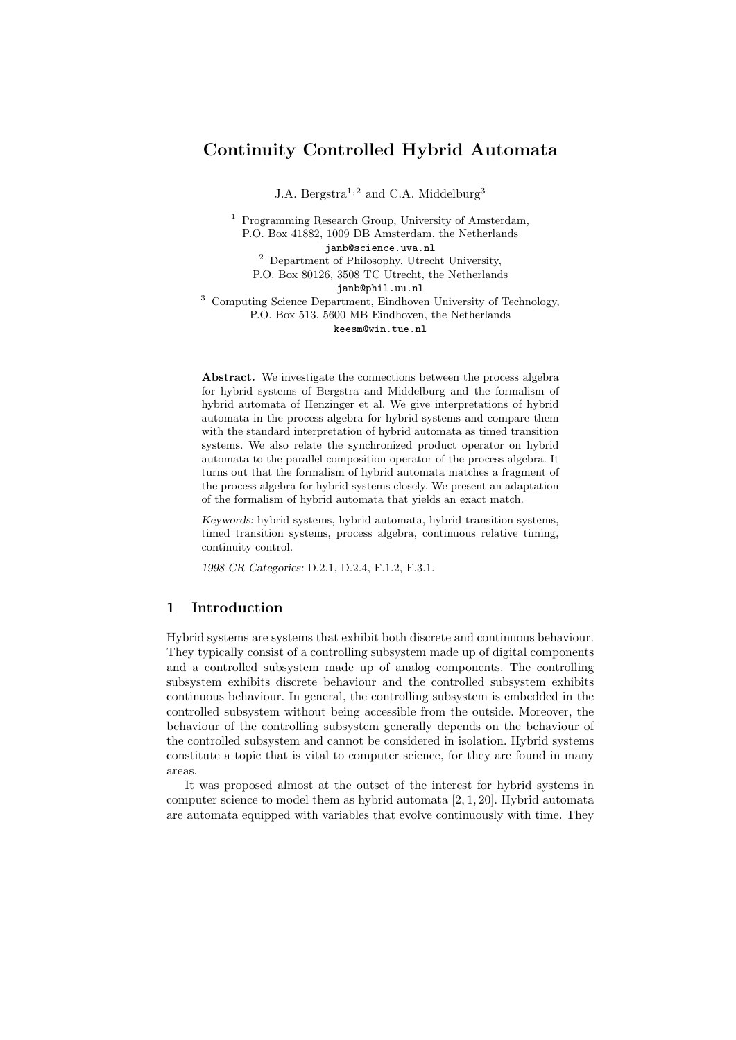# Continuity Controlled Hybrid Automata

J.A. Bergstra[1,2] and C.A. Middelburg[3]

[1] Programming Research Group, University of Amsterdam,
P.O. Box 41882, 1009 DB Amsterdam, the Netherlands
`janb@science.uva.nl`

[2] Department of Philosophy, Utrecht University,
P.O. Box 80126, 3508 TC Utrecht, the Netherlands
`janb@phil.uu.nl`

[3] Computing Science Department, Eindhoven University of Technology,
P.O. Box 513, 5600 MB Eindhoven, the Netherlands
`keesm@win.tue.nl`

**Abstract.** We investigate the connections between the process algebra for hybrid systems of Bergstra and Middelburg and the formalism of hybrid automata of Henzinger et al. We give interpretations of hybrid automata in the process algebra for hybrid systems and compare them with the standard interpretation of hybrid automata as timed transition systems. We also relate the synchronized product operator on hybrid automata to the parallel composition operator of the process algebra. It turns out that the formalism of hybrid automata matches a fragment of the process algebra for hybrid systems closely. We present an adaptation of the formalism of hybrid automata that yields an exact match.

*Keywords:* hybrid systems, hybrid automata, hybrid transition systems, timed transition systems, process algebra, continuous relative timing, continuity control.

*1998 CR Categories:* D.2.1, D.2.4, F.1.2, F.3.1.

## 1 Introduction

Hybrid systems are systems that exhibit both discrete and continuous behaviour. They typically consist of a controlling subsystem made up of digital components and a controlled subsystem made up of analog components. The controlling subsystem exhibits discrete behaviour and the controlled subsystem exhibits continuous behaviour. In general, the controlling subsystem is embedded in the controlled subsystem without being accessible from the outside. Moreover, the behaviour of the controlling subsystem generally depends on the behaviour of the controlled subsystem and cannot be considered in isolation. Hybrid systems constitute a topic that is vital to computer science, for they are found in many areas.

It was proposed almost at the outset of the interest for hybrid systems in computer science to model them as hybrid automata [2, 1, 20]. Hybrid automata are automata equipped with variables that evolve continuously with time. They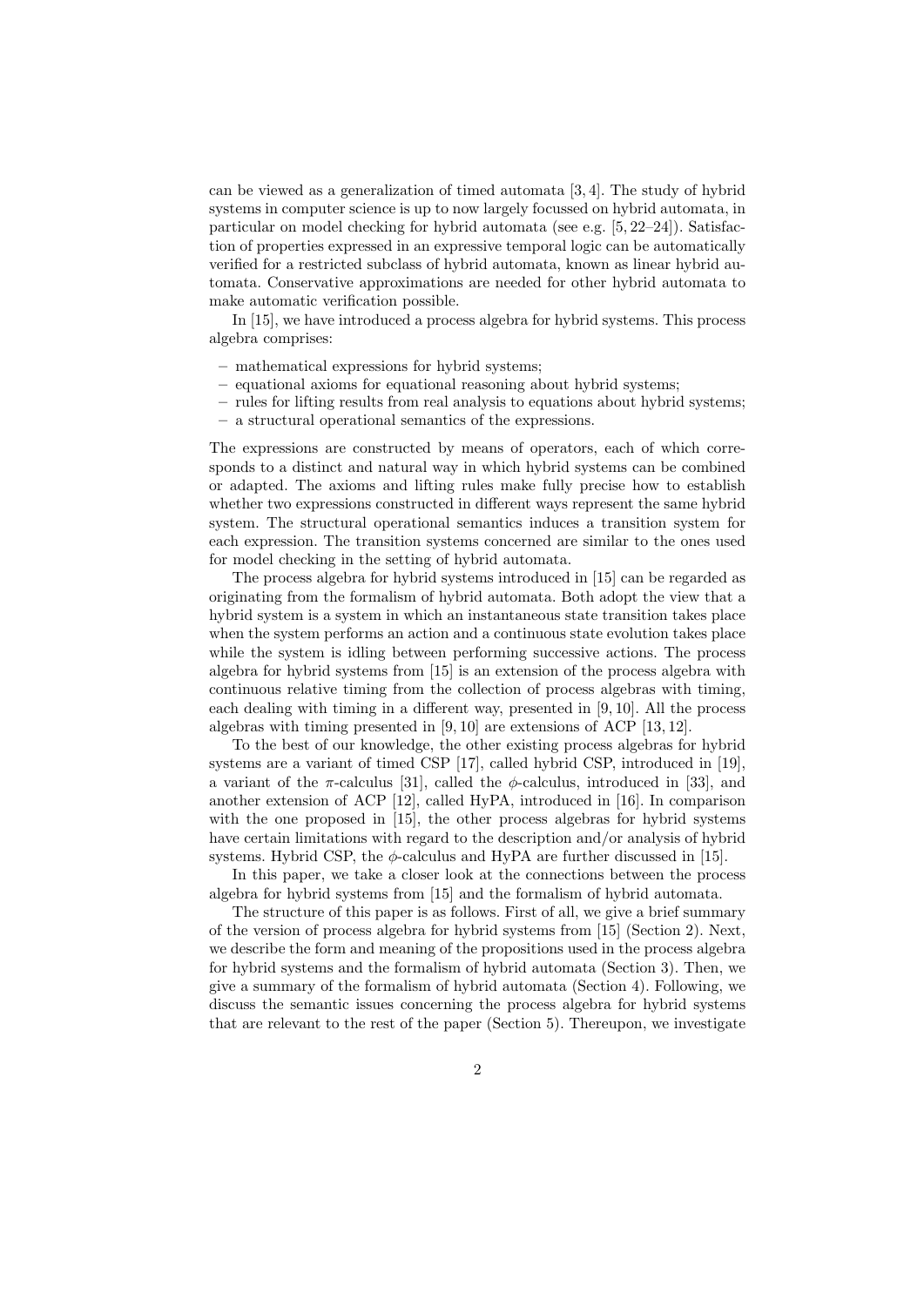can be viewed as a generalization of timed automata [3, 4]. The study of hybrid systems in computer science is up to now largely focussed on hybrid automata, in particular on model checking for hybrid automata (see e.g. [5, 22–24]). Satisfaction of properties expressed in an expressive temporal logic can be automatically verified for a restricted subclass of hybrid automata, known as linear hybrid automata. Conservative approximations are needed for other hybrid automata to make automatic verification possible.

In [15], we have introduced a process algebra for hybrid systems. This process algebra comprises:

- mathematical expressions for hybrid systems;
- equational axioms for equational reasoning about hybrid systems;
- rules for lifting results from real analysis to equations about hybrid systems;
- a structural operational semantics of the expressions.

The expressions are constructed by means of operators, each of which corresponds to a distinct and natural way in which hybrid systems can be combined or adapted. The axioms and lifting rules make fully precise how to establish whether two expressions constructed in different ways represent the same hybrid system. The structural operational semantics induces a transition system for each expression. The transition systems concerned are similar to the ones used for model checking in the setting of hybrid automata.

The process algebra for hybrid systems introduced in [15] can be regarded as originating from the formalism of hybrid automata. Both adopt the view that a hybrid system is a system in which an instantaneous state transition takes place when the system performs an action and a continuous state evolution takes place while the system is idling between performing successive actions. The process algebra for hybrid systems from [15] is an extension of the process algebra with continuous relative timing from the collection of process algebras with timing, each dealing with timing in a different way, presented in [9, 10]. All the process algebras with timing presented in [9, 10] are extensions of ACP [13, 12].

To the best of our knowledge, the other existing process algebras for hybrid systems are a variant of timed CSP [17], called hybrid CSP, introduced in [19], a variant of the $\pi$-calculus [31], called the $\phi$-calculus, introduced in [33], and another extension of ACP [12], called HyPA, introduced in [16]. In comparison with the one proposed in [15], the other process algebras for hybrid systems have certain limitations with regard to the description and/or analysis of hybrid systems. Hybrid CSP, the $\phi$-calculus and HyPA are further discussed in [15].

In this paper, we take a closer look at the connections between the process algebra for hybrid systems from [15] and the formalism of hybrid automata.

The structure of this paper is as follows. First of all, we give a brief summary of the version of process algebra for hybrid systems from [15] (Section 2). Next, we describe the form and meaning of the propositions used in the process algebra for hybrid systems and the formalism of hybrid automata (Section 3). Then, we give a summary of the formalism of hybrid automata (Section 4). Following, we discuss the semantic issues concerning the process algebra for hybrid systems that are relevant to the rest of the paper (Section 5). Thereupon, we investigate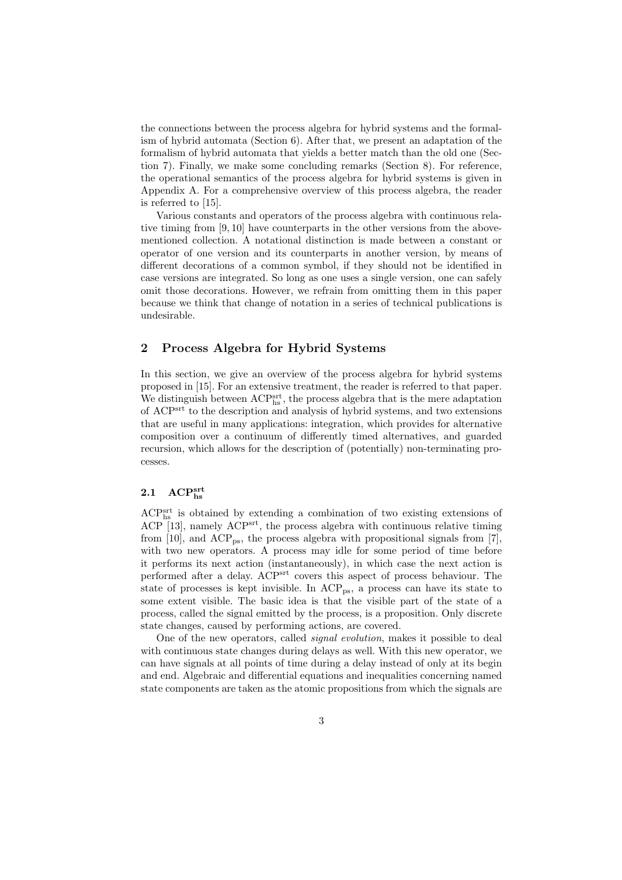the connections between the process algebra for hybrid systems and the formalism of hybrid automata (Section 6). After that, we present an adaptation of the formalism of hybrid automata that yields a better match than the old one (Section 7). Finally, we make some concluding remarks (Section 8). For reference, the operational semantics of the process algebra for hybrid systems is given in Appendix A. For a comprehensive overview of this process algebra, the reader is referred to [15].

Various constants and operators of the process algebra with continuous relative timing from [9, 10] have counterparts in the other versions from the above-mentioned collection. A notational distinction is made between a constant or operator of one version and its counterparts in another version, by means of different decorations of a common symbol, if they should not be identified in case versions are integrated. So long as one uses a single version, one can safely omit those decorations. However, we refrain from omitting them in this paper because we think that change of notation in a series of technical publications is undesirable.

## 2 Process Algebra for Hybrid Systems

In this section, we give an overview of the process algebra for hybrid systems proposed in [15]. For an extensive treatment, the reader is referred to that paper. We distinguish between $\mathrm{ACP}^{\mathrm{srt}}_{\mathrm{hs}}$, the process algebra that is the mere adaptation of $\mathrm{ACP}^{\mathrm{srt}}$ to the description and analysis of hybrid systems, and two extensions that are useful in many applications: integration, which provides for alternative composition over a continuum of differently timed alternatives, and guarded recursion, which allows for the description of (potentially) non-terminating processes.

### 2.1 $\mathbf{ACP}^{\mathbf{srt}}_{\mathbf{hs}}$

$\mathrm{ACP}^{\mathrm{srt}}_{\mathrm{hs}}$ is obtained by extending a combination of two existing extensions of ACP [13], namely $\mathrm{ACP}^{\mathrm{srt}}$, the process algebra with continuous relative timing from [10], and $\mathrm{ACP}_{\mathrm{ps}}$, the process algebra with propositional signals from [7], with two new operators. A process may idle for some period of time before it performs its next action (instantaneously), in which case the next action is performed after a delay. $\mathrm{ACP}^{\mathrm{srt}}$ covers this aspect of process behaviour. The state of processes is kept invisible. In $\mathrm{ACP}_{\mathrm{ps}}$, a process can have its state to some extent visible. The basic idea is that the visible part of the state of a process, called the signal emitted by the process, is a proposition. Only discrete state changes, caused by performing actions, are covered.

One of the new operators, called *signal evolution*, makes it possible to deal with continuous state changes during delays as well. With this new operator, we can have signals at all points of time during a delay instead of only at its begin and end. Algebraic and differential equations and inequalities concerning named state components are taken as the atomic propositions from which the signals are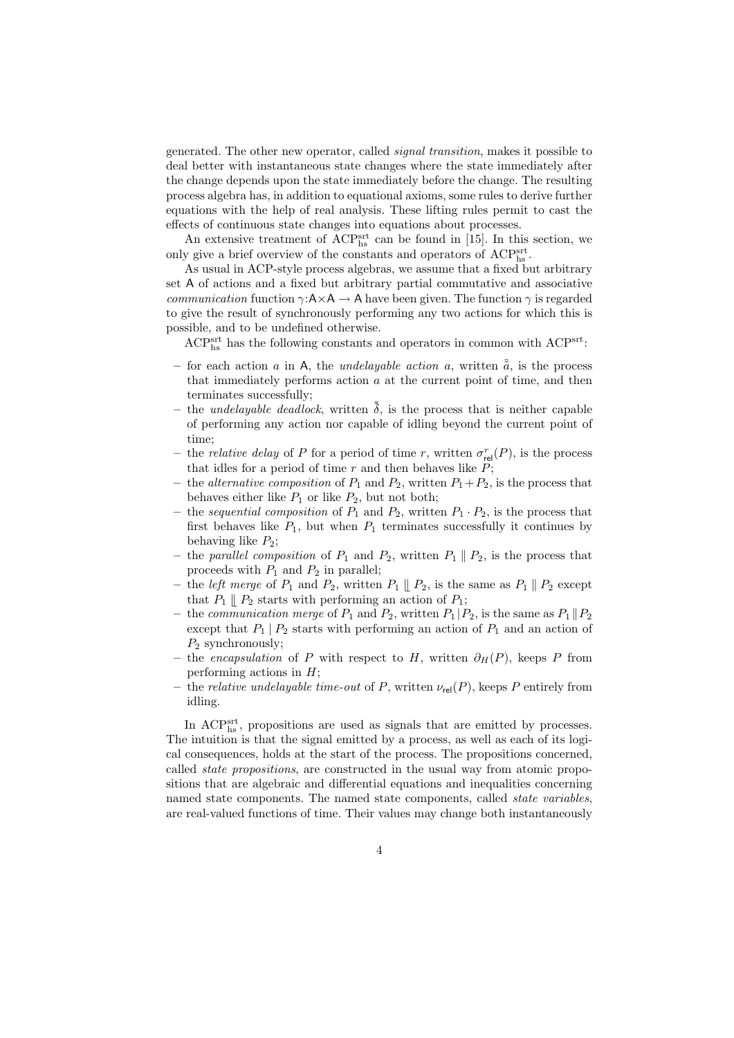generated. The other new operator, called *signal transition*, makes it possible to deal better with instantaneous state changes where the state immediately after the change depends upon the state immediately before the change. The resulting process algebra has, in addition to equational axioms, some rules to derive further equations with the help of real analysis. These lifting rules permit to cast the effects of continuous state changes into equations about processes.

An extensive treatment of $\mathrm{ACP}^{\mathrm{srt}}_{\mathrm{hs}}$ can be found in [15]. In this section, we only give a brief overview of the constants and operators of $\mathrm{ACP}^{\mathrm{srt}}_{\mathrm{hs}}$.

As usual in ACP-style process algebras, we assume that a fixed but arbitrary set $\mathsf{A}$ of actions and a fixed but arbitrary partial commutative and associative *communication* function $\gamma{:}\mathsf{A}\times\mathsf{A} \to \mathsf{A}$ have been given. The function $\gamma$ is regarded to give the result of synchronously performing any two actions for which this is possible, and to be undefined otherwise.

$\mathrm{ACP}^{\mathrm{srt}}_{\mathrm{hs}}$ has the following constants and operators in common with $\mathrm{ACP}^{\mathrm{srt}}$:

- for each action $a$ in $\mathsf{A}$, the *undelayable action* $a$, written $\tilde{\tilde{a}}$, is the process that immediately performs action $a$ at the current point of time, and then terminates successfully;
- the *undelayable deadlock*, written $\tilde{\tilde{\delta}}$, is the process that is neither capable of performing any action nor capable of idling beyond the current point of time;
- the *relative delay* of $P$ for a period of time $r$, written $\sigma^{r}_{\mathsf{rel}}(P)$, is the process that idles for a period of time $r$ and then behaves like $P$;
- the *alternative composition* of $P_1$ and $P_2$, written $P_1 + P_2$, is the process that behaves either like $P_1$ or like $P_2$, but not both;
- the *sequential composition* of $P_1$ and $P_2$, written $P_1 \cdot P_2$, is the process that first behaves like $P_1$, but when $P_1$ terminates successfully it continues by behaving like $P_2$;
- the *parallel composition* of $P_1$ and $P_2$, written $P_1 \parallel P_2$, is the process that proceeds with $P_1$ and $P_2$ in parallel;
- the *left merge* of $P_1$ and $P_2$, written $P_1 \mathbin{\|\!\_} P_2$, is the same as $P_1 \parallel P_2$ except that $P_1 \mathbin{\|\!\_} P_2$ starts with performing an action of $P_1$;
- the *communication merge* of $P_1$ and $P_2$, written $P_1 \mid P_2$, is the same as $P_1 \parallel P_2$ except that $P_1 \mid P_2$ starts with performing an action of $P_1$ and an action of $P_2$ synchronously;
- the *encapsulation* of $P$ with respect to $H$, written $\partial_H(P)$, keeps $P$ from performing actions in $H$;
- the *relative undelayable time-out* of $P$, written $\nu_{\mathsf{rel}}(P)$, keeps $P$ entirely from idling.

In $\mathrm{ACP}^{\mathrm{srt}}_{\mathrm{hs}}$, propositions are used as signals that are emitted by processes. The intuition is that the signal emitted by a process, as well as each of its logical consequences, holds at the start of the process. The propositions concerned, called *state propositions*, are constructed in the usual way from atomic propositions that are algebraic and differential equations and inequalities concerning named state components. The named state components, called *state variables*, are real-valued functions of time. Their values may change both instantaneously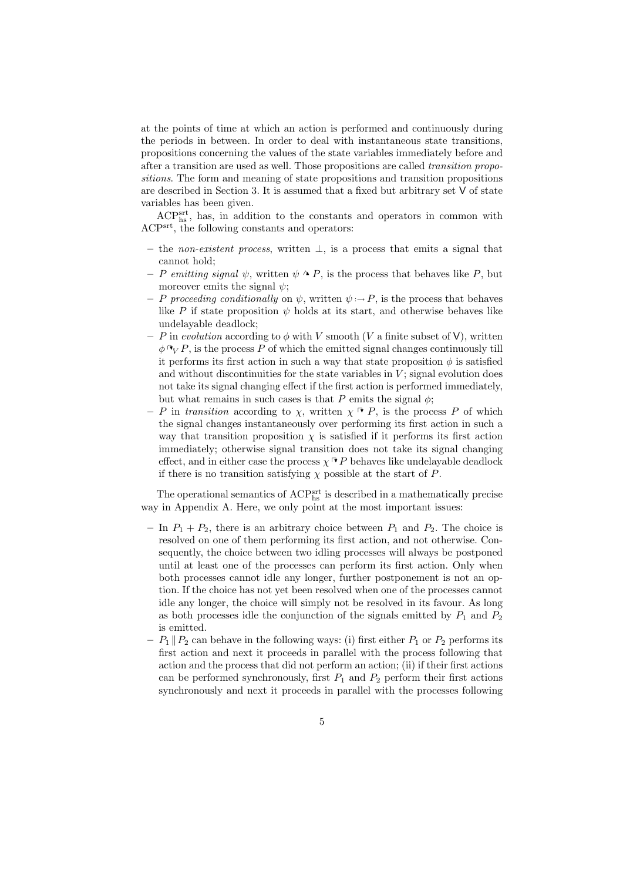at the points of time at which an action is performed and continuously during the periods in between. In order to deal with instantaneous state transitions, propositions concerning the values of the state variables immediately before and after a transition are used as well. Those propositions are called *transition propositions*. The form and meaning of state propositions and transition propositions are described in Section 3. It is assumed that a fixed but arbitrary set $\mathsf{V}$ of state variables has been given.

$\mathrm{ACP}^{\mathrm{srt}}_{\mathrm{hs}}$, has, in addition to the constants and operators in common with $\mathrm{ACP}^{\mathrm{srt}}$, the following constants and operators:

- the *non-existent process*, written $\bot$, is a process that emits a signal that cannot hold;
- $P$ *emitting signal* $\psi$, written $\psi \curvearrowright P$, is the process that behaves like $P$, but moreover emits the signal $\psi$;
- $P$ *proceeding conditionally* on $\psi$, written $\psi :\rightarrow P$, is the process that behaves like $P$ if state proposition $\psi$ holds at its start, and otherwise behaves like undelayable deadlock;
- $P$ in *evolution* according to $\phi$ with $V$ smooth ($V$ a finite subset of $\mathsf{V}$), written $\phi \,\urcorner_V\, P$, is the process $P$ of which the emitted signal changes continuously till it performs its first action in such a way that state proposition $\phi$ is satisfied and without discontinuities for the state variables in $V$; signal evolution does not take its signal changing effect if the first action is performed immediately, but what remains in such cases is that $P$ emits the signal $\phi$;
- $P$ in *transition* according to $\chi$, written $\chi \urcorner P$, is the process $P$ of which the signal changes instantaneously over performing its first action in such a way that transition proposition $\chi$ is satisfied if it performs its first action immediately; otherwise signal transition does not take its signal changing effect, and in either case the process $\chi \urcorner P$ behaves like undelayable deadlock if there is no transition satisfying $\chi$ possible at the start of $P$.

The operational semantics of $\mathrm{ACP}^{\mathrm{srt}}_{\mathrm{hs}}$ is described in a mathematically precise way in Appendix A. Here, we only point at the most important issues:

- In $P_1 + P_2$, there is an arbitrary choice between $P_1$ and $P_2$. The choice is resolved on one of them performing its first action, and not otherwise. Consequently, the choice between two idling processes will always be postponed until at least one of the processes can perform its first action. Only when both processes cannot idle any longer, further postponement is not an option. If the choice has not yet been resolved when one of the processes cannot idle any longer, the choice will simply not be resolved in its favour. As long as both processes idle the conjunction of the signals emitted by $P_1$ and $P_2$ is emitted.
- $P_1 \parallel P_2$ can behave in the following ways: (i) first either $P_1$ or $P_2$ performs its first action and next it proceeds in parallel with the process following that action and the process that did not perform an action; (ii) if their first actions can be performed synchronously, first $P_1$ and $P_2$ perform their first actions synchronously and next it proceeds in parallel with the processes following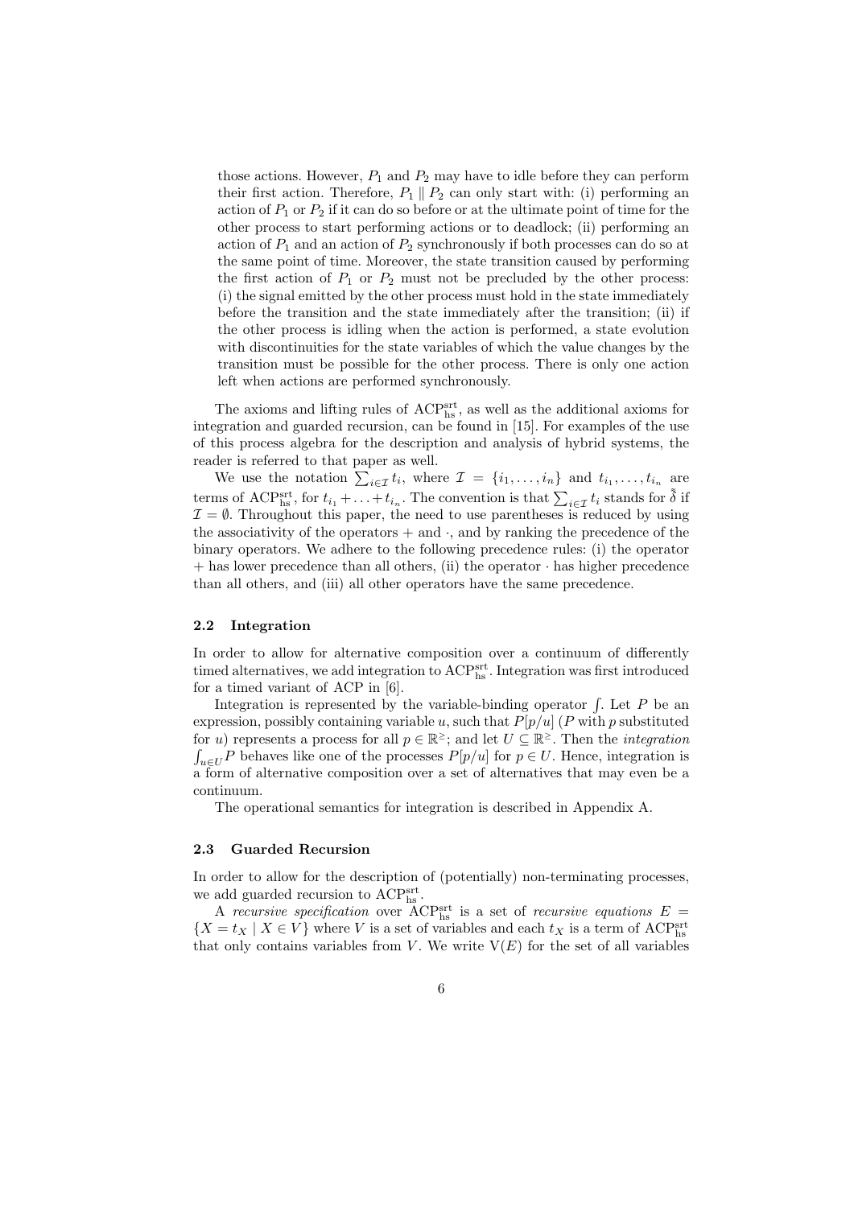those actions. However, $P_1$ and $P_2$ may have to idle before they can perform their first action. Therefore, $P_1 \parallel P_2$ can only start with: (i) performing an action of $P_1$ or $P_2$ if it can do so before or at the ultimate point of time for the other process to start performing actions or to deadlock; (ii) performing an action of $P_1$ and an action of $P_2$ synchronously if both processes can do so at the same point of time. Moreover, the state transition caused by performing the first action of $P_1$ or $P_2$ must not be precluded by the other process: (i) the signal emitted by the other process must hold in the state immediately before the transition and the state immediately after the transition; (ii) if the other process is idling when the action is performed, a state evolution with discontinuities for the state variables of which the value changes by the transition must be possible for the other process. There is only one action left when actions are performed synchronously.

The axioms and lifting rules of $\mathrm{ACP}^{\mathrm{srt}}_{\mathrm{hs}}$, as well as the additional axioms for integration and guarded recursion, can be found in [15]. For examples of the use of this process algebra for the description and analysis of hybrid systems, the reader is referred to that paper as well.

We use the notation $\sum_{i \in \mathcal{I}} t_i$, where $\mathcal{I} = \{i_1, \ldots, i_n\}$ and $t_{i_1}, \ldots, t_{i_n}$ are terms of $\mathrm{ACP}^{\mathrm{srt}}_{\mathrm{hs}}$, for $t_{i_1} + \ldots + t_{i_n}$. The convention is that $\sum_{i \in \mathcal{I}} t_i$ stands for $\tilde{\tilde{\delta}}$ if $\mathcal{I} = \emptyset$. Throughout this paper, the need to use parentheses is reduced by using the associativity of the operators $+$ and $\cdot$, and by ranking the precedence of the binary operators. We adhere to the following precedence rules: (i) the operator $+$ has lower precedence than all others, (ii) the operator $\cdot$ has higher precedence than all others, and (iii) all other operators have the same precedence.

### 2.2 Integration

In order to allow for alternative composition over a continuum of differently timed alternatives, we add integration to $\mathrm{ACP}^{\mathrm{srt}}_{\mathrm{hs}}$. Integration was first introduced for a timed variant of ACP in [6].

Integration is represented by the variable-binding operator $\int$. Let $P$ be an expression, possibly containing variable $u$, such that $P[p/u]$ ($P$ with $p$ substituted for $u$) represents a process for all $p \in \mathbb{R}^{\geq}$; and let $U \subseteq \mathbb{R}^{\geq}$. Then the *integration* $\int_{u \in U} P$ behaves like one of the processes $P[p/u]$ for $p \in U$. Hence, integration is a form of alternative composition over a set of alternatives that may even be a continuum.

The operational semantics for integration is described in Appendix A.

### 2.3 Guarded Recursion

In order to allow for the description of (potentially) non-terminating processes, we add guarded recursion to $\mathrm{ACP}^{\mathrm{srt}}_{\mathrm{hs}}$.

A *recursive specification* over $\mathrm{ACP}^{\mathrm{srt}}_{\mathrm{hs}}$ is a set of *recursive equations* $E = \{X = t_X \mid X \in V\}$ where $V$ is a set of variables and each $t_X$ is a term of $\mathrm{ACP}^{\mathrm{srt}}_{\mathrm{hs}}$ that only contains variables from $V$. We write $\mathrm{V}(E)$ for the set of all variables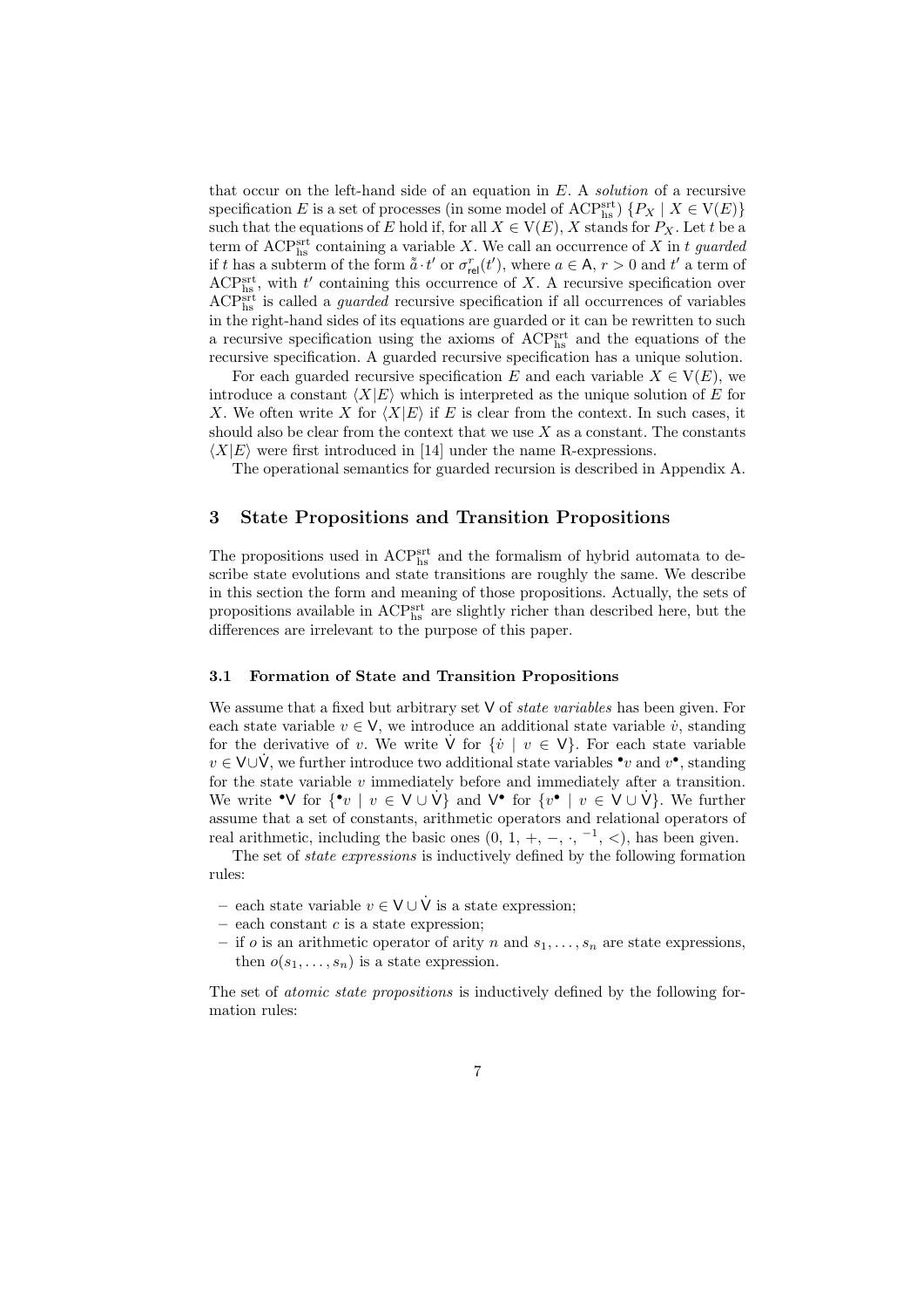that occur on the left-hand side of an equation in $E$. A *solution* of a recursive specification $E$ is a set of processes (in some model of $\mathrm{ACP}^{\mathrm{srt}}_{\mathrm{hs}}$) $\{P_X \mid X \in \mathrm{V}(E)\}$ such that the equations of $E$ hold if, for all $X \in \mathrm{V}(E)$, $X$ stands for $P_X$. Let $t$ be a term of $\mathrm{ACP}^{\mathrm{srt}}_{\mathrm{hs}}$ containing a variable $X$. We call an occurrence of $X$ in $t$ *guarded* if $t$ has a subterm of the form $\tilde{\tilde{a}} \cdot t'$ or $\sigma^{r}_{\mathsf{rel}}(t')$, where $a \in \mathsf{A}$, $r > 0$ and $t'$ a term of $\mathrm{ACP}^{\mathrm{srt}}_{\mathrm{hs}}$, with $t'$ containing this occurrence of $X$. A recursive specification over $\mathrm{ACP}^{\mathrm{srt}}_{\mathrm{hs}}$ is called a *guarded* recursive specification if all occurrences of variables in the right-hand sides of its equations are guarded or it can be rewritten to such a recursive specification using the axioms of $\mathrm{ACP}^{\mathrm{srt}}_{\mathrm{hs}}$ and the equations of the recursive specification. A guarded recursive specification has a unique solution.

For each guarded recursive specification $E$ and each variable $X \in \mathrm{V}(E)$, we introduce a constant $\langle X|E\rangle$ which is interpreted as the unique solution of $E$ for $X$. We often write $X$ for $\langle X|E\rangle$ if $E$ is clear from the context. In such cases, it should also be clear from the context that we use $X$ as a constant. The constants $\langle X|E\rangle$ were first introduced in [14] under the name R-expressions.

The operational semantics for guarded recursion is described in Appendix A.

## 3 State Propositions and Transition Propositions

The propositions used in $\mathrm{ACP}^{\mathrm{srt}}_{\mathrm{hs}}$ and the formalism of hybrid automata to describe state evolutions and state transitions are roughly the same. We describe in this section the form and meaning of those propositions. Actually, the sets of propositions available in $\mathrm{ACP}^{\mathrm{srt}}_{\mathrm{hs}}$ are slightly richer than described here, but the differences are irrelevant to the purpose of this paper.

### 3.1 Formation of State and Transition Propositions

We assume that a fixed but arbitrary set $\mathsf{V}$ of *state variables* has been given. For each state variable $v \in \mathsf{V}$, we introduce an additional state variable $\dot{v}$, standing for the derivative of $v$. We write $\dot{\mathsf{V}}$ for $\{\dot{v} \mid v \in \mathsf{V}\}$. For each state variable $v \in \mathsf{V} \cup \dot{\mathsf{V}}$, we further introduce two additional state variables ${}^{\bullet}v$ and $v^{\bullet}$, standing for the state variable $v$ immediately before and immediately after a transition. We write ${}^{\bullet}\mathsf{V}$ for $\{{}^{\bullet}v \mid v \in \mathsf{V} \cup \dot{\mathsf{V}}\}$ and $\mathsf{V}^{\bullet}$ for $\{v^{\bullet} \mid v \in \mathsf{V} \cup \dot{\mathsf{V}}\}$. We further assume that a set of constants, arithmetic operators and relational operators of real arithmetic, including the basic ones $(0,\, 1,\, +,\, -,\, \cdot,\, {}^{-1},\, <)$, has been given.

The set of *state expressions* is inductively defined by the following formation rules:

- each state variable $v \in \mathsf{V} \cup \dot{\mathsf{V}}$ is a state expression;
- each constant $c$ is a state expression;
- if $o$ is an arithmetic operator of arity $n$ and $s_1, \ldots, s_n$ are state expressions, then $o(s_1, \ldots, s_n)$ is a state expression.

The set of *atomic state propositions* is inductively defined by the following formation rules: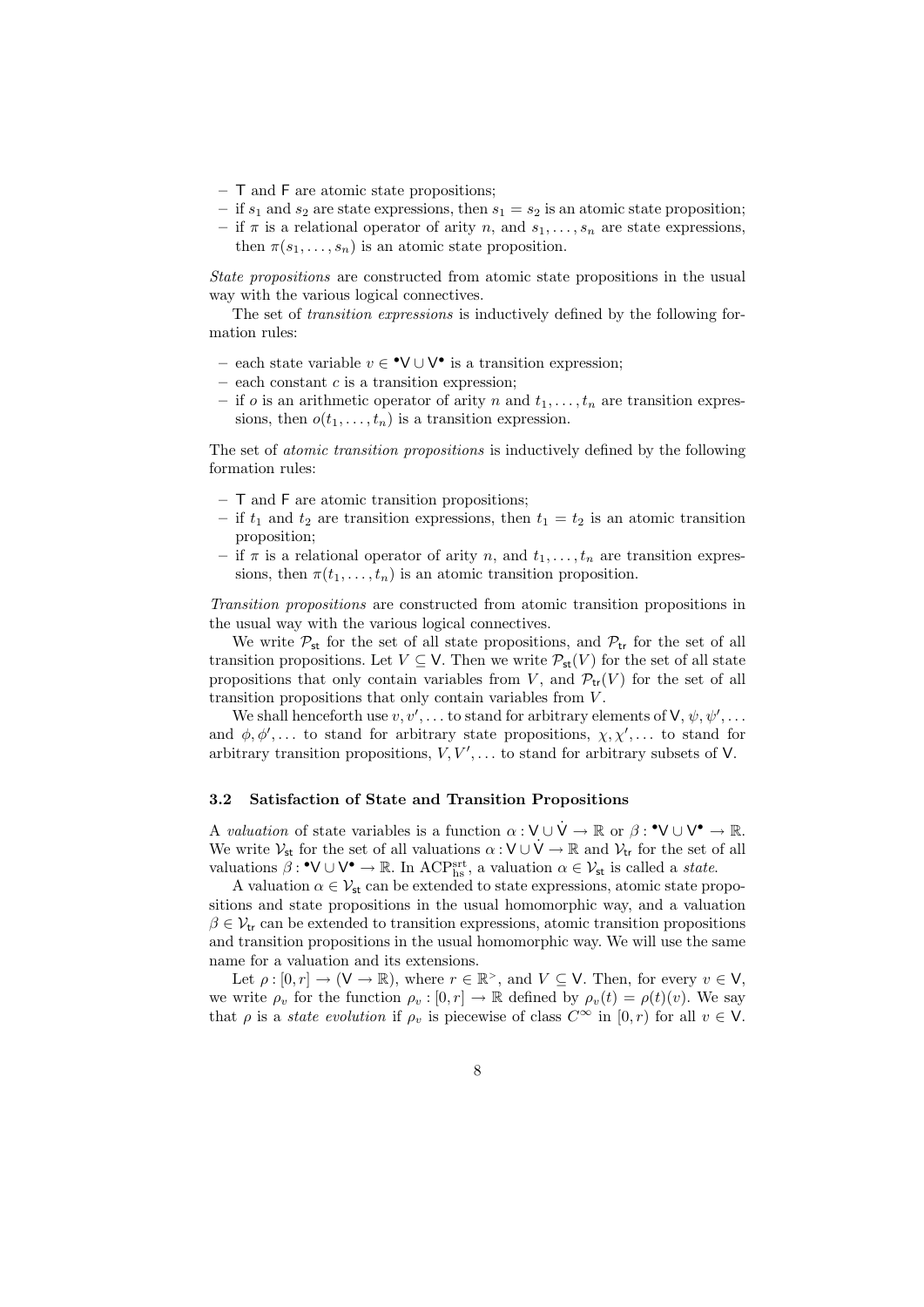- $\mathsf{T}$ and $\mathsf{F}$ are atomic state propositions;
- if $s_1$ and $s_2$ are state expressions, then $s_1 = s_2$ is an atomic state proposition;
- if $\pi$ is a relational operator of arity $n$, and $s_1, \ldots, s_n$ are state expressions, then $\pi(s_1, \ldots, s_n)$ is an atomic state proposition.

*State propositions* are constructed from atomic state propositions in the usual way with the various logical connectives.

The set of *transition expressions* is inductively defined by the following formation rules:

- each state variable $v \in {}^\bullet\mathsf{V} \cup \mathsf{V}^\bullet$ is a transition expression;
- each constant $c$ is a transition expression;
- if $o$ is an arithmetic operator of arity $n$ and $t_1, \ldots, t_n$ are transition expressions, then $o(t_1, \ldots, t_n)$ is a transition expression.

The set of *atomic transition propositions* is inductively defined by the following formation rules:

- $\mathsf{T}$ and $\mathsf{F}$ are atomic transition propositions;
- if $t_1$ and $t_2$ are transition expressions, then $t_1 = t_2$ is an atomic transition proposition;
- if $\pi$ is a relational operator of arity $n$, and $t_1, \ldots, t_n$ are transition expressions, then $\pi(t_1, \ldots, t_n)$ is an atomic transition proposition.

*Transition propositions* are constructed from atomic transition propositions in the usual way with the various logical connectives.

We write $\mathcal{P}_{\mathsf{st}}$ for the set of all state propositions, and $\mathcal{P}_{\mathsf{tr}}$ for the set of all transition propositions. Let $V \subseteq \mathsf{V}$. Then we write $\mathcal{P}_{\mathsf{st}}(V)$ for the set of all state propositions that only contain variables from $V$, and $\mathcal{P}_{\mathsf{tr}}(V)$ for the set of all transition propositions that only contain variables from $V$.

We shall henceforth use $v, v', \ldots$ to stand for arbitrary elements of $\mathsf{V}$, $\psi, \psi', \ldots$ and $\phi, \phi', \ldots$ to stand for arbitrary state propositions, $\chi, \chi', \ldots$ to stand for arbitrary transition propositions, $V, V', \ldots$ to stand for arbitrary subsets of $\mathsf{V}$.

### 3.2 Satisfaction of State and Transition Propositions

A *valuation* of state variables is a function $\alpha : \mathsf{V} \cup \dot{\mathsf{V}} \to \mathbb{R}$ or $\beta : {}^\bullet\mathsf{V} \cup \mathsf{V}^\bullet \to \mathbb{R}$. We write $\mathcal{V}_{\mathsf{st}}$ for the set of all valuations $\alpha : \mathsf{V} \cup \dot{\mathsf{V}} \to \mathbb{R}$ and $\mathcal{V}_{\mathsf{tr}}$ for the set of all valuations $\beta : {}^\bullet\mathsf{V} \cup \mathsf{V}^\bullet \to \mathbb{R}$. In $\mathrm{ACP}^{\mathrm{srt}}_{\mathrm{hs}}$, a valuation $\alpha \in \mathcal{V}_{\mathsf{st}}$ is called a *state*.

A valuation $\alpha \in \mathcal{V}_{\mathsf{st}}$ can be extended to state expressions, atomic state propositions and state propositions in the usual homomorphic way, and a valuation $\beta \in \mathcal{V}_{\mathsf{tr}}$ can be extended to transition expressions, atomic transition propositions and transition propositions in the usual homomorphic way. We will use the same name for a valuation and its extensions.

Let $\rho : [0, r] \to (\mathsf{V} \to \mathbb{R})$, where $r \in \mathbb{R}^{>}$, and $V \subseteq \mathsf{V}$. Then, for every $v \in \mathsf{V}$, we write $\rho_v$ for the function $\rho_v : [0, r] \to \mathbb{R}$ defined by $\rho_v(t) = \rho(t)(v)$. We say that $\rho$ is a *state evolution* if $\rho_v$ is piecewise of class $C^\infty$ in $[0, r)$ for all $v \in \mathsf{V}$.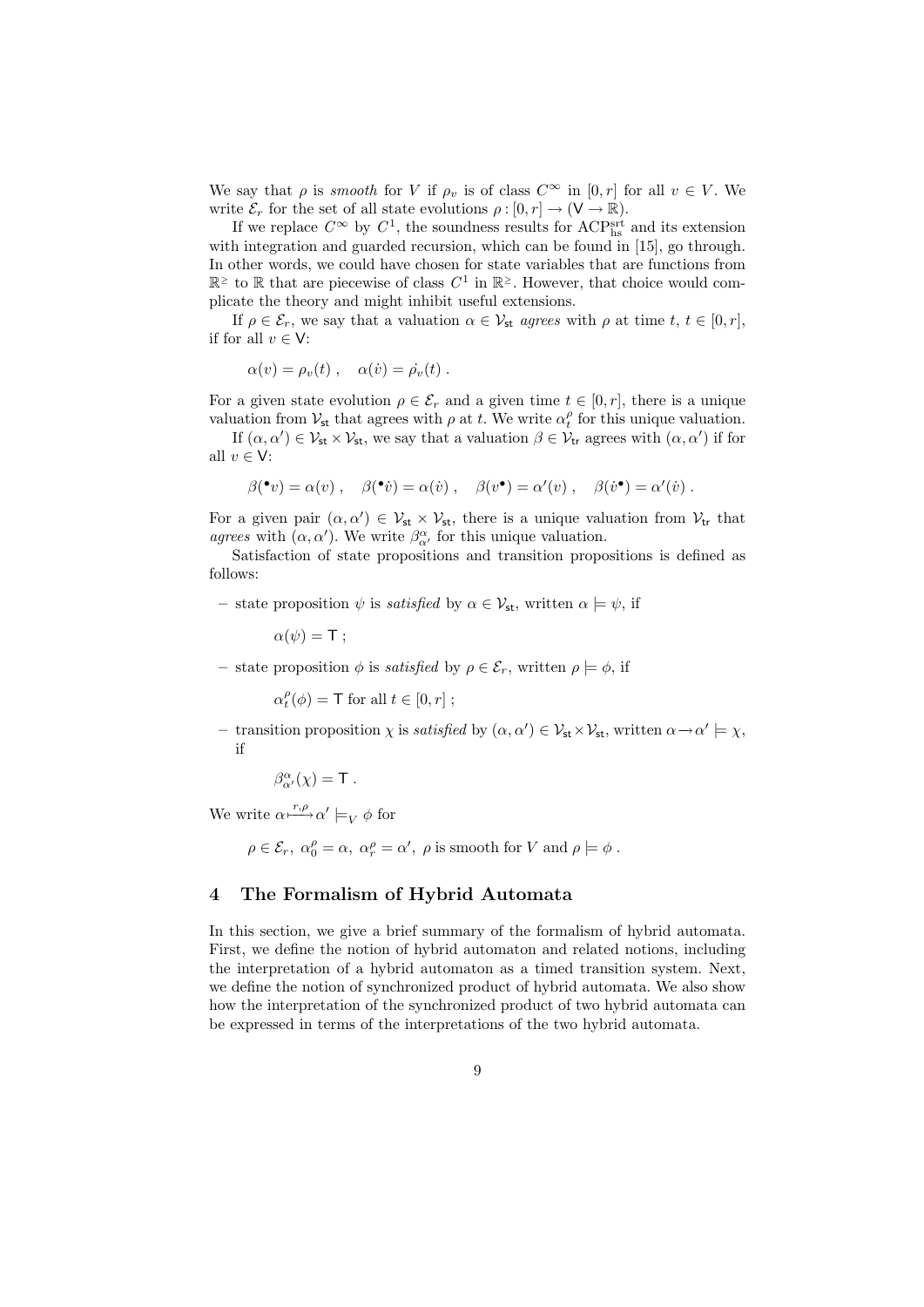We say that $\rho$ is *smooth* for $V$ if $\rho_v$ is of class $C^\infty$ in $[0, r]$ for all $v \in V$. We write $\mathcal{E}_r$ for the set of all state evolutions $\rho : [0, r] \to (\mathsf{V} \to \mathbb{R})$.

If we replace $C^\infty$ by $C^1$, the soundness results for $\mathrm{ACP}^{\mathrm{srt}}_{\mathrm{hs}}$ and its extension with integration and guarded recursion, which can be found in [15], go through. In other words, we could have chosen for state variables that are functions from $\mathbb{R}^{\geq}$ to $\mathbb{R}$ that are piecewise of class $C^1$ in $\mathbb{R}^{\geq}$. However, that choice would complicate the theory and might inhibit useful extensions.

If $\rho \in \mathcal{E}_r$, we say that a valuation $\alpha \in \mathcal{V}_{\mathsf{st}}$ *agrees* with $\rho$ at time $t$, $t \in [0, r]$, if for all $v \in \mathsf{V}$:

$$\alpha(v) = \rho_v(t) , \quad \alpha(\dot{v}) = \dot{\rho_v}(t) .$$

For a given state evolution $\rho \in \mathcal{E}_r$ and a given time $t \in [0, r]$, there is a unique valuation from $\mathcal{V}_{\mathsf{st}}$ that agrees with $\rho$ at $t$. We write $\alpha^\rho_t$ for this unique valuation.

If $(\alpha, \alpha') \in \mathcal{V}_{\mathsf{st}} \times \mathcal{V}_{\mathsf{st}}$, we say that a valuation $\beta \in \mathcal{V}_{\mathsf{tr}}$ agrees with $(\alpha, \alpha')$ if for all $v \in \mathsf{V}$:

$$\beta({}^\bullet v) = \alpha(v) , \quad \beta({}^\bullet \dot{v}) = \alpha(\dot{v}) , \quad \beta(v^\bullet) = \alpha'(v) , \quad \beta(\dot{v}^\bullet) = \alpha'(\dot{v}) .$$

For a given pair $(\alpha, \alpha') \in \mathcal{V}_{\mathsf{st}} \times \mathcal{V}_{\mathsf{st}}$, there is a unique valuation from $\mathcal{V}_{\mathsf{tr}}$ that *agrees* with $(\alpha, \alpha')$. We write $\beta^\alpha_{\alpha'}$ for this unique valuation.

Satisfaction of state propositions and transition propositions is defined as follows:

- state proposition $\psi$ is *satisfied* by $\alpha \in \mathcal{V}_{\mathsf{st}}$, written $\alpha \models \psi$, if

  $\alpha(\psi) = \mathsf{T}$ ;

- state proposition $\phi$ is *satisfied* by $\rho \in \mathcal{E}_r$, written $\rho \models \phi$, if

  $\alpha^\rho_t(\phi) = \mathsf{T}$ for all $t \in [0, r]$ ;

- transition proposition $\chi$ is *satisfied* by $(\alpha, \alpha') \in \mathcal{V}_{\mathsf{st}} \times \mathcal{V}_{\mathsf{st}}$, written $\alpha \to \alpha' \models \chi$, if

  $\beta^\alpha_{\alpha'}(\chi) = \mathsf{T}$ .

We write $\alpha \overset{r,\rho}{\longmapsto} \alpha' \models_V \phi$ for

$$\rho \in \mathcal{E}_r,\ \alpha^\rho_0 = \alpha,\ \alpha^\rho_r = \alpha',\ \rho \text{ is smooth for } V \text{ and } \rho \models \phi .$$

## 4 The Formalism of Hybrid Automata

In this section, we give a brief summary of the formalism of hybrid automata. First, we define the notion of hybrid automaton and related notions, including the interpretation of a hybrid automaton as a timed transition system. Next, we define the notion of synchronized product of hybrid automata. We also show how the interpretation of the synchronized product of two hybrid automata can be expressed in terms of the interpretations of the two hybrid automata.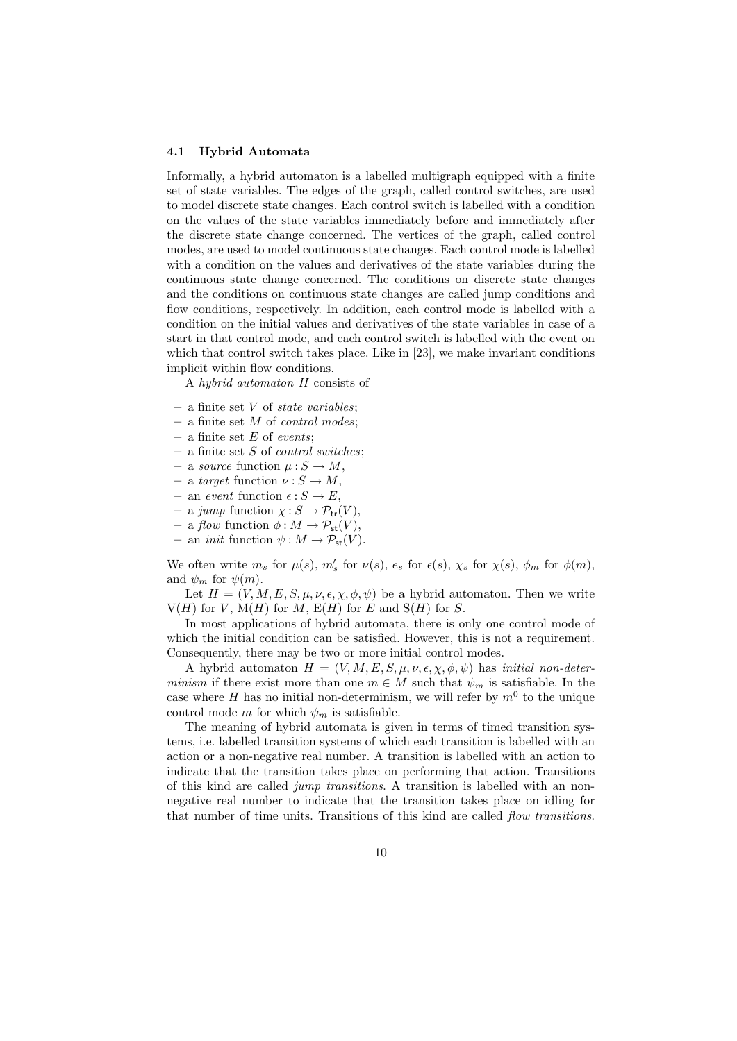### 4.1 Hybrid Automata

Informally, a hybrid automaton is a labelled multigraph equipped with a finite set of state variables. The edges of the graph, called control switches, are used to model discrete state changes. Each control switch is labelled with a condition on the values of the state variables immediately before and immediately after the discrete state change concerned. The vertices of the graph, called control modes, are used to model continuous state changes. Each control mode is labelled with a condition on the values and derivatives of the state variables during the continuous state change concerned. The conditions on discrete state changes and the conditions on continuous state changes are called jump conditions and flow conditions, respectively. In addition, each control mode is labelled with a condition on the initial values and derivatives of the state variables in case of a start in that control mode, and each control switch is labelled with the event on which that control switch takes place. Like in [23], we make invariant conditions implicit within flow conditions.

A *hybrid automaton* $H$ consists of

- a finite set $V$ of *state variables*;
- a finite set $M$ of *control modes*;
- a finite set $E$ of *events*;
- a finite set $S$ of *control switches*;
- a *source* function $\mu : S \to M$,
- a *target* function $\nu : S \to M$,
- an *event* function $\epsilon : S \to E$,
- a *jump* function $\chi : S \to \mathcal{P}_{\mathsf{tr}}(V)$,
- a *flow* function $\phi : M \to \mathcal{P}_{\mathsf{st}}(V)$,
- an *init* function $\psi : M \to \mathcal{P}_{\mathsf{st}}(V)$.

We often write $m_s$ for $\mu(s)$, $m'_s$ for $\nu(s)$, $e_s$ for $\epsilon(s)$, $\chi_s$ for $\chi(s)$, $\phi_m$ for $\phi(m)$, and $\psi_m$ for $\psi(m)$.

Let $H = (V, M, E, S, \mu, \nu, \epsilon, \chi, \phi, \psi)$ be a hybrid automaton. Then we write $\mathrm{V}(H)$ for $V$, $\mathrm{M}(H)$ for $M$, $\mathrm{E}(H)$ for $E$ and $\mathrm{S}(H)$ for $S$.

In most applications of hybrid automata, there is only one control mode of which the initial condition can be satisfied. However, this is not a requirement. Consequently, there may be two or more initial control modes.

A hybrid automaton $H = (V, M, E, S, \mu, \nu, \epsilon, \chi, \phi, \psi)$ has *initial non-determinism* if there exist more than one $m \in M$ such that $\psi_m$ is satisfiable. In the case where $H$ has no initial non-determinism, we will refer by $m^0$ to the unique control mode $m$ for which $\psi_m$ is satisfiable.

The meaning of hybrid automata is given in terms of timed transition systems, i.e. labelled transition systems of which each transition is labelled with an action or a non-negative real number. A transition is labelled with an action to indicate that the transition takes place on performing that action. Transitions of this kind are called *jump transitions*. A transition is labelled with an non-negative real number to indicate that the transition takes place on idling for that number of time units. Transitions of this kind are called *flow transitions*.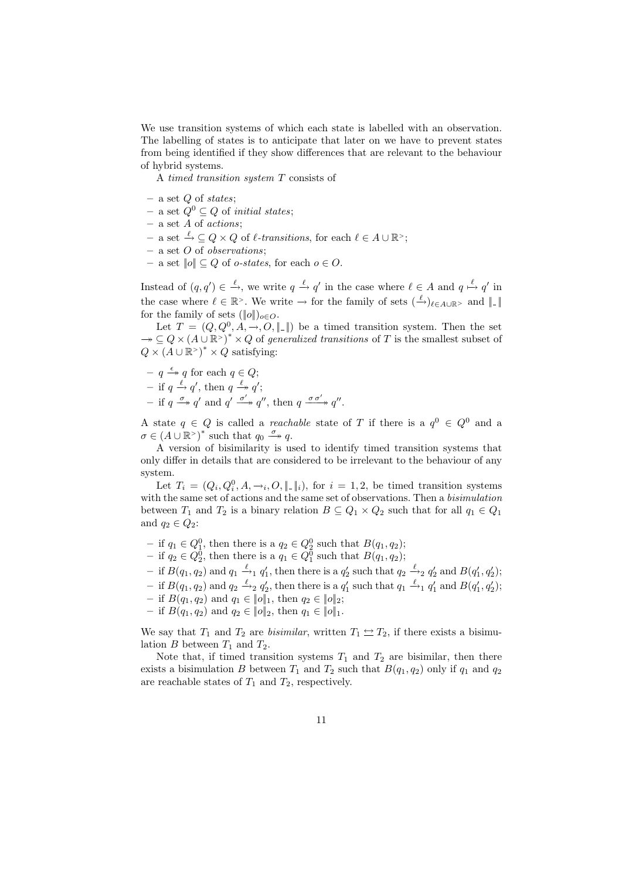We use transition systems of which each state is labelled with an observation. The labelling of states is to anticipate that later on we have to prevent states from being identified if they show differences that are relevant to the behaviour of hybrid systems.

A *timed transition system* $T$ consists of

- a set $Q$ of *states*;
- a set $Q^0 \subseteq Q$ of *initial states*;
- a set $A$ of *actions*;
- a set $\xrightarrow{\ell} \subseteq Q \times Q$ of *$\ell$-transitions*, for each $\ell \in A \cup \mathbb{R}^{>}$;
- a set $O$ of *observations*;
- a set $\|o\| \subseteq Q$ of *o-states*, for each $o \in O$.

Instead of $(q, q') \in \xrightarrow{\ell}$, we write $q \xrightarrow{\ell} q'$ in the case where $\ell \in A$ and $q \overset{\ell}{\longmapsto} q'$ in the case where $\ell \in \mathbb{R}^{>}$. We write $\rightarrow$ for the family of sets $(\xrightarrow{\ell})_{\ell \in A \cup \mathbb{R}^{>}}$ and $\|\_\|$ for the family of sets $(\|o\|)_{o \in O}$.

Let $T = (Q, Q^0, A, \rightarrow, O, \|\_\|)$ be a timed transition system. Then the set $\twoheadrightarrow \subseteq Q \times (A \cup \mathbb{R}^{>})^* \times Q$ of *generalized transitions* of $T$ is the smallest subset of $Q \times (A \cup \mathbb{R}^{>})^* \times Q$ satisfying:

- $q \overset{\epsilon}{\twoheadrightarrow} q$ for each $q \in Q$;
- if $q \xrightarrow{\ell} q'$, then $q \overset{\ell}{\twoheadrightarrow} q'$;
- if $q \overset{\sigma}{\twoheadrightarrow} q'$ and $q' \overset{\sigma'}{\twoheadrightarrow} q''$, then $q \overset{\sigma\,\sigma'}{\twoheadrightarrow} q''$.

A state $q \in Q$ is called a *reachable* state of $T$ if there is a $q^0 \in Q^0$ and a $\sigma \in (A \cup \mathbb{R}^{>})^*$ such that $q_0 \overset{\sigma}{\twoheadrightarrow} q$.

A version of bisimilarity is used to identify timed transition systems that only differ in details that are considered to be irrelevant to the behaviour of any system.

Let $T_i = (Q_i, Q_i^0, A, \rightarrow_i, O, \|\_\|_i)$, for $i = 1, 2$, be timed transition systems with the same set of actions and the same set of observations. Then a *bisimulation* between $T_1$ and $T_2$ is a binary relation $B \subseteq Q_1 \times Q_2$ such that for all $q_1 \in Q_1$ and $q_2 \in Q_2$:

- if $q_1 \in Q_1^0$, then there is a $q_2 \in Q_2^0$ such that $B(q_1, q_2)$;
- if $q_2 \in Q_2^0$, then there is a $q_1 \in Q_1^0$ such that $B(q_1, q_2)$;
- if $B(q_1, q_2)$ and $q_1 \xrightarrow{\ell}_1 q_1'$, then there is a $q_2'$ such that $q_2 \xrightarrow{\ell}_2 q_2'$ and $B(q_1', q_2')$;
- if $B(q_1, q_2)$ and $q_2 \xrightarrow{\ell}_2 q_2'$, then there is a $q_1'$ such that $q_1 \xrightarrow{\ell}_1 q_1'$ and $B(q_1', q_2')$;
- if $B(q_1, q_2)$ and $q_1 \in \|o\|_1$, then $q_2 \in \|o\|_2$;
- if $B(q_1, q_2)$ and $q_2 \in \|o\|_2$, then $q_1 \in \|o\|_1$.

We say that $T_1$ and $T_2$ are *bisimilar*, written $T_1 \leftrightarroweq T_2$, if there exists a bisimulation $B$ between $T_1$ and $T_2$.

Note that, if timed transition systems $T_1$ and $T_2$ are bisimilar, then there exists a bisimulation $B$ between $T_1$ and $T_2$ such that $B(q_1, q_2)$ only if $q_1$ and $q_2$ are reachable states of $T_1$ and $T_2$, respectively.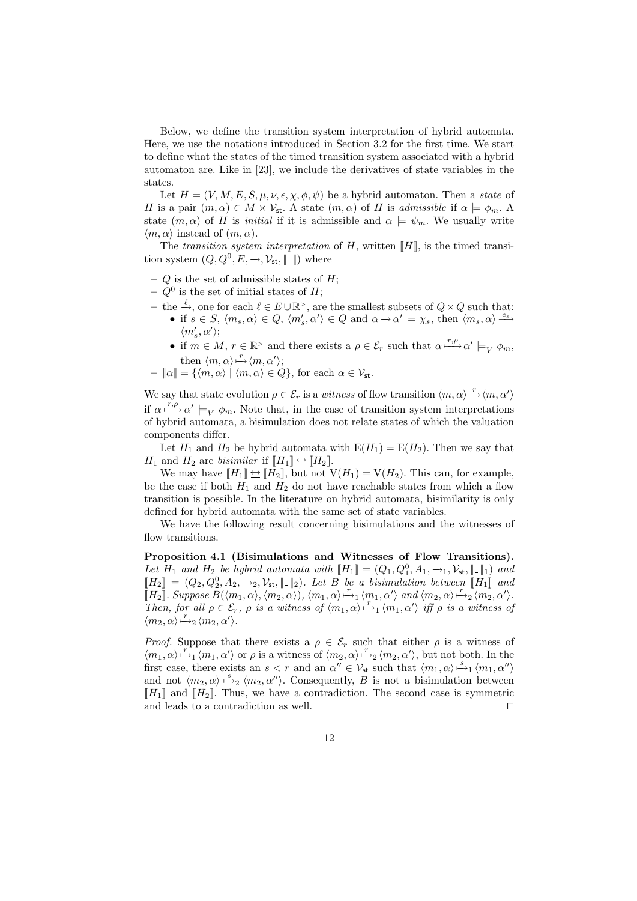Below, we define the transition system interpretation of hybrid automata. Here, we use the notations introduced in Section 3.2 for the first time. We start to define what the states of the timed transition system associated with a hybrid automaton are. Like in [23], we include the derivatives of state variables in the states.

Let $H = (V, M, E, S, \mu, \nu, \epsilon, \chi, \phi, \psi)$ be a hybrid automaton. Then a *state* of $H$ is a pair $(m, \alpha) \in M \times \mathcal{V}_{\mathsf{st}}$. A state $(m, \alpha)$ of $H$ is *admissible* if $\alpha \models \phi_m$. A state $(m, \alpha)$ of $H$ is *initial* if it is admissible and $\alpha \models \psi_m$. We usually write $\langle m, \alpha \rangle$ instead of $(m, \alpha)$.

The *transition system interpretation* of $H$, written $[\![H]\!]$, is the timed transition system $(Q, Q^0, E, \rightarrow, \mathcal{V}_{\mathsf{st}}, \|\_\|)$ where

- $Q$ is the set of admissible states of $H$;
- $Q^0$ is the set of initial states of $H$;
- the $\xrightarrow{\ell}$, one for each $\ell \in E \cup \mathbb{R}^{>}$, are the smallest subsets of $Q \times Q$ such that:
  - if $s \in S$, $\langle m_s, \alpha \rangle \in Q$, $\langle m'_s, \alpha' \rangle \in Q$ and $\alpha \rightarrow \alpha' \models \chi_s$, then $\langle m_s, \alpha \rangle \xrightarrow{e_s} \langle m'_s, \alpha' \rangle$;
  - if $m \in M$, $r \in \mathbb{R}^{>}$ and there exists a $\rho \in \mathcal{E}_r$ such that $\alpha \xmapsto{r,\rho} \alpha' \models_V \phi_m$, then $\langle m, \alpha \rangle \xmapsto{r} \langle m, \alpha' \rangle$;
- $\|\alpha\| = \{\langle m, \alpha \rangle \mid \langle m, \alpha \rangle \in Q\}$, for each $\alpha \in \mathcal{V}_{\mathsf{st}}$.

We say that state evolution $\rho \in \mathcal{E}_r$ is a *witness* of flow transition $\langle m, \alpha \rangle \xmapsto{r} \langle m, \alpha' \rangle$ if $\alpha \xmapsto{r,\rho} \alpha' \models_V \phi_m$. Note that, in the case of transition system interpretations of hybrid automata, a bisimulation does not relate states of which the valuation components differ.

Let $H_1$ and $H_2$ be hybrid automata with $\mathrm{E}(H_1) = \mathrm{E}(H_2)$. Then we say that $H_1$ and $H_2$ are *bisimilar* if $[\![H_1]\!] \leftrightarroweq [\![H_2]\!]$.

We may have $[\![H_1]\!] \leftrightarroweq [\![H_2]\!]$, but not $\mathrm{V}(H_1) = \mathrm{V}(H_2)$. This can, for example, be the case if both $H_1$ and $H_2$ do not have reachable states from which a flow transition is possible. In the literature on hybrid automata, bisimilarity is only defined for hybrid automata with the same set of state variables.

We have the following result concerning bisimulations and the witnesses of flow transitions.

**Proposition 4.1 (Bisimulations and Witnesses of Flow Transitions).** *Let $H_1$ and $H_2$ be hybrid automata with $[\![H_1]\!] = (Q_1, Q_1^0, A_1, \rightarrow_1, \mathcal{V}_{\mathsf{st}}, \|\_\|_1)$ and $[\![H_2]\!] = (Q_2, Q_2^0, A_2, \rightarrow_2, \mathcal{V}_{\mathsf{st}}, \|\_\|_2)$. Let $B$ be a bisimulation between $[\![H_1]\!]$ and $[\![H_2]\!]$. Suppose $B(\langle m_1, \alpha \rangle, \langle m_2, \alpha \rangle)$, $\langle m_1, \alpha \rangle \xmapsto{r}_1 \langle m_1, \alpha' \rangle$ and $\langle m_2, \alpha \rangle \xmapsto{r}_2 \langle m_2, \alpha' \rangle$. Then, for all $\rho \in \mathcal{E}_r$, $\rho$ is a witness of $\langle m_1, \alpha \rangle \xmapsto{r}_1 \langle m_1, \alpha' \rangle$ iff $\rho$ is a witness of $\langle m_2, \alpha \rangle \xmapsto{r}_2 \langle m_2, \alpha' \rangle$.*

*Proof.* Suppose that there exists a $\rho \in \mathcal{E}_r$ such that either $\rho$ is a witness of $\langle m_1, \alpha \rangle \xmapsto{r}_1 \langle m_1, \alpha' \rangle$ or $\rho$ is a witness of $\langle m_2, \alpha \rangle \xmapsto{r}_2 \langle m_2, \alpha' \rangle$, but not both. In the first case, there exists an $s < r$ and an $\alpha'' \in \mathcal{V}_{\mathsf{st}}$ such that $\langle m_1, \alpha \rangle \xmapsto{s}_1 \langle m_1, \alpha'' \rangle$ and not $\langle m_2, \alpha \rangle \xmapsto{s}_2 \langle m_2, \alpha'' \rangle$. Consequently, $B$ is not a bisimulation between $[\![H_1]\!]$ and $[\![H_2]\!]$. Thus, we have a contradiction. The second case is symmetric and leads to a contradiction as well. $\square$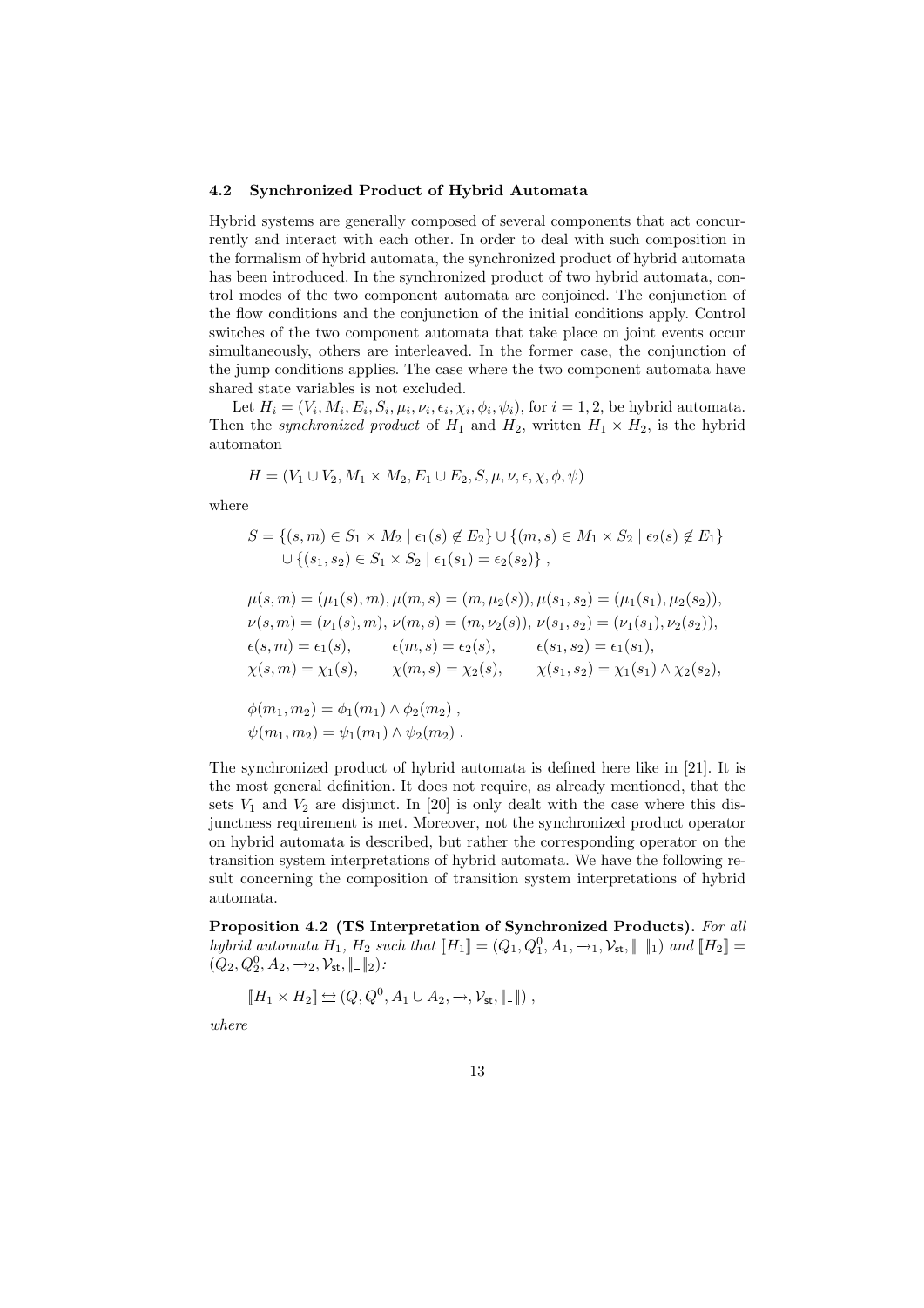### 4.2 Synchronized Product of Hybrid Automata

Hybrid systems are generally composed of several components that act concurrently and interact with each other. In order to deal with such composition in the formalism of hybrid automata, the synchronized product of hybrid automata has been introduced. In the synchronized product of two hybrid automata, control modes of the two component automata are conjoined. The conjunction of the flow conditions and the conjunction of the initial conditions apply. Control switches of the two component automata that take place on joint events occur simultaneously, others are interleaved. In the former case, the conjunction of the jump conditions applies. The case where the two component automata have shared state variables is not excluded.

Let $H_i = (V_i, M_i, E_i, S_i, \mu_i, \nu_i, \epsilon_i, \chi_i, \phi_i, \psi_i)$, for $i = 1, 2$, be hybrid automata. Then the *synchronized product* of $H_1$ and $H_2$, written $H_1 \times H_2$, is the hybrid automaton

$$H = (V_1 \cup V_2, M_1 \times M_2, E_1 \cup E_2, S, \mu, \nu, \epsilon, \chi, \phi, \psi)$$

where

$$\begin{aligned}
S = {} & \{(s, m) \in S_1 \times M_2 \mid \epsilon_1(s) \notin E_2\} \cup \{(m, s) \in M_1 \times S_2 \mid \epsilon_2(s) \notin E_1\} \\
& \cup \{(s_1, s_2) \in S_1 \times S_2 \mid \epsilon_1(s_1) = \epsilon_2(s_2)\}\;,
\end{aligned}$$

$$\begin{aligned}
&\mu(s, m) = (\mu_1(s), m), \mu(m, s) = (m, \mu_2(s)), \mu(s_1, s_2) = (\mu_1(s_1), \mu_2(s_2)), \\
&\nu(s, m) = (\nu_1(s), m),\ \nu(m, s) = (m, \nu_2(s)),\ \nu(s_1, s_2) = (\nu_1(s_1), \nu_2(s_2)), \\
&\epsilon(s, m) = \epsilon_1(s), \qquad \epsilon(m, s) = \epsilon_2(s), \qquad \epsilon(s_1, s_2) = \epsilon_1(s_1), \\
&\chi(s, m) = \chi_1(s), \qquad \chi(m, s) = \chi_2(s), \qquad \chi(s_1, s_2) = \chi_1(s_1) \land \chi_2(s_2),
\end{aligned}$$

$$\begin{aligned}
&\phi(m_1, m_2) = \phi_1(m_1) \land \phi_2(m_2)\;, \\
&\psi(m_1, m_2) = \psi_1(m_1) \land \psi_2(m_2)\;.
\end{aligned}$$

The synchronized product of hybrid automata is defined here like in [21]. It is the most general definition. It does not require, as already mentioned, that the sets $V_1$ and $V_2$ are disjunct. In [20] is only dealt with the case where this disjunctness requirement is met. Moreover, not the synchronized product operator on hybrid automata is described, but rather the corresponding operator on the transition system interpretations of hybrid automata. We have the following result concerning the composition of transition system interpretations of hybrid automata.

**Proposition 4.2 (TS Interpretation of Synchronized Products).** *For all hybrid automata $H_1$, $H_2$ such that $[\![H_1]\!] = (Q_1, Q_1^0, A_1, \rightarrow_1, \mathcal{V}_{\mathsf{st}}, \|\_\|_1)$ and $[\![H_2]\!] = (Q_2, Q_2^0, A_2, \rightarrow_2, \mathcal{V}_{\mathsf{st}}, \|\_\|_2)$:*

$$[\![H_1 \times H_2]\!] \leftrightarrows (Q, Q^0, A_1 \cup A_2, \rightarrow, \mathcal{V}_{\mathsf{st}}, \|\_\|)\;,$$

*where*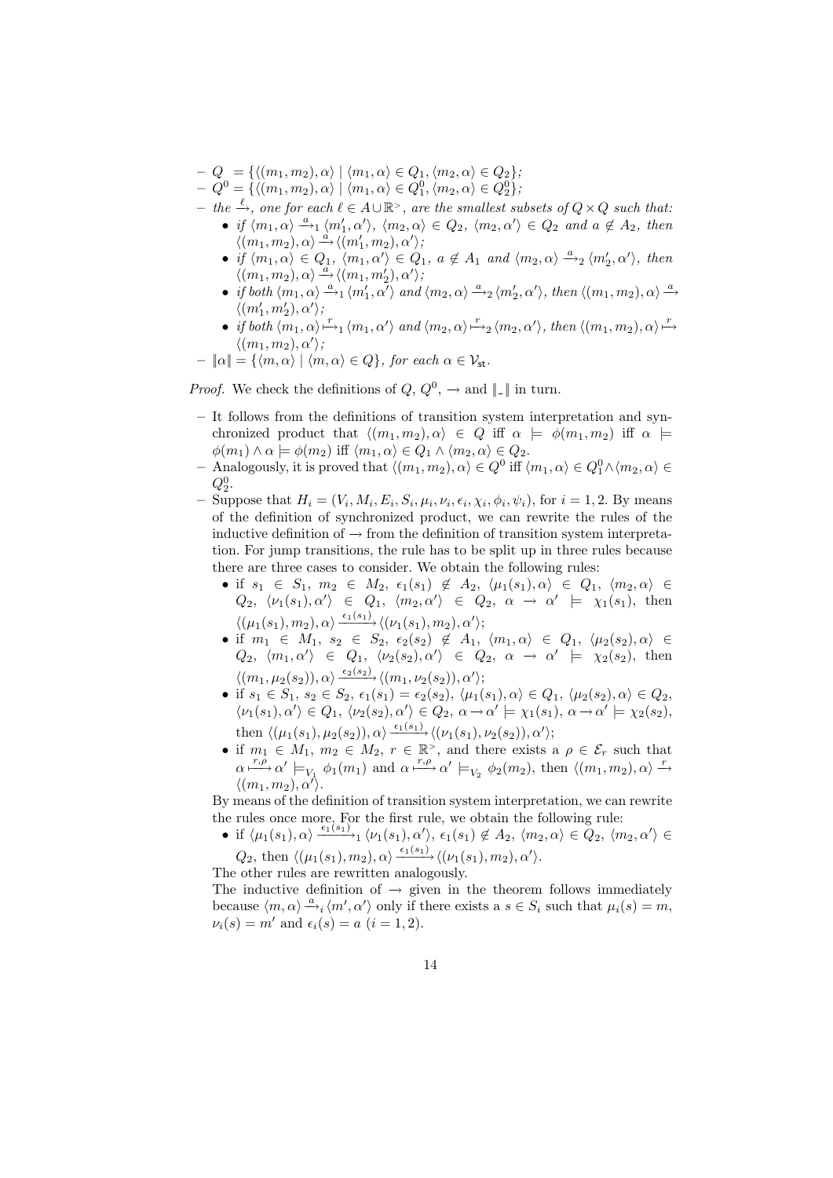– $Q = \{\langle (m_1, m_2), \alpha\rangle \mid \langle m_1, \alpha\rangle \in Q_1, \langle m_2, \alpha\rangle \in Q_2\}$;
– $Q^0 = \{\langle (m_1, m_2), \alpha\rangle \mid \langle m_1, \alpha\rangle \in Q_1^0, \langle m_2, \alpha\rangle \in Q_2^0\}$;
– *the* $\xrightarrow{\ell}$, *one for each* $\ell \in A \cup \mathbb{R}^>$, *are the smallest subsets of* $Q \times Q$ *such that:*
  - *if* $\langle m_1, \alpha\rangle \xrightarrow{a}_1 \langle m_1', \alpha'\rangle$, $\langle m_2, \alpha\rangle \in Q_2$, $\langle m_2, \alpha'\rangle \in Q_2$ *and* $a \notin A_2$, *then* $\langle (m_1, m_2), \alpha\rangle \xrightarrow{a} \langle (m_1', m_2), \alpha'\rangle$;
  - *if* $\langle m_1, \alpha\rangle \in Q_1$, $\langle m_1, \alpha'\rangle \in Q_1$, $a \notin A_1$ *and* $\langle m_2, \alpha\rangle \xrightarrow{a}_2 \langle m_2', \alpha'\rangle$, *then* $\langle (m_1, m_2), \alpha\rangle \xrightarrow{a} \langle (m_1, m_2'), \alpha'\rangle$;
  - *if both* $\langle m_1, \alpha\rangle \xrightarrow{a}_1 \langle m_1', \alpha'\rangle$ *and* $\langle m_2, \alpha\rangle \xrightarrow{a}_2 \langle m_2', \alpha'\rangle$, *then* $\langle (m_1, m_2), \alpha\rangle \xrightarrow{a} \langle (m_1', m_2'), \alpha'\rangle$;
  - *if both* $\langle m_1, \alpha\rangle \overset{r}{\longmapsto}_1 \langle m_1, \alpha'\rangle$ *and* $\langle m_2, \alpha\rangle \overset{r}{\longmapsto}_2 \langle m_2, \alpha'\rangle$, *then* $\langle (m_1, m_2), \alpha\rangle \overset{r}{\longmapsto} \langle (m_1, m_2), \alpha'\rangle$;

– $\|\alpha\| = \{\langle m, \alpha\rangle \mid \langle m, \alpha\rangle \in Q\}$, *for each* $\alpha \in \mathcal{V}_{\mathsf{st}}$.

*Proof.* We check the definitions of $Q$, $Q^0$, $\rightarrow$ and $\|\_\|$ in turn.

– It follows from the definitions of transition system interpretation and synchronized product that $\langle (m_1, m_2), \alpha\rangle \in Q$ iff $\alpha \models \phi(m_1, m_2)$ iff $\alpha \models \phi(m_1) \wedge \alpha \models \phi(m_2)$ iff $\langle m_1, \alpha\rangle \in Q_1 \wedge \langle m_2, \alpha\rangle \in Q_2$.
– Analogously, it is proved that $\langle (m_1, m_2), \alpha\rangle \in Q^0$ iff $\langle m_1, \alpha\rangle \in Q_1^0 \wedge \langle m_2, \alpha\rangle \in Q_2^0$.
– Suppose that $H_i = (V_i, M_i, E_i, S_i, \mu_i, \nu_i, \epsilon_i, \chi_i, \phi_i, \psi_i)$, for $i = 1, 2$. By means of the definition of synchronized product, we can rewrite the rules of the inductive definition of $\rightarrow$ from the definition of transition system interpretation. For jump transitions, the rule has to be split up in three rules because there are three cases to consider. We obtain the following rules:
  - if $s_1 \in S_1$, $m_2 \in M_2$, $\epsilon_1(s_1) \notin A_2$, $\langle \mu_1(s_1), \alpha\rangle \in Q_1$, $\langle m_2, \alpha\rangle \in Q_2$, $\langle \nu_1(s_1), \alpha'\rangle \in Q_1$, $\langle m_2, \alpha'\rangle \in Q_2$, $\alpha \rightarrow \alpha' \models \chi_1(s_1)$, then $\langle (\mu_1(s_1), m_2), \alpha\rangle \xrightarrow{\epsilon_1(s_1)} \langle (\nu_1(s_1), m_2), \alpha'\rangle$;
  - if $m_1 \in M_1$, $s_2 \in S_2$, $\epsilon_2(s_2) \notin A_1$, $\langle m_1, \alpha\rangle \in Q_1$, $\langle \mu_2(s_2), \alpha\rangle \in Q_2$, $\langle m_1, \alpha'\rangle \in Q_1$, $\langle \nu_2(s_2), \alpha'\rangle \in Q_2$, $\alpha \rightarrow \alpha' \models \chi_2(s_2)$, then $\langle (m_1, \mu_2(s_2)), \alpha\rangle \xrightarrow{\epsilon_2(s_2)} \langle (m_1, \nu_2(s_2)), \alpha'\rangle$;
  - if $s_1 \in S_1$, $s_2 \in S_2$, $\epsilon_1(s_1) = \epsilon_2(s_2)$, $\langle \mu_1(s_1), \alpha\rangle \in Q_1$, $\langle \mu_2(s_2), \alpha\rangle \in Q_2$, $\langle \nu_1(s_1), \alpha'\rangle \in Q_1$, $\langle \nu_2(s_2), \alpha'\rangle \in Q_2$, $\alpha \rightarrow \alpha' \models \chi_1(s_1)$, $\alpha \rightarrow \alpha' \models \chi_2(s_2)$, then $\langle (\mu_1(s_1), \mu_2(s_2)), \alpha\rangle \xrightarrow{\epsilon_1(s_1)} \langle (\nu_1(s_1), \nu_2(s_2)), \alpha'\rangle$;
  - if $m_1 \in M_1$, $m_2 \in M_2$, $r \in \mathbb{R}^>$, and there exists a $\rho \in \mathcal{E}_r$ such that $\alpha \overset{r,\rho}{\longmapsto} \alpha' \models_{V_1} \phi_1(m_1)$ and $\alpha \overset{r,\rho}{\longmapsto} \alpha' \models_{V_2} \phi_2(m_2)$, then $\langle (m_1, m_2), \alpha\rangle \xrightarrow{r} \langle (m_1, m_2), \alpha'\rangle$.

  By means of the definition of transition system interpretation, we can rewrite the rules once more. For the first rule, we obtain the following rule:
  - if $\langle \mu_1(s_1), \alpha\rangle \xrightarrow{\epsilon_1(s_1)}_1 \langle \nu_1(s_1), \alpha'\rangle$, $\epsilon_1(s_1) \notin A_2$, $\langle m_2, \alpha\rangle \in Q_2$, $\langle m_2, \alpha'\rangle \in Q_2$, then $\langle (\mu_1(s_1), m_2), \alpha\rangle \xrightarrow{\epsilon_1(s_1)} \langle (\nu_1(s_1), m_2), \alpha'\rangle$.

  The other rules are rewritten analogously.
  The inductive definition of $\rightarrow$ given in the theorem follows immediately because $\langle m, \alpha\rangle \xrightarrow{a}_i \langle m', \alpha'\rangle$ only if there exists a $s \in S_i$ such that $\mu_i(s) = m$, $\nu_i(s) = m'$ and $\epsilon_i(s) = a$ $(i = 1, 2)$.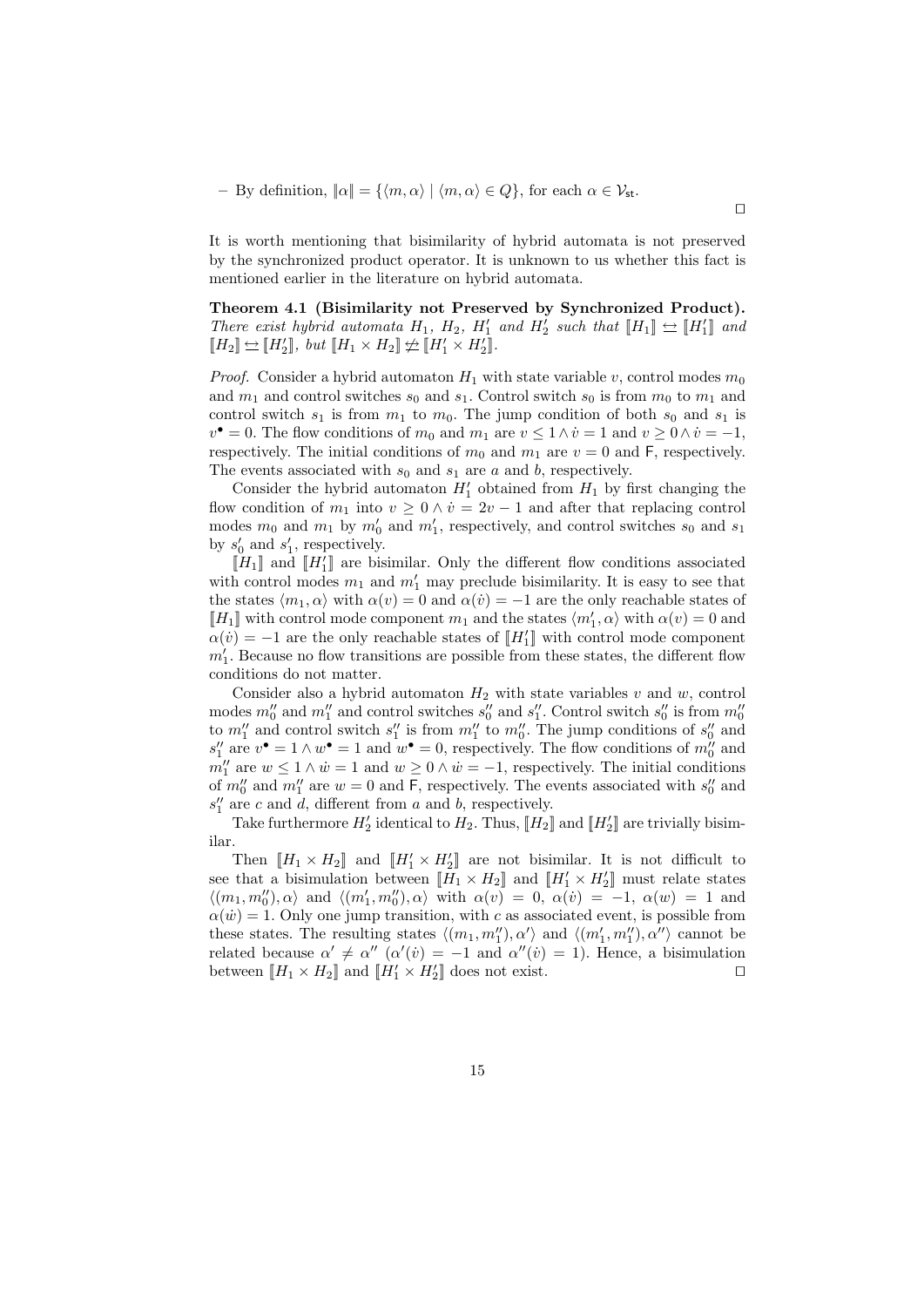– By definition, $\|\alpha\| = \{\langle m, \alpha \rangle \mid \langle m, \alpha \rangle \in Q\}$, for each $\alpha \in \mathcal{V}_{\mathsf{st}}$.

□

It is worth mentioning that bisimilarity of hybrid automata is not preserved by the synchronized product operator. It is unknown to us whether this fact is mentioned earlier in the literature on hybrid automata.

**Theorem 4.1 (Bisimilarity not Preserved by Synchronized Product).** *There exist hybrid automata $H_1$, $H_2$, $H_1'$ and $H_2'$ such that $[\![H_1]\!] \leftrightarrows [\![H_1']\!]$ and $[\![H_2]\!] \leftrightarrows [\![H_2']\!]$, but $[\![H_1 \times H_2]\!] \not\leftrightarrows [\![H_1' \times H_2']\!]$.*

*Proof.* Consider a hybrid automaton $H_1$ with state variable $v$, control modes $m_0$ and $m_1$ and control switches $s_0$ and $s_1$. Control switch $s_0$ is from $m_0$ to $m_1$ and control switch $s_1$ is from $m_1$ to $m_0$. The jump condition of both $s_0$ and $s_1$ is $v^\bullet = 0$. The flow conditions of $m_0$ and $m_1$ are $v \leq 1 \wedge \dot{v} = 1$ and $v \geq 0 \wedge \dot{v} = -1$, respectively. The initial conditions of $m_0$ and $m_1$ are $v = 0$ and $\mathsf{F}$, respectively. The events associated with $s_0$ and $s_1$ are $a$ and $b$, respectively.

Consider the hybrid automaton $H_1'$ obtained from $H_1$ by first changing the flow condition of $m_1$ into $v \geq 0 \wedge \dot{v} = 2v - 1$ and after that replacing control modes $m_0$ and $m_1$ by $m_0'$ and $m_1'$, respectively, and control switches $s_0$ and $s_1$ by $s_0'$ and $s_1'$, respectively.

$[\![H_1]\!]$ and $[\![H_1']\!]$ are bisimilar. Only the different flow conditions associated with control modes $m_1$ and $m_1'$ may preclude bisimilarity. It is easy to see that the states $\langle m_1, \alpha \rangle$ with $\alpha(v) = 0$ and $\alpha(\dot{v}) = -1$ are the only reachable states of $[\![H_1]\!]$ with control mode component $m_1$ and the states $\langle m_1', \alpha \rangle$ with $\alpha(v) = 0$ and $\alpha(\dot{v}) = -1$ are the only reachable states of $[\![H_1']\!]$ with control mode component $m_1'$. Because no flow transitions are possible from these states, the different flow conditions do not matter.

Consider also a hybrid automaton $H_2$ with state variables $v$ and $w$, control modes $m_0''$ and $m_1''$ and control switches $s_0''$ and $s_1''$. Control switch $s_0''$ is from $m_0''$ to $m_1''$ and control switch $s_1''$ is from $m_1''$ to $m_0''$. The jump conditions of $s_0''$ and $s_1''$ are $v^\bullet = 1 \wedge w^\bullet = 1$ and $w^\bullet = 0$, respectively. The flow conditions of $m_0''$ and $m_1''$ are $w \leq 1 \wedge \dot{w} = 1$ and $w \geq 0 \wedge \dot{w} = -1$, respectively. The initial conditions of $m_0''$ and $m_1''$ are $w = 0$ and $\mathsf{F}$, respectively. The events associated with $s_0''$ and $s_1''$ are $c$ and $d$, different from $a$ and $b$, respectively.

Take furthermore $H_2'$ identical to $H_2$. Thus, $[\![H_2]\!]$ and $[\![H_2']\!]$ are trivially bisimilar.

Then $[\![H_1 \times H_2]\!]$ and $[\![H_1' \times H_2']\!]$ are not bisimilar. It is not difficult to see that a bisimulation between $[\![H_1 \times H_2]\!]$ and $[\![H_1' \times H_2']\!]$ must relate states $\langle (m_1, m_0''), \alpha \rangle$ and $\langle (m_1', m_0''), \alpha \rangle$ with $\alpha(v) = 0$, $\alpha(\dot{v}) = -1$, $\alpha(w) = 1$ and $\alpha(\dot{w}) = 1$. Only one jump transition, with $c$ as associated event, is possible from these states. The resulting states $\langle (m_1, m_1''), \alpha' \rangle$ and $\langle (m_1', m_1''), \alpha'' \rangle$ cannot be related because $\alpha' \neq \alpha''$ ($\alpha'(\dot{v}) = -1$ and $\alpha''(\dot{v}) = 1$). Hence, a bisimulation between $[\![H_1 \times H_2]\!]$ and $[\![H_1' \times H_2']\!]$ does not exist. □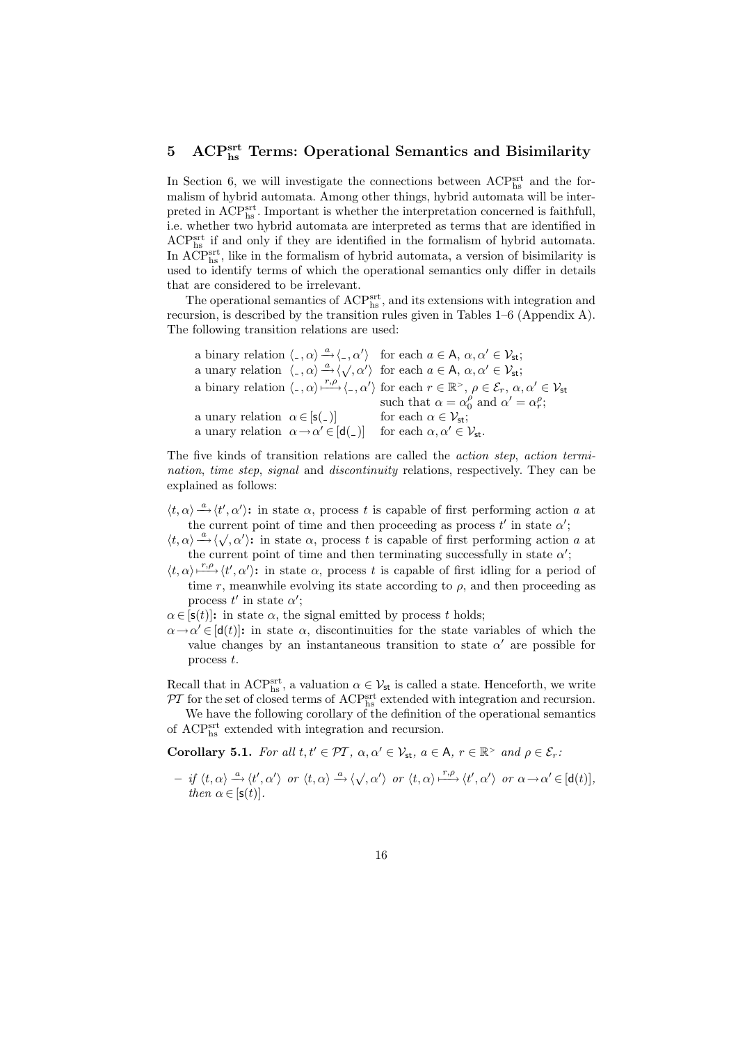## 5 $\mathrm{ACP}^{\mathrm{srt}}_{\mathrm{hs}}$ Terms: Operational Semantics and Bisimilarity

In Section 6, we will investigate the connections between $\mathrm{ACP}^{\mathrm{srt}}_{\mathrm{hs}}$ and the formalism of hybrid automata. Among other things, hybrid automata will be interpreted in $\mathrm{ACP}^{\mathrm{srt}}_{\mathrm{hs}}$. Important is whether the interpretation concerned is faithfull, i.e. whether two hybrid automata are interpreted as terms that are identified in $\mathrm{ACP}^{\mathrm{srt}}_{\mathrm{hs}}$ if and only if they are identified in the formalism of hybrid automata. In $\mathrm{ACP}^{\mathrm{srt}}_{\mathrm{hs}}$, like in the formalism of hybrid automata, a version of bisimilarity is used to identify terms of which the operational semantics only differ in details that are considered to be irrelevant.

The operational semantics of $\mathrm{ACP}^{\mathrm{srt}}_{\mathrm{hs}}$, and its extensions with integration and recursion, is described by the transition rules given in Tables 1–6 (Appendix A). The following transition relations are used:

- a binary relation $\langle \_, \alpha \rangle \xrightarrow{a} \langle \_, \alpha' \rangle$ for each $a \in \mathsf{A}$, $\alpha, \alpha' \in \mathcal{V}_{\mathsf{st}}$;
- a unary relation $\langle \_, \alpha \rangle \xrightarrow{a} \langle \surd, \alpha' \rangle$ for each $a \in \mathsf{A}$, $\alpha, \alpha' \in \mathcal{V}_{\mathsf{st}}$;
- a binary relation $\langle \_, \alpha \rangle \xmapsto{r,\rho} \langle \_, \alpha' \rangle$ for each $r \in \mathbb{R}^{>}$, $\rho \in \mathcal{E}_r$, $\alpha, \alpha' \in \mathcal{V}_{\mathsf{st}}$ such that $\alpha = \alpha^\rho_0$ and $\alpha' = \alpha^\rho_r$;
- a unary relation $\alpha \in [\mathsf{s}(\_)]$ for each $\alpha \in \mathcal{V}_{\mathsf{st}}$;
- a unary relation $\alpha \to \alpha' \in [\mathsf{d}(\_)]$ for each $\alpha, \alpha' \in \mathcal{V}_{\mathsf{st}}$.

The five kinds of transition relations are called the *action step*, *action termination*, *time step*, *signal* and *discontinuity* relations, respectively. They can be explained as follows:

- $\langle t, \alpha \rangle \xrightarrow{a} \langle t', \alpha' \rangle$**:** in state $\alpha$, process $t$ is capable of first performing action $a$ at the current point of time and then proceeding as process $t'$ in state $\alpha'$;
- $\langle t, \alpha \rangle \xrightarrow{a} \langle \surd, \alpha' \rangle$**:** in state $\alpha$, process $t$ is capable of first performing action $a$ at the current point of time and then terminating successfully in state $\alpha'$;
- $\langle t, \alpha \rangle \xmapsto{r,\rho} \langle t', \alpha' \rangle$**:** in state $\alpha$, process $t$ is capable of first idling for a period of time $r$, meanwhile evolving its state according to $\rho$, and then proceeding as process $t'$ in state $\alpha'$;
- $\alpha \in [\mathsf{s}(t)]$**:** in state $\alpha$, the signal emitted by process $t$ holds;
- $\alpha \to \alpha' \in [\mathsf{d}(t)]$**:** in state $\alpha$, discontinuities for the state variables of which the value changes by an instantaneous transition to state $\alpha'$ are possible for process $t$.

Recall that in $\mathrm{ACP}^{\mathrm{srt}}_{\mathrm{hs}}$, a valuation $\alpha \in \mathcal{V}_{\mathsf{st}}$ is called a state. Henceforth, we write $\mathcal{PT}$ for the set of closed terms of $\mathrm{ACP}^{\mathrm{srt}}_{\mathrm{hs}}$ extended with integration and recursion.

We have the following corollary of the definition of the operational semantics of $\mathrm{ACP}^{\mathrm{srt}}_{\mathrm{hs}}$ extended with integration and recursion.

**Corollary 5.1.** *For all $t, t' \in \mathcal{PT}$, $\alpha, \alpha' \in \mathcal{V}_{\mathsf{st}}$, $a \in \mathsf{A}$, $r \in \mathbb{R}^{>}$ and $\rho \in \mathcal{E}_r$:*

- *if $\langle t, \alpha \rangle \xrightarrow{a} \langle t', \alpha' \rangle$ or $\langle t, \alpha \rangle \xrightarrow{a} \langle \surd, \alpha' \rangle$ or $\langle t, \alpha \rangle \xmapsto{r,\rho} \langle t', \alpha' \rangle$ or $\alpha \to \alpha' \in [\mathsf{d}(t)]$, then $\alpha \in [\mathsf{s}(t)]$.*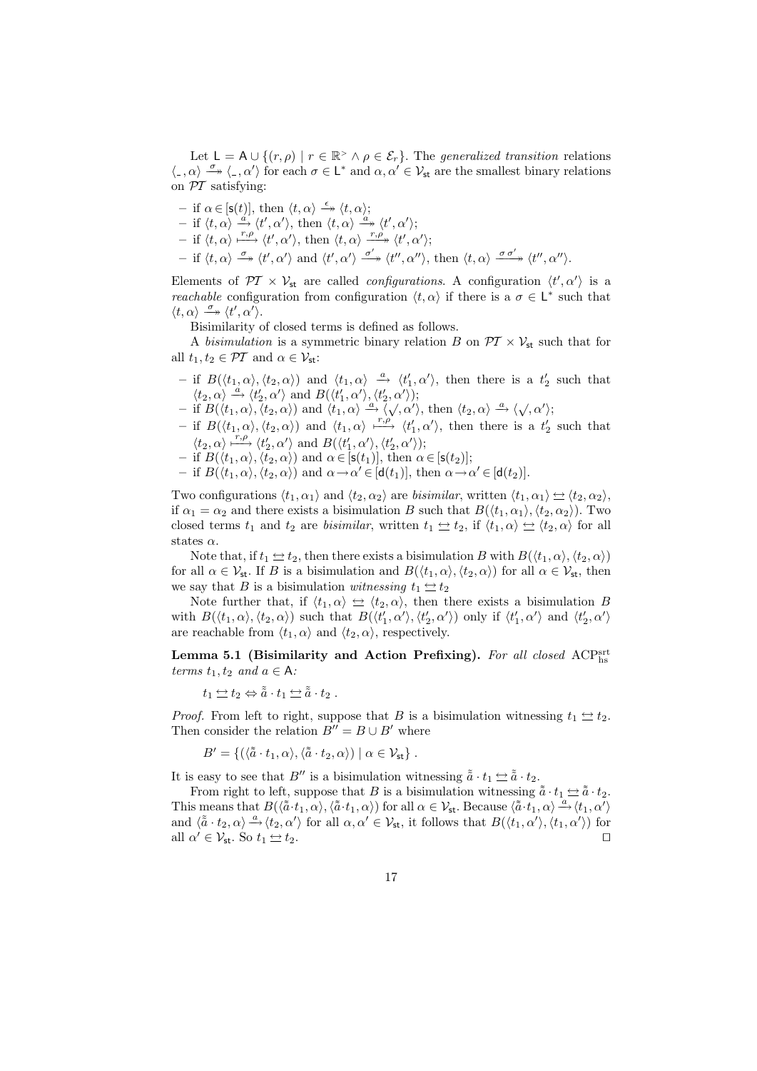Let $\mathsf{L} = \mathsf{A} \cup \{(r, \rho) \mid r \in \mathbb{R}^{>} \wedge \rho \in \mathcal{E}_r\}$. The *generalized transition* relations $\langle \_, \alpha \rangle \xrightarrow{\sigma}\!\!\!\!\rightarrow \langle \_, \alpha' \rangle$ for each $\sigma \in \mathsf{L}^*$ and $\alpha, \alpha' \in \mathcal{V}_{\mathsf{st}}$ are the smallest binary relations on $\mathcal{PT}$ satisfying:

- if $\alpha \in [\mathsf{s}(t)]$, then $\langle t, \alpha \rangle \xrightarrow{\epsilon}\!\!\!\!\rightarrow \langle t, \alpha \rangle$;
- if $\langle t, \alpha \rangle \xrightarrow{a} \langle t', \alpha' \rangle$, then $\langle t, \alpha \rangle \xrightarrow{a}\!\!\!\!\rightarrow \langle t', \alpha' \rangle$;
- if $\langle t, \alpha \rangle \xmapsto{r,\rho} \langle t', \alpha' \rangle$, then $\langle t, \alpha \rangle \xrightarrow{r,\rho}\!\!\!\!\rightarrow \langle t', \alpha' \rangle$;
- if $\langle t, \alpha \rangle \xrightarrow{\sigma}\!\!\!\!\rightarrow \langle t', \alpha' \rangle$ and $\langle t', \alpha' \rangle \xrightarrow{\sigma'}\!\!\!\!\rightarrow \langle t'', \alpha'' \rangle$, then $\langle t, \alpha \rangle \xrightarrow{\sigma\,\sigma'}\!\!\!\!\rightarrow \langle t'', \alpha'' \rangle$.

Elements of $\mathcal{PT} \times \mathcal{V}_{\mathsf{st}}$ are called *configurations*. A configuration $\langle t', \alpha' \rangle$ is a *reachable* configuration from configuration $\langle t, \alpha \rangle$ if there is a $\sigma \in \mathsf{L}^*$ such that $\langle t, \alpha \rangle \xrightarrow{\sigma}\!\!\!\!\rightarrow \langle t', \alpha' \rangle$.

Bisimilarity of closed terms is defined as follows.

A *bisimulation* is a symmetric binary relation $B$ on $\mathcal{PT} \times \mathcal{V}_{\mathsf{st}}$ such that for all $t_1, t_2 \in \mathcal{PT}$ and $\alpha \in \mathcal{V}_{\mathsf{st}}$:

- if $B(\langle t_1, \alpha \rangle, \langle t_2, \alpha \rangle)$ and $\langle t_1, \alpha \rangle \xrightarrow{a} \langle t_1', \alpha' \rangle$, then there is a $t_2'$ such that $\langle t_2, \alpha \rangle \xrightarrow{a} \langle t_2', \alpha' \rangle$ and $B(\langle t_1', \alpha' \rangle, \langle t_2', \alpha' \rangle)$;
- if $B(\langle t_1, \alpha \rangle, \langle t_2, \alpha \rangle)$ and $\langle t_1, \alpha \rangle \xrightarrow{a} \langle \surd, \alpha' \rangle$, then $\langle t_2, \alpha \rangle \xrightarrow{a} \langle \surd, \alpha' \rangle$;
- if $B(\langle t_1, \alpha \rangle, \langle t_2, \alpha \rangle)$ and $\langle t_1, \alpha \rangle \xmapsto{r,\rho} \langle t_1', \alpha' \rangle$, then there is a $t_2'$ such that $\langle t_2, \alpha \rangle \xmapsto{r,\rho} \langle t_2', \alpha' \rangle$ and $B(\langle t_1', \alpha' \rangle, \langle t_2', \alpha' \rangle)$;
- if $B(\langle t_1, \alpha \rangle, \langle t_2, \alpha \rangle)$ and $\alpha \in [\mathsf{s}(t_1)]$, then $\alpha \in [\mathsf{s}(t_2)]$;
- if $B(\langle t_1, \alpha \rangle, \langle t_2, \alpha \rangle)$ and $\alpha \to \alpha' \in [\mathsf{d}(t_1)]$, then $\alpha \to \alpha' \in [\mathsf{d}(t_2)]$.

Two configurations $\langle t_1, \alpha_1 \rangle$ and $\langle t_2, \alpha_2 \rangle$ are *bisimilar*, written $\langle t_1, \alpha_1 \rangle \leftrightarrows \langle t_2, \alpha_2 \rangle$, if $\alpha_1 = \alpha_2$ and there exists a bisimulation $B$ such that $B(\langle t_1, \alpha_1 \rangle, \langle t_2, \alpha_2 \rangle)$. Two closed terms $t_1$ and $t_2$ are *bisimilar*, written $t_1 \leftrightarrows t_2$, if $\langle t_1, \alpha \rangle \leftrightarrows \langle t_2, \alpha \rangle$ for all states $\alpha$.

Note that, if $t_1 \leftrightarrows t_2$, then there exists a bisimulation $B$ with $B(\langle t_1, \alpha \rangle, \langle t_2, \alpha \rangle)$ for all $\alpha \in \mathcal{V}_{\mathsf{st}}$. If $B$ is a bisimulation and $B(\langle t_1, \alpha \rangle, \langle t_2, \alpha \rangle)$ for all $\alpha \in \mathcal{V}_{\mathsf{st}}$, then we say that $B$ is a bisimulation *witnessing* $t_1 \leftrightarrows t_2$

Note further that, if $\langle t_1, \alpha \rangle \leftrightarrows \langle t_2, \alpha \rangle$, then there exists a bisimulation $B$ with $B(\langle t_1, \alpha \rangle, \langle t_2, \alpha \rangle)$ such that $B(\langle t_1', \alpha' \rangle, \langle t_2', \alpha' \rangle)$ only if $\langle t_1', \alpha' \rangle$ and $\langle t_2', \alpha' \rangle$ are reachable from $\langle t_1, \alpha \rangle$ and $\langle t_2, \alpha \rangle$, respectively.

**Lemma 5.1 (Bisimilarity and Action Prefixing).** *For all closed* $\mathrm{ACP}^{\mathrm{srt}}_{\mathrm{hs}}$ *terms* $t_1, t_2$ *and* $a \in \mathsf{A}$*:*

$$t_1 \leftrightarrows t_2 \Leftrightarrow \tilde{\tilde{a}} \cdot t_1 \leftrightarrows \tilde{\tilde{a}} \cdot t_2 \;.$$

*Proof.* From left to right, suppose that $B$ is a bisimulation witnessing $t_1 \leftrightarrows t_2$. Then consider the relation $B'' = B \cup B'$ where

$$B' = \{(\langle \tilde{\tilde{a}} \cdot t_1, \alpha \rangle, \langle \tilde{\tilde{a}} \cdot t_2, \alpha \rangle) \mid \alpha \in \mathcal{V}_{\mathsf{st}}\} \;.$$

It is easy to see that $B''$ is a bisimulation witnessing $\tilde{\tilde{a}} \cdot t_1 \leftrightarrows \tilde{\tilde{a}} \cdot t_2$.

From right to left, suppose that $B$ is a bisimulation witnessing $\tilde{\tilde{a}} \cdot t_1 \leftrightarrows \tilde{\tilde{a}} \cdot t_2$. This means that $B(\langle \tilde{\tilde{a}} \cdot t_1, \alpha \rangle, \langle \tilde{\tilde{a}} \cdot t_1, \alpha \rangle)$ for all $\alpha \in \mathcal{V}_{\mathsf{st}}$. Because $\langle \tilde{\tilde{a}} \cdot t_1, \alpha \rangle \xrightarrow{a} \langle t_1, \alpha' \rangle$ and $\langle \tilde{\tilde{a}} \cdot t_2, \alpha \rangle \xrightarrow{a} \langle t_2, \alpha' \rangle$ for all $\alpha, \alpha' \in \mathcal{V}_{\mathsf{st}}$, it follows that $B(\langle t_1, \alpha' \rangle, \langle t_1, \alpha' \rangle)$ for all $\alpha' \in \mathcal{V}_{\mathsf{st}}$. So $t_1 \leftrightarrows t_2$. $\square$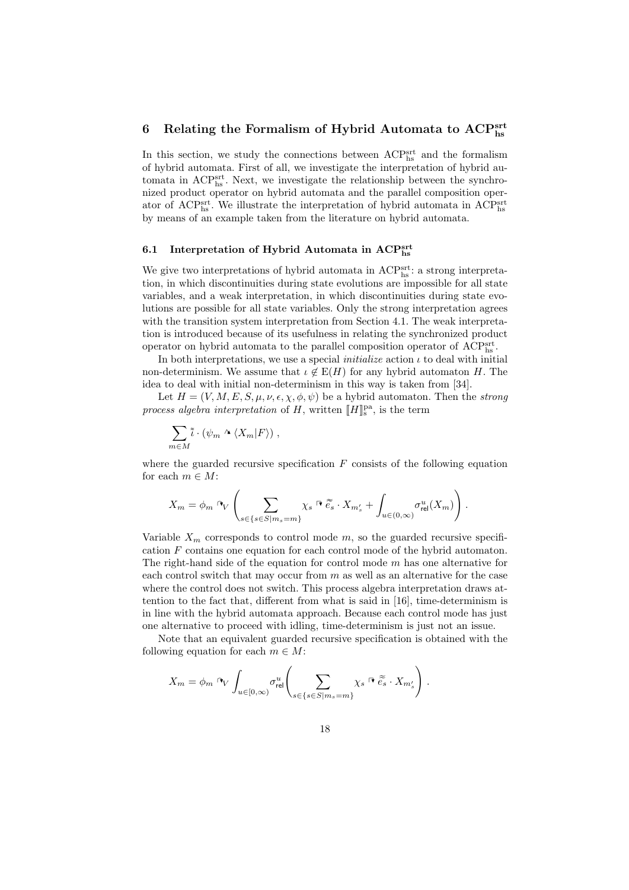## 6 Relating the Formalism of Hybrid Automata to $\mathrm{ACP}^{\mathrm{srt}}_{\mathrm{hs}}$

In this section, we study the connections between $\mathrm{ACP}^{\mathrm{srt}}_{\mathrm{hs}}$ and the formalism of hybrid automata. First of all, we investigate the interpretation of hybrid automata in $\mathrm{ACP}^{\mathrm{srt}}_{\mathrm{hs}}$. Next, we investigate the relationship between the synchronized product operator on hybrid automata and the parallel composition operator of $\mathrm{ACP}^{\mathrm{srt}}_{\mathrm{hs}}$. We illustrate the interpretation of hybrid automata in $\mathrm{ACP}^{\mathrm{srt}}_{\mathrm{hs}}$ by means of an example taken from the literature on hybrid automata.

### 6.1 Interpretation of Hybrid Automata in $\mathrm{ACP}^{\mathrm{srt}}_{\mathrm{hs}}$

We give two interpretations of hybrid automata in $\mathrm{ACP}^{\mathrm{srt}}_{\mathrm{hs}}$: a strong interpretation, in which discontinuities during state evolutions are impossible for all state variables, and a weak interpretation, in which discontinuities during state evolutions are possible for all state variables. Only the strong interpretation agrees with the transition system interpretation from Section 4.1. The weak interpretation is introduced because of its usefulness in relating the synchronized product operator on hybrid automata to the parallel composition operator of $\mathrm{ACP}^{\mathrm{srt}}_{\mathrm{hs}}$.

In both interpretations, we use a special *initialize* action $\iota$ to deal with initial non-determinism. We assume that $\iota \notin \mathrm{E}(H)$ for any hybrid automaton $H$. The idea to deal with initial non-determinism in this way is taken from [34].

Let $H = (V, M, E, S, \mu, \nu, \epsilon, \chi, \phi, \psi)$ be a hybrid automaton. Then the *strong process algebra interpretation* of $H$, written $[\![H]\!]^{\mathrm{pa}}_{\mathrm{s}}$, is the term

$$\sum_{m \in M} \tilde{\tilde{\iota}} \cdot (\psi_m \curvearrowright \langle X_m | F \rangle) \,,$$

where the guarded recursive specification $F$ consists of the following equation for each $m \in M$:

$$X_m = \phi_m \curvearrowright_V \left( \sum_{s \in \{s \in S \mid m_s = m\}} \chi_s :\rightarrow \tilde{\tilde{e}}_s \cdot X_{m'_s} + \int_{u \in (0,\infty)} \sigma^u_{\mathsf{rel}}(X_m) \right) .$$

Variable $X_m$ corresponds to control mode $m$, so the guarded recursive specification $F$ contains one equation for each control mode of the hybrid automaton. The right-hand side of the equation for control mode $m$ has one alternative for each control switch that may occur from $m$ as well as an alternative for the case where the control does not switch. This process algebra interpretation draws attention to the fact that, different from what is said in [16], time-determinism is in line with the hybrid automata approach. Because each control mode has just one alternative to proceed with idling, time-determinism is just not an issue.

Note that an equivalent guarded recursive specification is obtained with the following equation for each $m \in M$:

$$X_m = \phi_m \curvearrowright_V \int_{u \in [0,\infty)} \sigma^u_{\mathsf{rel}} \left( \sum_{s \in \{s \in S \mid m_s = m\}} \chi_s :\rightarrow \tilde{\tilde{e}}_s \cdot X_{m'_s} \right) .$$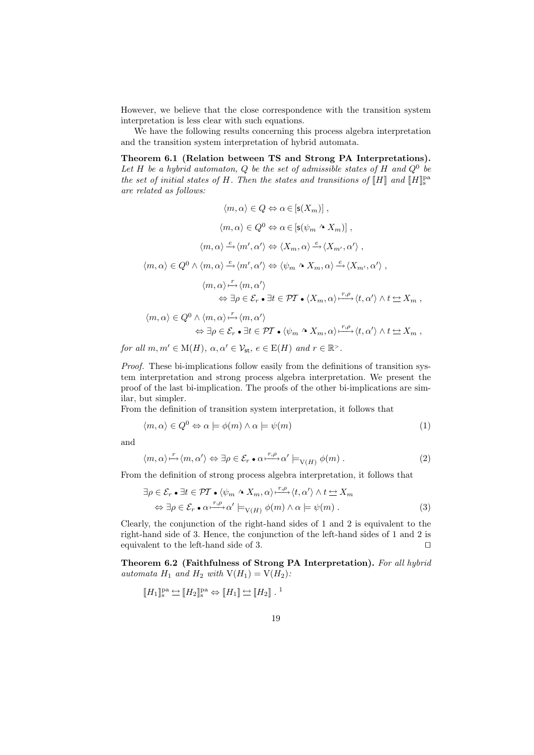However, we believe that the close correspondence with the transition system interpretation is less clear with such equations.

We have the following results concerning this process algebra interpretation and the transition system interpretation of hybrid automata.

**Theorem 6.1 (Relation between TS and Strong PA Interpretations).** *Let $H$ be a hybrid automaton, $Q$ be the set of admissible states of $H$ and $Q^0$ be the set of initial states of $H$. Then the states and transitions of $[\![H]\!]$ and $[\![H]\!]^{\mathrm{pa}}_{\mathrm{s}}$ are related as follows:*

$$\langle m, \alpha \rangle \in Q \Leftrightarrow \alpha \in [\mathsf{s}(X_m)] \;,$$

$$\langle m, \alpha \rangle \in Q^0 \Leftrightarrow \alpha \in [\mathsf{s}(\psi_m \curvearrowright X_m)] \;,$$

$$\langle m, \alpha \rangle \xrightarrow{e} \langle m', \alpha' \rangle \Leftrightarrow \langle X_m, \alpha \rangle \xrightarrow{e} \langle X_{m'}, \alpha' \rangle \;,$$

$$\langle m, \alpha \rangle \in Q^0 \wedge \langle m, \alpha \rangle \xrightarrow{e} \langle m', \alpha' \rangle \Leftrightarrow \langle \psi_m \curvearrowright X_m, \alpha \rangle \xrightarrow{e} \langle X_{m'}, \alpha' \rangle \;,$$

$$\begin{aligned} &\langle m, \alpha \rangle \xmapsto{r} \langle m, \alpha' \rangle \\ &\qquad \Leftrightarrow \exists \rho \in \mathcal{E}_r \bullet \exists t \in \mathcal{PT} \bullet \langle X_m, \alpha \rangle \xmapsto{r,\rho} \langle t, \alpha' \rangle \wedge t \leftrightarrows X_m \;, \end{aligned}$$

$$\begin{aligned} &\langle m, \alpha \rangle \in Q^0 \wedge \langle m, \alpha \rangle \xmapsto{r} \langle m, \alpha' \rangle \\ &\qquad \Leftrightarrow \exists \rho \in \mathcal{E}_r \bullet \exists t \in \mathcal{PT} \bullet \langle \psi_m \curvearrowright X_m, \alpha \rangle \xmapsto{r,\rho} \langle t, \alpha' \rangle \wedge t \leftrightarrows X_m \;, \end{aligned}$$

*for all $m, m' \in \mathrm{M}(H)$, $\alpha, \alpha' \in \mathcal{V}_{\mathsf{st}}$, $e \in \mathrm{E}(H)$ and $r \in \mathbb{R}^{>}$.*

*Proof.* These bi-implications follow easily from the definitions of transition system interpretation and strong process algebra interpretation. We present the proof of the last bi-implication. The proofs of the other bi-implications are similar, but simpler.

From the definition of transition system interpretation, it follows that

$$\langle m, \alpha \rangle \in Q^0 \Leftrightarrow \alpha \models \phi(m) \wedge \alpha \models \psi(m) \tag{1}$$

and

$$\langle m, \alpha \rangle \xmapsto{r} \langle m, \alpha' \rangle \Leftrightarrow \exists \rho \in \mathcal{E}_r \bullet \alpha \xmapsto{r,\rho} \alpha' \models_{\mathrm{V}(H)} \phi(m) \;. \tag{2}$$

From the definition of strong process algebra interpretation, it follows that

$$\begin{aligned} &\exists \rho \in \mathcal{E}_r \bullet \exists t \in \mathcal{PT} \bullet \langle \psi_m \curvearrowright X_m, \alpha \rangle \xmapsto{r,\rho} \langle t, \alpha' \rangle \wedge t \leftrightarrows X_m \\ &\quad \Leftrightarrow \exists \rho \in \mathcal{E}_r \bullet \alpha \xmapsto{r,\rho} \alpha' \models_{\mathrm{V}(H)} \phi(m) \wedge \alpha \models \psi(m) \;. \end{aligned} \tag{3}$$

Clearly, the conjunction of the right-hand sides of 1 and 2 is equivalent to the right-hand side of 3. Hence, the conjunction of the left-hand sides of 1 and 2 is equivalent to the left-hand side of 3. ◻

**Theorem 6.2 (Faithfulness of Strong PA Interpretation).** *For all hybrid automata $H_1$ and $H_2$ with $\mathrm{V}(H_1) = \mathrm{V}(H_2)$:*

$$[\![H_1]\!]^{\mathrm{pa}}_{\mathrm{s}} \leftrightarrows [\![H_2]\!]^{\mathrm{pa}}_{\mathrm{s}} \Leftrightarrow [\![H_1]\!] \leftrightarrows [\![H_2]\!] \;.$$ [1]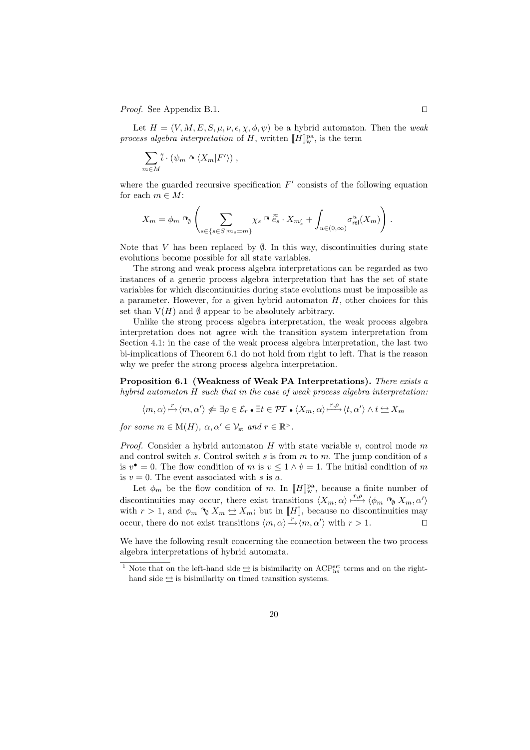*Proof.* See Appendix B.1. □

Let $H = (V, M, E, S, \mu, \nu, \epsilon, \chi, \phi, \psi)$ be a hybrid automaton. Then the *weak process algebra interpretation* of $H$, written $[\![H]\!]^{\mathrm{pa}}_{\mathrm{w}}$, is the term

$$\sum_{m \in M} \tilde{\tilde{\iota}} \cdot (\psi_m \curlywedge \langle X_m | F' \rangle) \;,$$

where the guarded recursive specification $F'$ consists of the following equation for each $m \in M$:

$$X_m = \phi_m \curlyvee_{\emptyset} \left( \sum_{s \in \{s \in S \mid m_s = m\}} \chi_s :\rightarrow \tilde{\tilde{e}}_s \cdot X_{m'_s} + \int_{u \in (0,\infty)} \sigma^u_{\mathsf{rel}}(X_m) \right) .$$

Note that $V$ has been replaced by $\emptyset$. In this way, discontinuities during state evolutions become possible for all state variables.

The strong and weak process algebra interpretations can be regarded as two instances of a generic process algebra interpretation that has the set of state variables for which discontinuities during state evolutions must be impossible as a parameter. However, for a given hybrid automaton $H$, other choices for this set than $\mathrm{V}(H)$ and $\emptyset$ appear to be absolutely arbitrary.

Unlike the strong process algebra interpretation, the weak process algebra interpretation does not agree with the transition system interpretation from Section 4.1: in the case of the weak process algebra interpretation, the last two bi-implications of Theorem 6.1 do not hold from right to left. That is the reason why we prefer the strong process algebra interpretation.

**Proposition 6.1 (Weakness of Weak PA Interpretations).** *There exists a hybrid automaton $H$ such that in the case of weak process algebra interpretation:*

$$\langle m, \alpha \rangle \overset{r}{\longmapsto} \langle m, \alpha' \rangle \not\Leftarrow \exists \rho \in \mathcal{E}_r \bullet \exists t \in \mathcal{PT} \bullet \langle X_m, \alpha \rangle \overset{r,\rho}{\longmapsto} \langle t, \alpha' \rangle \wedge t \leftrightarroweq X_m$$

*for some $m \in \mathrm{M}(H)$, $\alpha, \alpha' \in \mathcal{V}_{\mathsf{st}}$ and $r \in \mathbb{R}^{>}$.*

*Proof.* Consider a hybrid automaton $H$ with state variable $v$, control mode $m$ and control switch $s$. Control switch $s$ is from $m$ to $m$. The jump condition of $s$ is $v^{\bullet} = 0$. The flow condition of $m$ is $v \leq 1 \wedge \dot{v} = 1$. The initial condition of $m$ is $v = 0$. The event associated with $s$ is $a$.

Let $\phi_m$ be the flow condition of $m$. In $[\![H]\!]^{\mathrm{pa}}_{\mathrm{w}}$, because a finite number of discontinuities may occur, there exist transitions $\langle X_m, \alpha \rangle \overset{r,\rho}{\longmapsto} \langle \phi_m \curlyvee_{\emptyset} X_m, \alpha' \rangle$ with $r > 1$, and $\phi_m \curlyvee_{\emptyset} X_m \leftrightarroweq X_m$; but in $[\![H]\!]$, because no discontinuities may occur, there do not exist transitions $\langle m, \alpha \rangle \overset{r}{\longmapsto} \langle m, \alpha' \rangle$ with $r > 1$. □

We have the following result concerning the connection between the two process algebra interpretations of hybrid automata.

---

[1] Note that on the left-hand side $\leftrightarroweq$ is bisimilarity on $\mathrm{ACP}^{\mathrm{srt}}_{\mathrm{hs}}$ terms and on the right-hand side $\leftrightarroweq$ is bisimilarity on timed transition systems.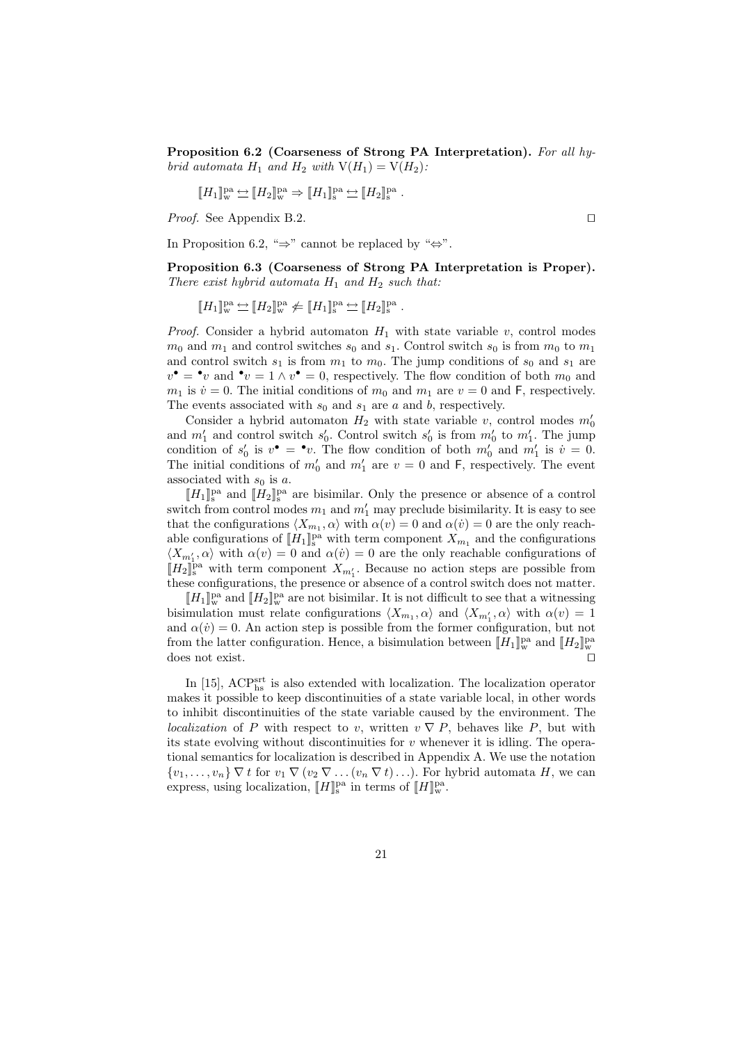**Proposition 6.2 (Coarseness of Strong PA Interpretation).** *For all hybrid automata $H_1$ and $H_2$ with $\mathrm{V}(H_1) = \mathrm{V}(H_2)$:*

$$[\![H_1]\!]^{\mathrm{pa}}_{\mathrm{w}} \leftrightarroweq [\![H_2]\!]^{\mathrm{pa}}_{\mathrm{w}} \Rightarrow [\![H_1]\!]^{\mathrm{pa}}_{\mathrm{s}} \leftrightarroweq [\![H_2]\!]^{\mathrm{pa}}_{\mathrm{s}} .$$

*Proof.* See Appendix B.2. □

In Proposition 6.2, "$\Rightarrow$" cannot be replaced by "$\Leftrightarrow$".

**Proposition 6.3 (Coarseness of Strong PA Interpretation is Proper).** *There exist hybrid automata $H_1$ and $H_2$ such that:*

$$[\![H_1]\!]^{\mathrm{pa}}_{\mathrm{w}} \leftrightarroweq [\![H_2]\!]^{\mathrm{pa}}_{\mathrm{w}} \not\Leftarrow [\![H_1]\!]^{\mathrm{pa}}_{\mathrm{s}} \leftrightarroweq [\![H_2]\!]^{\mathrm{pa}}_{\mathrm{s}} .$$

*Proof.* Consider a hybrid automaton $H_1$ with state variable $v$, control modes $m_0$ and $m_1$ and control switches $s_0$ and $s_1$. Control switch $s_0$ is from $m_0$ to $m_1$ and control switch $s_1$ is from $m_1$ to $m_0$. The jump conditions of $s_0$ and $s_1$ are $v^\bullet = {}^\bullet v$ and ${}^\bullet v = 1 \wedge v^\bullet = 0$, respectively. The flow condition of both $m_0$ and $m_1$ is $\dot{v} = 0$. The initial conditions of $m_0$ and $m_1$ are $v = 0$ and $\mathsf{F}$, respectively. The events associated with $s_0$ and $s_1$ are $a$ and $b$, respectively.

Consider a hybrid automaton $H_2$ with state variable $v$, control modes $m'_0$ and $m'_1$ and control switch $s'_0$. Control switch $s'_0$ is from $m'_0$ to $m'_1$. The jump condition of $s'_0$ is $v^\bullet = {}^\bullet v$. The flow condition of both $m'_0$ and $m'_1$ is $\dot{v} = 0$. The initial conditions of $m'_0$ and $m'_1$ are $v = 0$ and $\mathsf{F}$, respectively. The event associated with $s_0$ is $a$.

$[\![H_1]\!]^{\mathrm{pa}}_{\mathrm{s}}$ and $[\![H_2]\!]^{\mathrm{pa}}_{\mathrm{s}}$ are bisimilar. Only the presence or absence of a control switch from control modes $m_1$ and $m'_1$ may preclude bisimilarity. It is easy to see that the configurations $\langle X_{m_1}, \alpha \rangle$ with $\alpha(v) = 0$ and $\alpha(\dot{v}) = 0$ are the only reachable configurations of $[\![H_1]\!]^{\mathrm{pa}}_{\mathrm{s}}$ with term component $X_{m_1}$ and the configurations $\langle X_{m'_1}, \alpha \rangle$ with $\alpha(v) = 0$ and $\alpha(\dot{v}) = 0$ are the only reachable configurations of $[\![H_2]\!]^{\mathrm{pa}}_{\mathrm{s}}$ with term component $X_{m'_1}$. Because no action steps are possible from these configurations, the presence or absence of a control switch does not matter.

$[\![H_1]\!]^{\mathrm{pa}}_{\mathrm{w}}$ and $[\![H_2]\!]^{\mathrm{pa}}_{\mathrm{w}}$ are not bisimilar. It is not difficult to see that a witnessing bisimulation must relate configurations $\langle X_{m_1}, \alpha \rangle$ and $\langle X_{m'_1}, \alpha \rangle$ with $\alpha(v) = 1$ and $\alpha(\dot{v}) = 0$. An action step is possible from the former configuration, but not from the latter configuration. Hence, a bisimulation between $[\![H_1]\!]^{\mathrm{pa}}_{\mathrm{w}}$ and $[\![H_2]\!]^{\mathrm{pa}}_{\mathrm{w}}$ does not exist. □

In [15], $\mathrm{ACP}^{\mathrm{srt}}_{\mathrm{hs}}$ is also extended with localization. The localization operator makes it possible to keep discontinuities of a state variable local, in other words to inhibit discontinuities of the state variable caused by the environment. The *localization* of $P$ with respect to $v$, written $v \mathbin{\nabla} P$, behaves like $P$, but with its state evolving without discontinuities for $v$ whenever it is idling. The operational semantics for localization is described in Appendix A. We use the notation $\{v_1, \ldots, v_n\} \mathbin{\nabla} t$ for $v_1 \mathbin{\nabla} (v_2 \mathbin{\nabla} \ldots (v_n \mathbin{\nabla} t) \ldots)$. For hybrid automata $H$, we can express, using localization, $[\![H]\!]^{\mathrm{pa}}_{\mathrm{s}}$ in terms of $[\![H]\!]^{\mathrm{pa}}_{\mathrm{w}}$.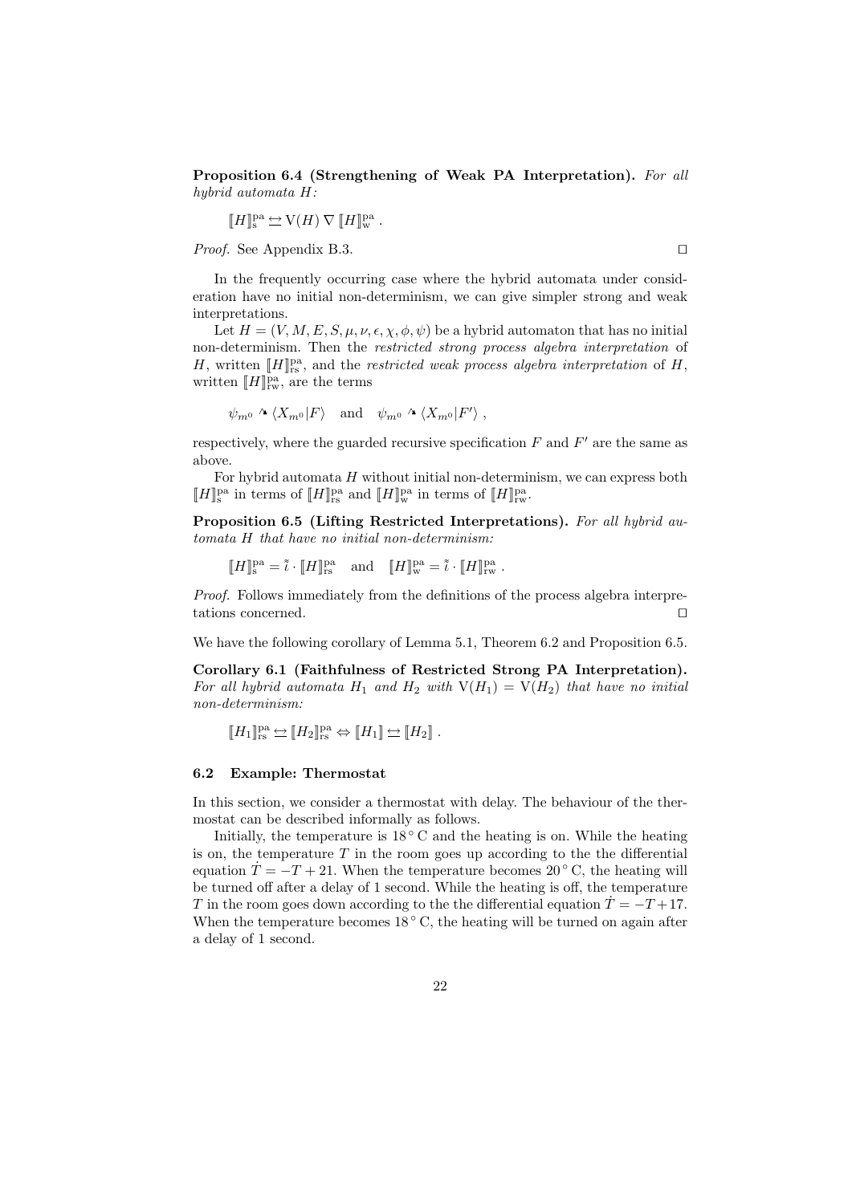**Proposition 6.4 (Strengthening of Weak PA Interpretation).** *For all hybrid automata $H$:*

$$[\![H]\!]^{\mathrm{pa}}_{\mathrm{s}} \leftrightarrows \mathrm{V}(H) \nabla [\![H]\!]^{\mathrm{pa}}_{\mathrm{w}} .$$

*Proof.* See Appendix B.3. ◻

In the frequently occurring case where the hybrid automata under consideration have no initial non-determinism, we can give simpler strong and weak interpretations.

Let $H = (V, M, E, S, \mu, \nu, \epsilon, \chi, \phi, \psi)$ be a hybrid automaton that has no initial non-determinism. Then the *restricted strong process algebra interpretation* of $H$, written $[\![H]\!]^{\mathrm{pa}}_{\mathrm{rs}}$, and the *restricted weak process algebra interpretation* of $H$, written $[\![H]\!]^{\mathrm{pa}}_{\mathrm{rw}}$, are the terms

$$\psi_{m^0} \curvearrowright \langle X_{m^0} | F \rangle \quad \text{and} \quad \psi_{m^0} \curvearrowright \langle X_{m^0} | F' \rangle ,$$

respectively, where the guarded recursive specification $F$ and $F'$ are the same as above.

For hybrid automata $H$ without initial non-determinism, we can express both $[\![H]\!]^{\mathrm{pa}}_{\mathrm{s}}$ in terms of $[\![H]\!]^{\mathrm{pa}}_{\mathrm{rs}}$ and $[\![H]\!]^{\mathrm{pa}}_{\mathrm{w}}$ in terms of $[\![H]\!]^{\mathrm{pa}}_{\mathrm{rw}}$.

**Proposition 6.5 (Lifting Restricted Interpretations).** *For all hybrid automata $H$ that have no initial non-determinism:*

$$[\![H]\!]^{\mathrm{pa}}_{\mathrm{s}} = \tilde{\tilde{\iota}} \cdot [\![H]\!]^{\mathrm{pa}}_{\mathrm{rs}} \quad \text{and} \quad [\![H]\!]^{\mathrm{pa}}_{\mathrm{w}} = \tilde{\tilde{\iota}} \cdot [\![H]\!]^{\mathrm{pa}}_{\mathrm{rw}} .$$

*Proof.* Follows immediately from the definitions of the process algebra interpretations concerned. ◻

We have the following corollary of Lemma 5.1, Theorem 6.2 and Proposition 6.5.

**Corollary 6.1 (Faithfulness of Restricted Strong PA Interpretation).** *For all hybrid automata $H_1$ and $H_2$ with $\mathrm{V}(H_1) = \mathrm{V}(H_2)$ that have no initial non-determinism:*

$$[\![H_1]\!]^{\mathrm{pa}}_{\mathrm{rs}} \leftrightarrows [\![H_2]\!]^{\mathrm{pa}}_{\mathrm{rs}} \Leftrightarrow [\![H_1]\!] \leftrightarrows [\![H_2]\!] .$$

### 6.2 Example: Thermostat

In this section, we consider a thermostat with delay. The behaviour of the thermostat can be described informally as follows.

Initially, the temperature is $18^\circ$ C and the heating is on. While the heating is on, the temperature $T$ in the room goes up according to the the differential equation $\dot{T} = -T + 21$. When the temperature becomes $20^\circ$ C, the heating will be turned off after a delay of 1 second. While the heating is off, the temperature $T$ in the room goes down according to the the differential equation $\dot{T} = -T + 17$. When the temperature becomes $18^\circ$ C, the heating will be turned on again after a delay of 1 second.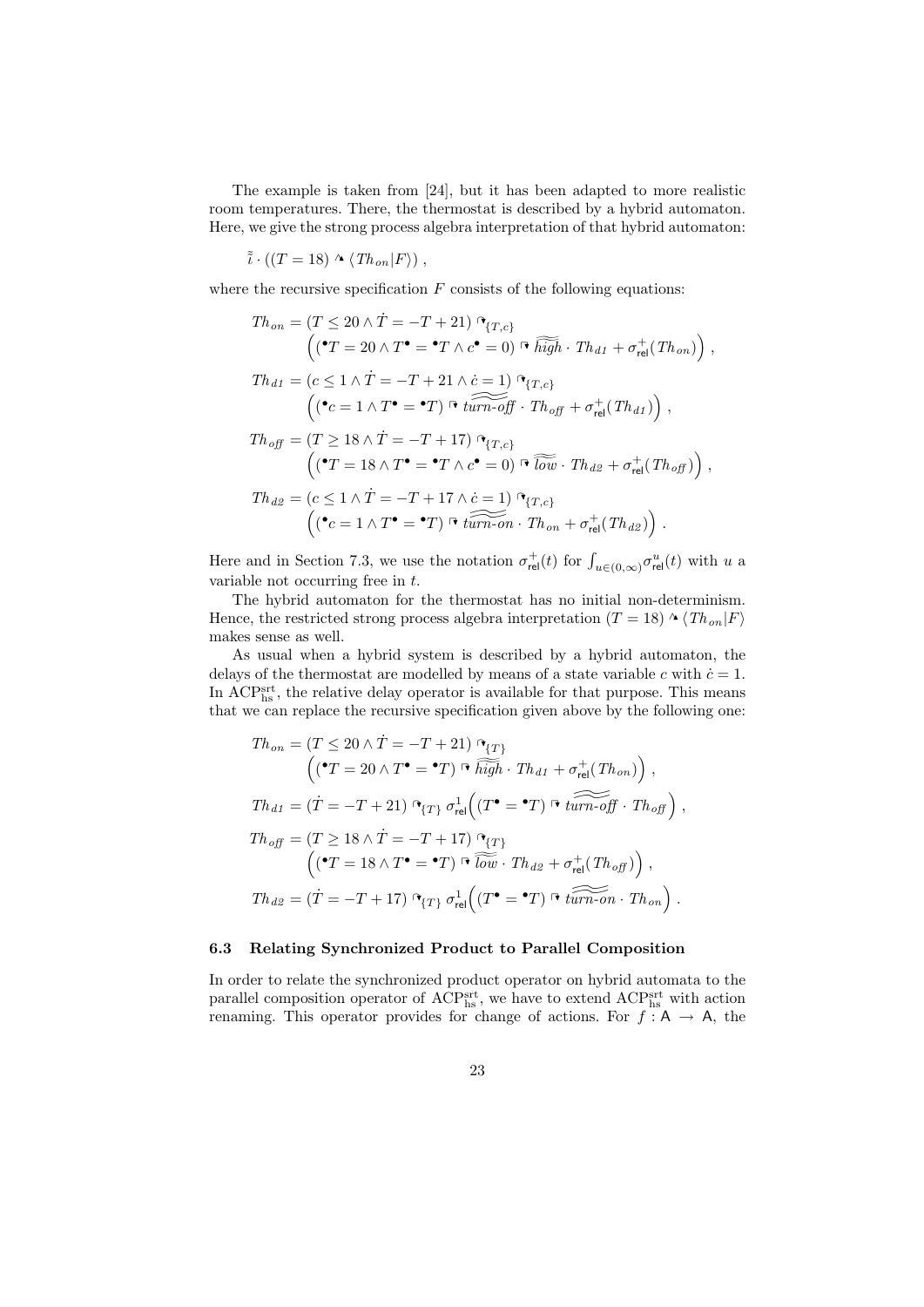The example is taken from [24], but it has been adapted to more realistic room temperatures. There, the thermostat is described by a hybrid automaton. Here, we give the strong process algebra interpretation of that hybrid automaton:

$$\tilde{\tilde{\iota}} \cdot ((T = 18) \curvearrowright \langle Th_{on} | F \rangle) ,$$

where the recursive specification $F$ consists of the following equations:

$$\begin{aligned}
Th_{on} &= (T \leq 20 \wedge \dot{T} = -T + 21) \,\Lsh_{\{T,c\}} \\
&\quad \Big( ({}^{\bullet}T = 20 \wedge T^{\bullet} = {}^{\bullet}T \wedge c^{\bullet} = 0) :\to \widetilde{\widetilde{high}} \cdot Th_{d1} + \sigma^{+}_{\mathsf{rel}}(Th_{on}) \Big) , \\
Th_{d1} &= (c \leq 1 \wedge \dot{T} = -T + 21 \wedge \dot{c} = 1) \,\Lsh_{\{T,c\}} \\
&\quad \Big( ({}^{\bullet}c = 1 \wedge T^{\bullet} = {}^{\bullet}T) :\to \widetilde{\widetilde{turn\text{-}off}} \cdot Th_{off} + \sigma^{+}_{\mathsf{rel}}(Th_{d1}) \Big) , \\
Th_{off} &= (T \geq 18 \wedge \dot{T} = -T + 17) \,\Lsh_{\{T,c\}} \\
&\quad \Big( ({}^{\bullet}T = 18 \wedge T^{\bullet} = {}^{\bullet}T \wedge c^{\bullet} = 0) :\to \widetilde{\widetilde{low}} \cdot Th_{d2} + \sigma^{+}_{\mathsf{rel}}(Th_{off}) \Big) , \\
Th_{d2} &= (c \leq 1 \wedge \dot{T} = -T + 17 \wedge \dot{c} = 1) \,\Lsh_{\{T,c\}} \\
&\quad \Big( ({}^{\bullet}c = 1 \wedge T^{\bullet} = {}^{\bullet}T) :\to \widetilde{\widetilde{turn\text{-}on}} \cdot Th_{on} + \sigma^{+}_{\mathsf{rel}}(Th_{d2}) \Big) .
\end{aligned}$$

Here and in Section 7.3, we use the notation $\sigma^{+}_{\mathsf{rel}}(t)$ for $\int_{u \in (0,\infty)} \sigma^{u}_{\mathsf{rel}}(t)$ with $u$ a variable not occurring free in $t$.

The hybrid automaton for the thermostat has no initial non-determinism. Hence, the restricted strong process algebra interpretation $(T = 18) \curvearrowright \langle Th_{on} | F \rangle$ makes sense as well.

As usual when a hybrid system is described by a hybrid automaton, the delays of the thermostat are modelled by means of a state variable $c$ with $\dot{c} = 1$. In $\mathrm{ACP}^{\mathrm{srt}}_{\mathrm{hs}}$, the relative delay operator is available for that purpose. This means that we can replace the recursive specification given above by the following one:

$$\begin{aligned}
Th_{on} &= (T \leq 20 \wedge \dot{T} = -T + 21) \,\Lsh_{\{T\}} \\
&\quad \Big( ({}^{\bullet}T = 20 \wedge T^{\bullet} = {}^{\bullet}T) :\to \widetilde{\widetilde{high}} \cdot Th_{d1} + \sigma^{+}_{\mathsf{rel}}(Th_{on}) \Big) , \\
Th_{d1} &= (\dot{T} = -T + 21) \,\Lsh_{\{T\}}\, \sigma^{1}_{\mathsf{rel}}\Big( (T^{\bullet} = {}^{\bullet}T) :\to \widetilde{\widetilde{turn\text{-}off}} \cdot Th_{off} \Big) , \\
Th_{off} &= (T \geq 18 \wedge \dot{T} = -T + 17) \,\Lsh_{\{T\}} \\
&\quad \Big( ({}^{\bullet}T = 18 \wedge T^{\bullet} = {}^{\bullet}T) :\to \widetilde{\widetilde{low}} \cdot Th_{d2} + \sigma^{+}_{\mathsf{rel}}(Th_{off}) \Big) , \\
Th_{d2} &= (\dot{T} = -T + 17) \,\Lsh_{\{T\}}\, \sigma^{1}_{\mathsf{rel}}\Big( (T^{\bullet} = {}^{\bullet}T) :\to \widetilde{\widetilde{turn\text{-}on}} \cdot Th_{on} \Big) .
\end{aligned}$$

### 6.3 Relating Synchronized Product to Parallel Composition

In order to relate the synchronized product operator on hybrid automata to the parallel composition operator of $\mathrm{ACP}^{\mathrm{srt}}_{\mathrm{hs}}$, we have to extend $\mathrm{ACP}^{\mathrm{srt}}_{\mathrm{hs}}$ with action renaming. This operator provides for change of actions. For $f : \mathsf{A} \to \mathsf{A}$, the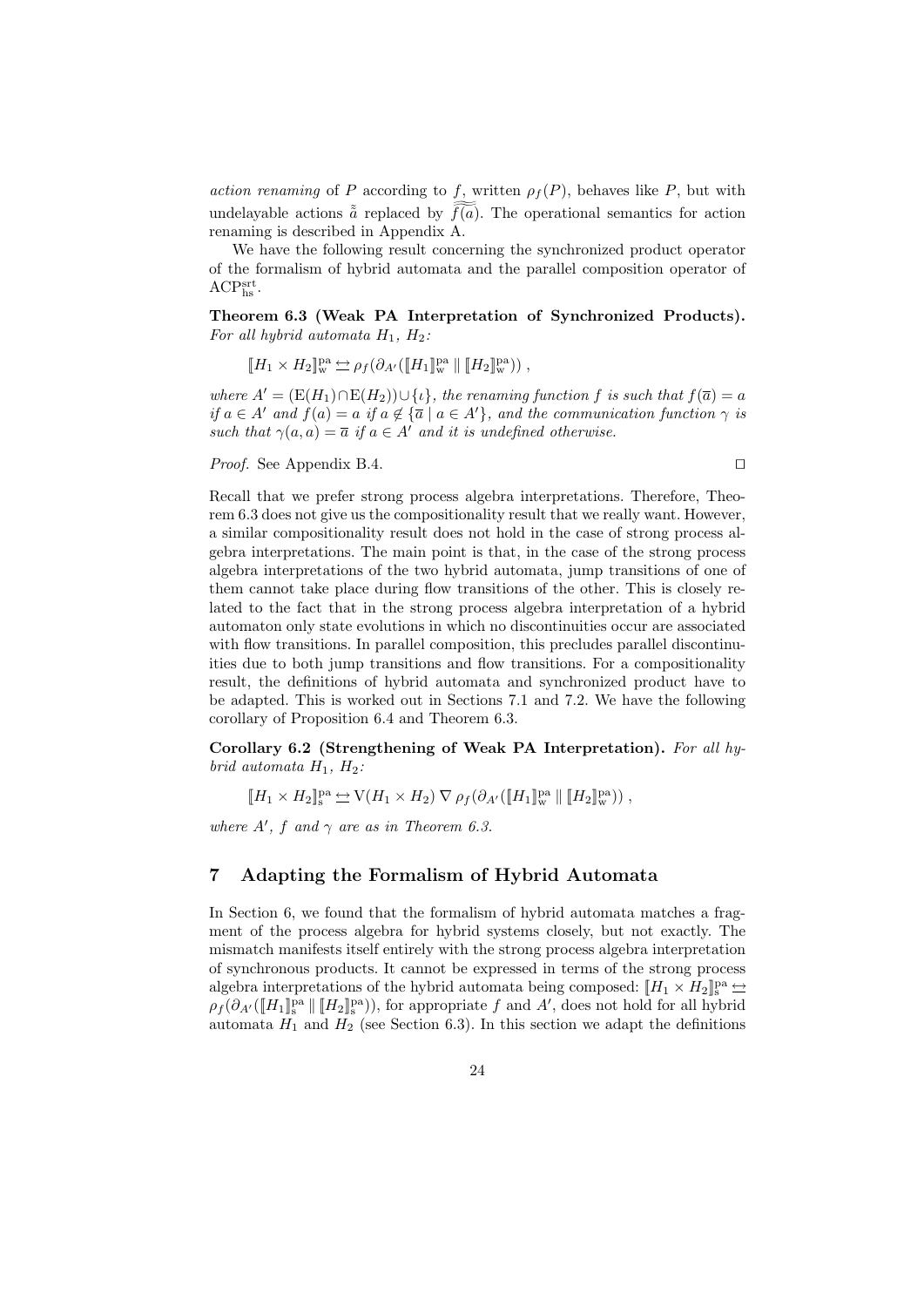*action renaming* of $P$ according to $f$, written $\rho_f(P)$, behaves like $P$, but with undelayable actions $\tilde{\tilde{a}}$ replaced by $\widetilde{\widetilde{f(a)}}$. The operational semantics for action renaming is described in Appendix A.

We have the following result concerning the synchronized product operator of the formalism of hybrid automata and the parallel composition operator of $\mathrm{ACP}^{\mathrm{srt}}_{\mathrm{hs}}$.

**Theorem 6.3 (Weak PA Interpretation of Synchronized Products).** *For all hybrid automata $H_1$, $H_2$:*

$$[\![H_1 \times H_2]\!]^{\mathrm{pa}}_{\mathrm{w}} \leftrightarrows \rho_f(\partial_{A'}([\![H_1]\!]^{\mathrm{pa}}_{\mathrm{w}} \parallel [\![H_2]\!]^{\mathrm{pa}}_{\mathrm{w}}))\ ,$$

*where $A' = (\mathrm{E}(H_1) \cap \mathrm{E}(H_2)) \cup \{\iota\}$, the renaming function $f$ is such that $f(\overline{a}) = a$ if $a \in A'$ and $f(a) = a$ if $a \notin \{\overline{a} \mid a \in A'\}$, and the communication function $\gamma$ is such that $\gamma(a, a) = \overline{a}$ if $a \in A'$ and it is undefined otherwise.*

*Proof.* See Appendix B.4. ◻

Recall that we prefer strong process algebra interpretations. Therefore, Theorem 6.3 does not give us the compositionality result that we really want. However, a similar compositionality result does not hold in the case of strong process algebra interpretations. The main point is that, in the case of the strong process algebra interpretations of the two hybrid automata, jump transitions of one of them cannot take place during flow transitions of the other. This is closely related to the fact that in the strong process algebra interpretation of a hybrid automaton only state evolutions in which no discontinuities occur are associated with flow transitions. In parallel composition, this precludes parallel discontinuities due to both jump transitions and flow transitions. For a compositionality result, the definitions of hybrid automata and synchronized product have to be adapted. This is worked out in Sections 7.1 and 7.2. We have the following corollary of Proposition 6.4 and Theorem 6.3.

**Corollary 6.2 (Strengthening of Weak PA Interpretation).** *For all hybrid automata $H_1$, $H_2$:*

$$[\![H_1 \times H_2]\!]^{\mathrm{pa}}_{\mathrm{s}} \leftrightarrows \mathrm{V}(H_1 \times H_2) \mathbin{\nabla} \rho_f(\partial_{A'}([\![H_1]\!]^{\mathrm{pa}}_{\mathrm{w}} \parallel [\![H_2]\!]^{\mathrm{pa}}_{\mathrm{w}}))\ ,$$

*where $A'$, $f$ and $\gamma$ are as in Theorem 6.3.*

## 7 Adapting the Formalism of Hybrid Automata

In Section 6, we found that the formalism of hybrid automata matches a fragment of the process algebra for hybrid systems closely, but not exactly. The mismatch manifests itself entirely with the strong process algebra interpretation of synchronous products. It cannot be expressed in terms of the strong process algebra interpretations of the hybrid automata being composed: $[\![H_1 \times H_2]\!]^{\mathrm{pa}}_{\mathrm{s}} \leftrightarrows \rho_f(\partial_{A'}([\![H_1]\!]^{\mathrm{pa}}_{\mathrm{s}} \parallel [\![H_2]\!]^{\mathrm{pa}}_{\mathrm{s}}))$, for appropriate $f$ and $A'$, does not hold for all hybrid automata $H_1$ and $H_2$ (see Section 6.3). In this section we adapt the definitions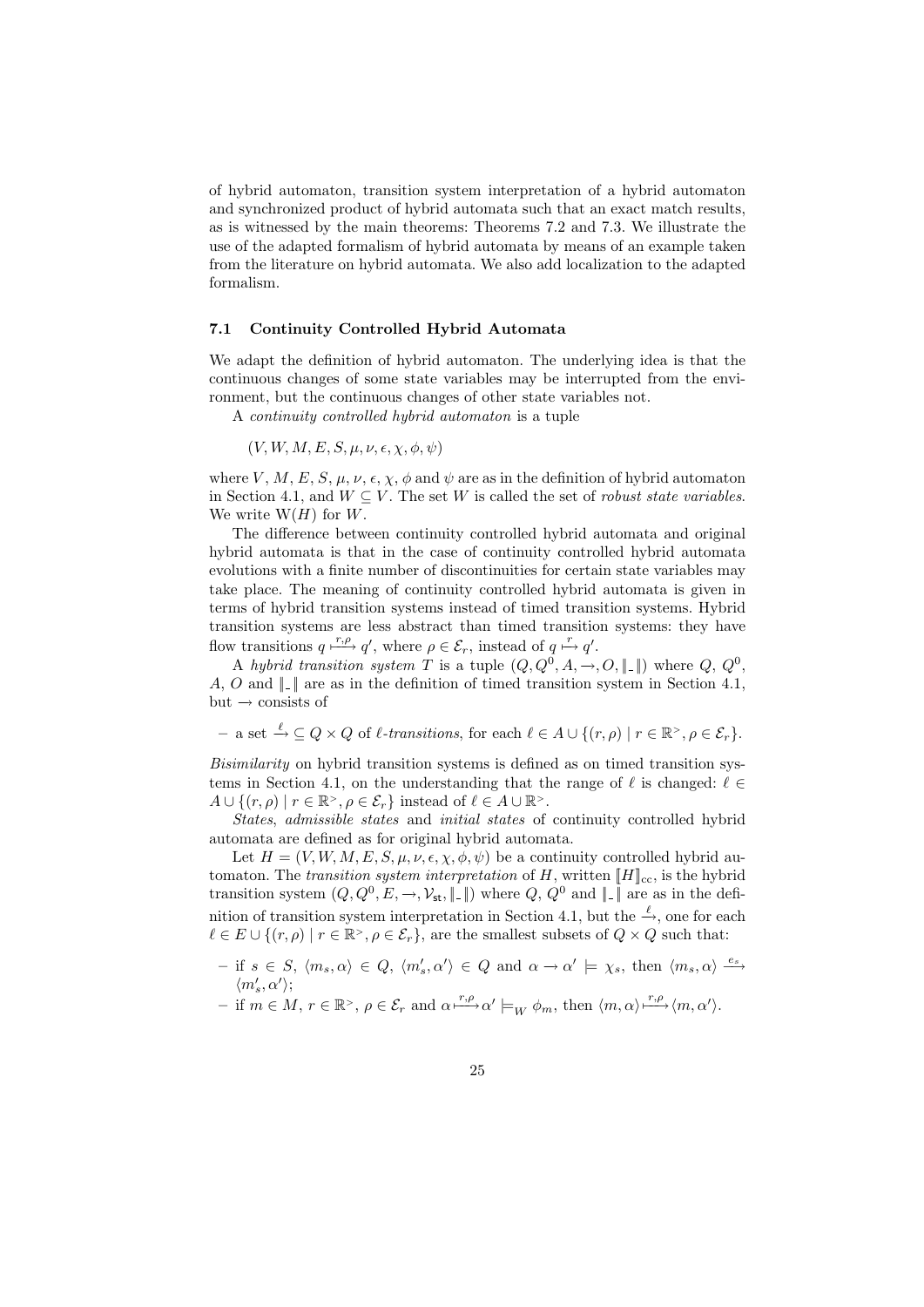of hybrid automaton, transition system interpretation of a hybrid automaton and synchronized product of hybrid automata such that an exact match results, as is witnessed by the main theorems: Theorems 7.2 and 7.3. We illustrate the use of the adapted formalism of hybrid automata by means of an example taken from the literature on hybrid automata. We also add localization to the adapted formalism.

### 7.1 Continuity Controlled Hybrid Automata

We adapt the definition of hybrid automaton. The underlying idea is that the continuous changes of some state variables may be interrupted from the environment, but the continuous changes of other state variables not.

A *continuity controlled hybrid automaton* is a tuple

$(V, W, M, E, S, \mu, \nu, \epsilon, \chi, \phi, \psi)$

where $V$, $M$, $E$, $S$, $\mu$, $\nu$, $\epsilon$, $\chi$, $\phi$ and $\psi$ are as in the definition of hybrid automaton in Section 4.1, and $W \subseteq V$. The set $W$ is called the set of *robust state variables*. We write $\mathrm{W}(H)$ for $W$.

The difference between continuity controlled hybrid automata and original hybrid automata is that in the case of continuity controlled hybrid automata evolutions with a finite number of discontinuities for certain state variables may take place. The meaning of continuity controlled hybrid automata is given in terms of hybrid transition systems instead of timed transition systems. Hybrid transition systems are less abstract than timed transition systems: they have flow transitions $q \xmapsto{r,\rho} q'$, where $\rho \in \mathcal{E}_r$, instead of $q \xmapsto{r} q'$.

A *hybrid transition system* $T$ is a tuple $(Q, Q^0, A, \rightarrow, O, \llbracket\_\rrbracket)$ where $Q$, $Q^0$, $A$, $O$ and $\llbracket\_\rrbracket$ are as in the definition of timed transition system in Section 4.1, but $\rightarrow$ consists of

- a set $\xrightarrow{\ell} \subseteq Q \times Q$ of *$\ell$-transitions*, for each $\ell \in A \cup \{(r, \rho) \mid r \in \mathbb{R}^{>}, \rho \in \mathcal{E}_r\}$.

*Bisimilarity* on hybrid transition systems is defined as on timed transition systems in Section 4.1, on the understanding that the range of $\ell$ is changed: $\ell \in A \cup \{(r, \rho) \mid r \in \mathbb{R}^{>}, \rho \in \mathcal{E}_r\}$ instead of $\ell \in A \cup \mathbb{R}^{>}$.

*States*, *admissible states* and *initial states* of continuity controlled hybrid automata are defined as for original hybrid automata.

Let $H = (V, W, M, E, S, \mu, \nu, \epsilon, \chi, \phi, \psi)$ be a continuity controlled hybrid automaton. The *transition system interpretation* of $H$, written $\llbracket H\rrbracket_{\mathrm{cc}}$, is the hybrid transition system $(Q, Q^0, E, \rightarrow, \mathcal{V}_{\mathsf{st}}, \llbracket\_\rrbracket)$ where $Q$, $Q^0$ and $\llbracket\_\rrbracket$ are as in the definition of transition system interpretation in Section 4.1, but the $\xrightarrow{\ell}$, one for each $\ell \in E \cup \{(r, \rho) \mid r \in \mathbb{R}^{>}, \rho \in \mathcal{E}_r\}$, are the smallest subsets of $Q \times Q$ such that:

- if $s \in S$, $\langle m_s, \alpha\rangle \in Q$, $\langle m'_s, \alpha'\rangle \in Q$ and $\alpha \rightarrow \alpha' \models \chi_s$, then $\langle m_s, \alpha\rangle \xrightarrow{e_s} \langle m'_s, \alpha'\rangle$;
- if $m \in M$, $r \in \mathbb{R}^{>}$, $\rho \in \mathcal{E}_r$ and $\alpha \xmapsto{r,\rho} \alpha' \models_W \phi_m$, then $\langle m, \alpha\rangle \xmapsto{r,\rho} \langle m, \alpha'\rangle$.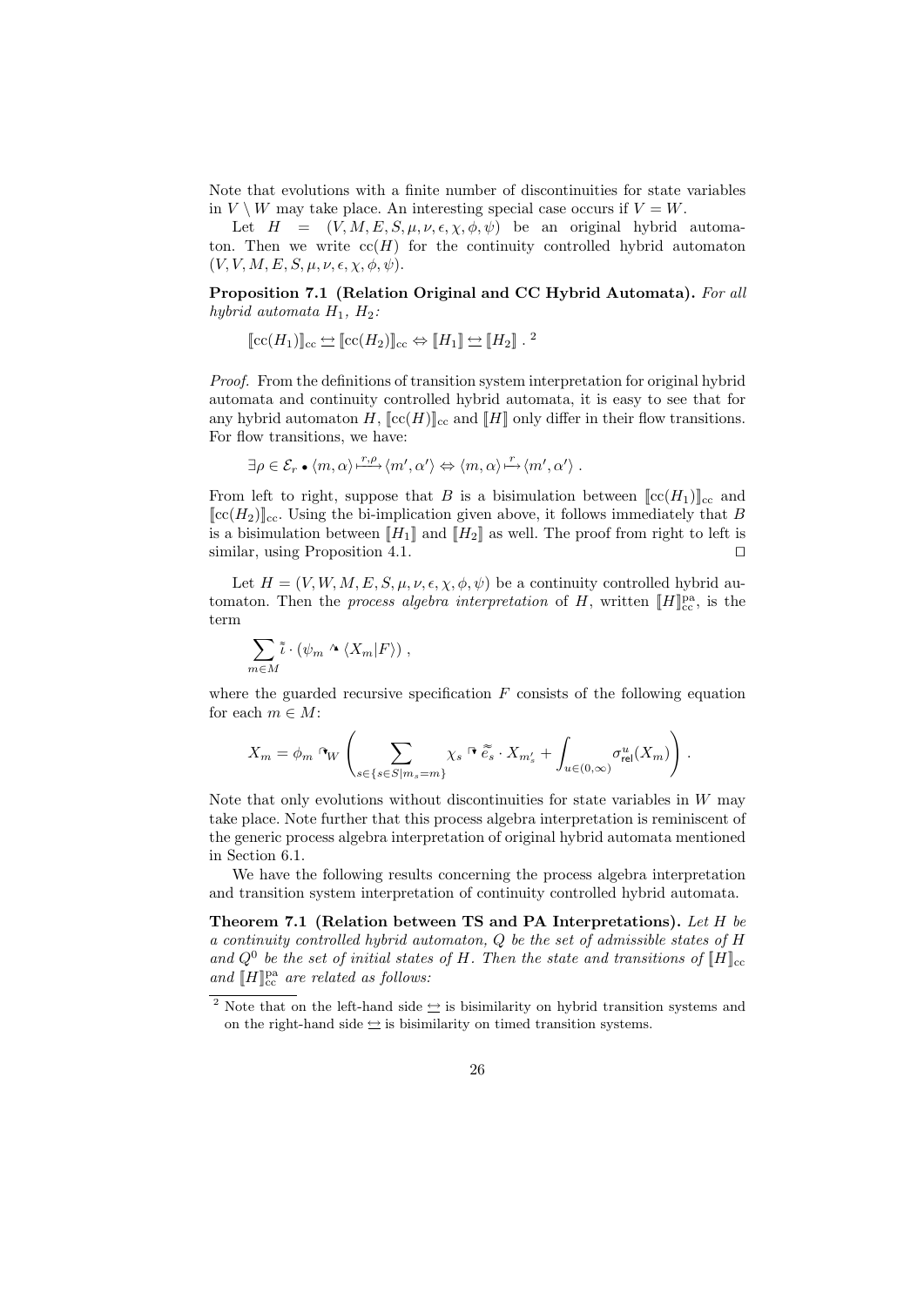Note that evolutions with a finite number of discontinuities for state variables in $V \setminus W$ may take place. An interesting special case occurs if $V = W$.

Let $H = (V, M, E, S, \mu, \nu, \epsilon, \chi, \phi, \psi)$ be an original hybrid automaton. Then we write $\mathrm{cc}(H)$ for the continuity controlled hybrid automaton $(V, V, M, E, S, \mu, \nu, \epsilon, \chi, \phi, \psi)$.

**Proposition 7.1 (Relation Original and CC Hybrid Automata).** *For all hybrid automata $H_1$, $H_2$:*

$$[\![\mathrm{cc}(H_1)]\!]_{\mathrm{cc}} \leftrightarroweq [\![\mathrm{cc}(H_2)]\!]_{\mathrm{cc}} \Leftrightarrow [\![H_1]\!] \leftrightarroweq [\![H_2]\!] \; .^{2}$$

*Proof.* From the definitions of transition system interpretation for original hybrid automata and continuity controlled hybrid automata, it is easy to see that for any hybrid automaton $H$, $[\![\mathrm{cc}(H)]\!]_{\mathrm{cc}}$ and $[\![H]\!]$ only differ in their flow transitions. For flow transitions, we have:

$$\exists \rho \in \mathcal{E}_r \bullet \langle m, \alpha \rangle \overset{r,\rho}{\longmapsto} \langle m', \alpha' \rangle \Leftrightarrow \langle m, \alpha \rangle \overset{r}{\longmapsto} \langle m', \alpha' \rangle \; .$$

From left to right, suppose that $B$ is a bisimulation between $[\![\mathrm{cc}(H_1)]\!]_{\mathrm{cc}}$ and $[\![\mathrm{cc}(H_2)]\!]_{\mathrm{cc}}$. Using the bi-implication given above, it follows immediately that $B$ is a bisimulation between $[\![H_1]\!]$ and $[\![H_2]\!]$ as well. The proof from right to left is similar, using Proposition 4.1. ◻

Let $H = (V, W, M, E, S, \mu, \nu, \epsilon, \chi, \phi, \psi)$ be a continuity controlled hybrid automaton. Then the *process algebra interpretation* of $H$, written $[\![H]\!]^{\mathrm{pa}}_{\mathrm{cc}}$, is the term

$$\sum_{m \in M} \tilde{\tilde{i}} \cdot (\psi_m \curvearrowright \langle X_m | F \rangle) \; ,$$

where the guarded recursive specification $F$ consists of the following equation for each $m \in M$:

$$X_m = \phi_m \curvearrowright_W \left( \sum_{s \in \{s \in S \mid m_s = m\}} \chi_s :\rightarrow \tilde{\tilde{e}}_s \cdot X_{m'_s} + \int_{u \in (0,\infty)} \sigma^u_{\mathsf{rel}}(X_m) \right) .$$

Note that only evolutions without discontinuities for state variables in $W$ may take place. Note further that this process algebra interpretation is reminiscent of the generic process algebra interpretation of original hybrid automata mentioned in Section 6.1.

We have the following results concerning the process algebra interpretation and transition system interpretation of continuity controlled hybrid automata.

**Theorem 7.1 (Relation between TS and PA Interpretations).** *Let $H$ be a continuity controlled hybrid automaton, $Q$ be the set of admissible states of $H$ and $Q^0$ be the set of initial states of $H$. Then the state and transitions of $[\![H]\!]_{\mathrm{cc}}$ and $[\![H]\!]^{\mathrm{pa}}_{\mathrm{cc}}$ are related as follows:*

---

[2] Note that on the left-hand side $\leftrightarroweq$ is bisimilarity on hybrid transition systems and on the right-hand side $\leftrightarroweq$ is bisimilarity on timed transition systems.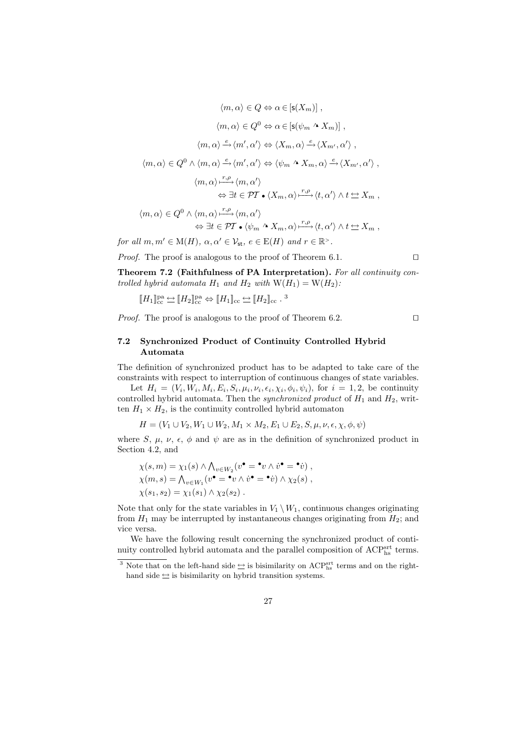$$\langle m, \alpha \rangle \in Q \Leftrightarrow \alpha \in [\mathsf{s}(X_m)] \ ,$$

$$\langle m, \alpha \rangle \in Q^0 \Leftrightarrow \alpha \in [\mathsf{s}(\psi_m \mathbin{\text{^\bullet}} X_m)] \ ,$$

$$\langle m, \alpha \rangle \xrightarrow{e} \langle m', \alpha' \rangle \Leftrightarrow \langle X_m, \alpha \rangle \xrightarrow{e} \langle X_{m'}, \alpha' \rangle \ ,$$

$$\langle m, \alpha \rangle \in Q^0 \wedge \langle m, \alpha \rangle \xrightarrow{e} \langle m', \alpha' \rangle \Leftrightarrow \langle \psi_m \mathbin{\text{^\bullet}} X_m, \alpha \rangle \xrightarrow{e} \langle X_{m'}, \alpha' \rangle \ ,$$

$$\begin{aligned} &\langle m, \alpha \rangle \xmapsto{r,\rho} \langle m, \alpha' \rangle \\ &\qquad \Leftrightarrow \exists t \in \mathcal{PT} \bullet \langle X_m, \alpha \rangle \xmapsto{r,\rho} \langle t, \alpha' \rangle \wedge t \leftrightarrows X_m \ , \end{aligned}$$

$$\begin{aligned} &\langle m, \alpha \rangle \in Q^0 \wedge \langle m, \alpha \rangle \xmapsto{r,\rho} \langle m, \alpha' \rangle \\ &\qquad \Leftrightarrow \exists t \in \mathcal{PT} \bullet \langle \psi_m \mathbin{\text{^\bullet}} X_m, \alpha \rangle \xmapsto{r,\rho} \langle t, \alpha' \rangle \wedge t \leftrightarrows X_m \ , \end{aligned}$$

*for all* $m, m' \in \mathrm{M}(H)$, $\alpha, \alpha' \in \mathcal{V}_{\mathsf{st}}$, $e \in \mathrm{E}(H)$ *and* $r \in \mathbb{R}^{>}$.

*Proof.* The proof is analogous to the proof of Theorem 6.1. □

**Theorem 7.2 (Faithfulness of PA Interpretation).** *For all continuity controlled hybrid automata* $H_1$ *and* $H_2$ *with* $\mathrm{W}(H_1) = \mathrm{W}(H_2)$*:*

$[\![H_1]\!]^{\mathrm{pa}}_{\mathrm{cc}} \leftrightarrows [\![H_2]\!]^{\mathrm{pa}}_{\mathrm{cc}} \Leftrightarrow [\![H_1]\!]_{\mathrm{cc}} \leftrightarrows [\![H_2]\!]_{\mathrm{cc}}$ . [3]

*Proof.* The proof is analogous to the proof of Theorem 6.2. □

### 7.2 Synchronized Product of Continuity Controlled Hybrid Automata

The definition of synchronized product has to be adapted to take care of the constraints with respect to interruption of continuous changes of state variables.

Let $H_i = (V_i, W_i, M_i, E_i, S_i, \mu_i, \nu_i, \epsilon_i, \chi_i, \phi_i, \psi_i)$, for $i = 1, 2$, be continuity controlled hybrid automata. Then the *synchronized product* of $H_1$ and $H_2$, written $H_1 \times H_2$, is the continuity controlled hybrid automaton

$$H = (V_1 \cup V_2, W_1 \cup W_2, M_1 \times M_2, E_1 \cup E_2, S, \mu, \nu, \epsilon, \chi, \phi, \psi)$$

where $S$, $\mu$, $\nu$, $\epsilon$, $\phi$ and $\psi$ are as in the definition of synchronized product in Section 4.2, and

$$\begin{aligned} &\chi(s, m) = \chi_1(s) \wedge \textstyle\bigwedge_{v \in W_2} (v^{\bullet} = {}^{\bullet}v \wedge \dot{v}^{\bullet} = {}^{\bullet}\dot{v}) \ , \\ &\chi(m, s) = \textstyle\bigwedge_{v \in W_1} (v^{\bullet} = {}^{\bullet}v \wedge \dot{v}^{\bullet} = {}^{\bullet}\dot{v}) \wedge \chi_2(s) \ , \\ &\chi(s_1, s_2) = \chi_1(s_1) \wedge \chi_2(s_2) \ . \end{aligned}$$

Note that only for the state variables in $V_1 \setminus W_1$, continuous changes originating from $H_1$ may be interrupted by instantaneous changes originating from $H_2$; and vice versa.

We have the following result concerning the synchronized product of continuity controlled hybrid automata and the parallel composition of $\mathrm{ACP}^{\mathrm{srt}}_{\mathrm{hs}}$ terms.

[3] Note that on the left-hand side $\leftrightarrows$ is bisimilarity on $\mathrm{ACP}^{\mathrm{srt}}_{\mathrm{hs}}$ terms and on the right-hand side $\leftrightarrows$ is bisimilarity on hybrid transition systems.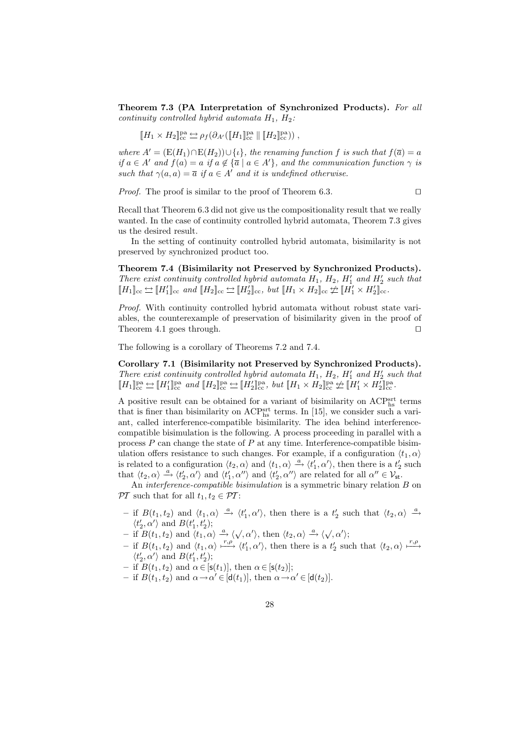**Theorem 7.3 (PA Interpretation of Synchronized Products).** *For all continuity controlled hybrid automata $H_1$, $H_2$:*

$$[\![H_1 \times H_2]\!]^{\mathrm{pa}}_{\mathrm{cc}} \leftrightarrows \rho_f(\partial_{A'}([\![H_1]\!]^{\mathrm{pa}}_{\mathrm{cc}} \parallel [\![H_2]\!]^{\mathrm{pa}}_{\mathrm{cc}}))\;,$$

*where $A' = (\mathrm{E}(H_1) \cap \mathrm{E}(H_2)) \cup \{\iota\}$, the renaming function $f$ is such that $f(\overline{a}) = a$ if $a \in A'$ and $f(a) = a$ if $a \notin \{\overline{a} \mid a \in A'\}$, and the communication function $\gamma$ is such that $\gamma(a,a) = \overline{a}$ if $a \in A'$ and it is undefined otherwise.*

*Proof.* The proof is similar to the proof of Theorem 6.3. □

Recall that Theorem 6.3 did not give us the compositionality result that we really wanted. In the case of continuity controlled hybrid automata, Theorem 7.3 gives us the desired result.

In the setting of continuity controlled hybrid automata, bisimilarity is not preserved by synchronized product too.

**Theorem 7.4 (Bisimilarity not Preserved by Synchronized Products).** *There exist continuity controlled hybrid automata $H_1$, $H_2$, $H'_1$ and $H'_2$ such that $[\![H_1]\!]_{\mathrm{cc}} \leftrightarrows [\![H'_1]\!]_{\mathrm{cc}}$ and $[\![H_2]\!]_{\mathrm{cc}} \leftrightarrows [\![H'_2]\!]_{\mathrm{cc}}$, but $[\![H_1 \times H_2]\!]_{\mathrm{cc}} \not\leftrightarrows [\![H'_1 \times H'_2]\!]_{\mathrm{cc}}$.*

*Proof.* With continuity controlled hybrid automata without robust state variables, the counterexample of preservation of bisimilarity given in the proof of Theorem 4.1 goes through. □

The following is a corollary of Theorems 7.2 and 7.4.

**Corollary 7.1 (Bisimilarity not Preserved by Synchronized Products).** *There exist continuity controlled hybrid automata $H_1$, $H_2$, $H'_1$ and $H'_2$ such that $[\![H_1]\!]^{\mathrm{pa}}_{\mathrm{cc}} \leftrightarrows [\![H'_1]\!]^{\mathrm{pa}}_{\mathrm{cc}}$ and $[\![H_2]\!]^{\mathrm{pa}}_{\mathrm{cc}} \leftrightarrows [\![H'_2]\!]^{\mathrm{pa}}_{\mathrm{cc}}$, but $[\![H_1 \times H_2]\!]^{\mathrm{pa}}_{\mathrm{cc}} \not\leftrightarrows [\![H'_1 \times H'_2]\!]^{\mathrm{pa}}_{\mathrm{cc}}$.*

A positive result can be obtained for a variant of bisimilarity on $\mathrm{ACP}^{\mathrm{srt}}_{\mathrm{hs}}$ terms that is finer than bisimilarity on $\mathrm{ACP}^{\mathrm{srt}}_{\mathrm{hs}}$ terms. In [15], we consider such a variant, called interference-compatible bisimilarity. The idea behind interference-compatible bisimulation is the following. A process proceeding in parallel with a process $P$ can change the state of $P$ at any time. Interference-compatible bisimulation offers resistance to such changes. For example, if a configuration $\langle t_1, \alpha \rangle$ is related to a configuration $\langle t_2, \alpha \rangle$ and $\langle t_1, \alpha \rangle \xrightarrow{a} \langle t'_1, \alpha' \rangle$, then there is a $t'_2$ such that $\langle t_2, \alpha \rangle \xrightarrow{a} \langle t'_2, \alpha' \rangle$ and $\langle t'_1, \alpha'' \rangle$ and $\langle t'_2, \alpha'' \rangle$ are related for all $\alpha'' \in \mathcal{V}_{\mathsf{st}}$.

An *interference-compatible bisimulation* is a symmetric binary relation $B$ on $\mathcal{PT}$ such that for all $t_1, t_2 \in \mathcal{PT}$:

- if $B(t_1, t_2)$ and $\langle t_1, \alpha \rangle \xrightarrow{a} \langle t'_1, \alpha' \rangle$, then there is a $t'_2$ such that $\langle t_2, \alpha \rangle \xrightarrow{a} \langle t'_2, \alpha' \rangle$ and $B(t'_1, t'_2)$;
- if $B(t_1, t_2)$ and $\langle t_1, \alpha \rangle \xrightarrow{a} \langle \surd, \alpha' \rangle$, then $\langle t_2, \alpha \rangle \xrightarrow{a} \langle \surd, \alpha' \rangle$;
- if $B(t_1, t_2)$ and $\langle t_1, \alpha \rangle \overset{r,\rho}{\longmapsto} \langle t'_1, \alpha' \rangle$, then there is a $t'_2$ such that $\langle t_2, \alpha \rangle \overset{r,\rho}{\longmapsto} \langle t'_2, \alpha' \rangle$ and $B(t'_1, t'_2)$;
- if $B(t_1, t_2)$ and $\alpha \in [\mathsf{s}(t_1)]$, then $\alpha \in [\mathsf{s}(t_2)]$;
- if $B(t_1, t_2)$ and $\alpha \to \alpha' \in [\mathsf{d}(t_1)]$, then $\alpha \to \alpha' \in [\mathsf{d}(t_2)]$.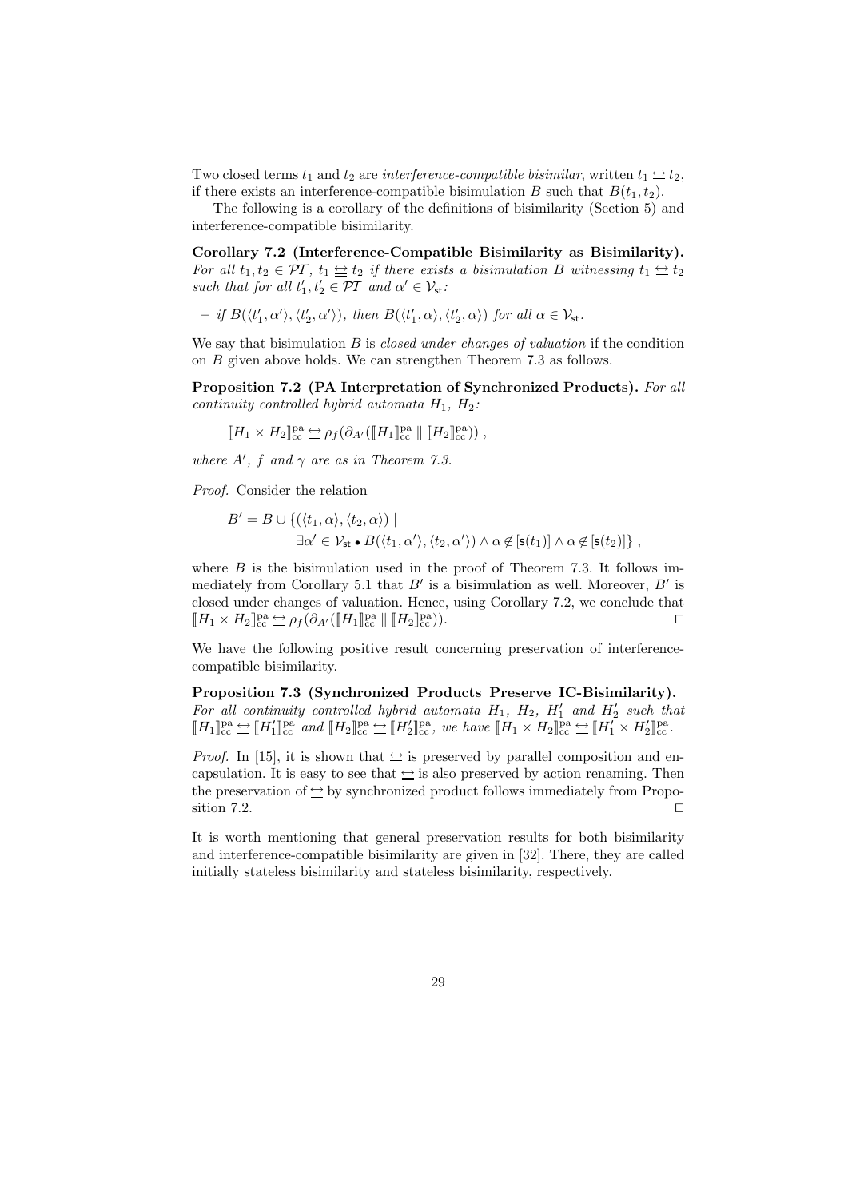Two closed terms $t_1$ and $t_2$ are *interference-compatible bisimilar*, written $t_1 \underline{\leftrightarrow} t_2$, if there exists an interference-compatible bisimulation $B$ such that $B(t_1, t_2)$.

The following is a corollary of the definitions of bisimilarity (Section 5) and interference-compatible bisimilarity.

**Corollary 7.2 (Interference-Compatible Bisimilarity as Bisimilarity).** *For all $t_1, t_2 \in \mathcal{PT}$, $t_1 \underline{\leftrightarrow} t_2$ if there exists a bisimulation $B$ witnessing $t_1 \leftrightarrow t_2$ such that for all $t'_1, t'_2 \in \mathcal{PT}$ and $\alpha' \in \mathcal{V}_{\mathsf{st}}$:*

– *if $B(\langle t'_1, \alpha' \rangle, \langle t'_2, \alpha' \rangle)$, then $B(\langle t'_1, \alpha \rangle, \langle t'_2, \alpha \rangle)$ for all $\alpha \in \mathcal{V}_{\mathsf{st}}$.*

We say that bisimulation $B$ is *closed under changes of valuation* if the condition on $B$ given above holds. We can strengthen Theorem 7.3 as follows.

**Proposition 7.2 (PA Interpretation of Synchronized Products).** *For all continuity controlled hybrid automata $H_1$, $H_2$:*

$$[\![H_1 \times H_2]\!]^{\mathrm{pa}}_{\mathrm{cc}} \underline{\leftrightarrow} \rho_f(\partial_{A'}([\![H_1]\!]^{\mathrm{pa}}_{\mathrm{cc}} \parallel [\![H_2]\!]^{\mathrm{pa}}_{\mathrm{cc}}))\ ,$$

*where $A'$, $f$ and $\gamma$ are as in Theorem 7.3.*

*Proof.* Consider the relation

$$\begin{aligned} B' = B \cup \{(\langle t_1, \alpha \rangle, \langle t_2, \alpha \rangle) \mid \\ \exists \alpha' \in \mathcal{V}_{\mathsf{st}} \bullet B(\langle t_1, \alpha' \rangle, \langle t_2, \alpha' \rangle) \wedge \alpha \notin [\mathsf{s}(t_1)] \wedge \alpha \notin [\mathsf{s}(t_2)]\}\ , \end{aligned}$$

where $B$ is the bisimulation used in the proof of Theorem 7.3. It follows immediately from Corollary 5.1 that $B'$ is a bisimulation as well. Moreover, $B'$ is closed under changes of valuation. Hence, using Corollary 7.2, we conclude that $[\![H_1 \times H_2]\!]^{\mathrm{pa}}_{\mathrm{cc}} \underline{\leftrightarrow} \rho_f(\partial_{A'}([\![H_1]\!]^{\mathrm{pa}}_{\mathrm{cc}} \parallel [\![H_2]\!]^{\mathrm{pa}}_{\mathrm{cc}}))$. □

We have the following positive result concerning preservation of interference-compatible bisimilarity.

**Proposition 7.3 (Synchronized Products Preserve IC-Bisimilarity).** *For all continuity controlled hybrid automata $H_1$, $H_2$, $H'_1$ and $H'_2$ such that $[\![H_1]\!]^{\mathrm{pa}}_{\mathrm{cc}} \underline{\leftrightarrow} [\![H'_1]\!]^{\mathrm{pa}}_{\mathrm{cc}}$ and $[\![H_2]\!]^{\mathrm{pa}}_{\mathrm{cc}} \underline{\leftrightarrow} [\![H'_2]\!]^{\mathrm{pa}}_{\mathrm{cc}}$, we have $[\![H_1 \times H_2]\!]^{\mathrm{pa}}_{\mathrm{cc}} \underline{\leftrightarrow} [\![H'_1 \times H'_2]\!]^{\mathrm{pa}}_{\mathrm{cc}}$.*

*Proof.* In [15], it is shown that $\underline{\leftrightarrow}$ is preserved by parallel composition and encapsulation. It is easy to see that $\underline{\leftrightarrow}$ is also preserved by action renaming. Then the preservation of $\underline{\leftrightarrow}$ by synchronized product follows immediately from Proposition 7.2. □

It is worth mentioning that general preservation results for both bisimilarity and interference-compatible bisimilarity are given in [32]. There, they are called initially stateless bisimilarity and stateless bisimilarity, respectively.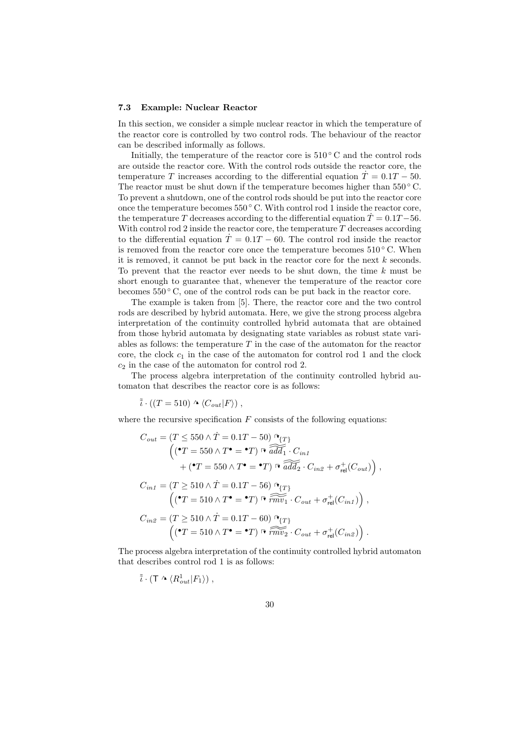### 7.3 Example: Nuclear Reactor

In this section, we consider a simple nuclear reactor in which the temperature of the reactor core is controlled by two control rods. The behaviour of the reactor can be described informally as follows.

Initially, the temperature of the reactor core is $510^\circ$ C and the control rods are outside the reactor core. With the control rods outside the reactor core, the temperature $T$ increases according to the differential equation $\dot{T} = 0.1T - 50$. The reactor must be shut down if the temperature becomes higher than $550^\circ$ C. To prevent a shutdown, one of the control rods should be put into the reactor core once the temperature becomes $550^\circ$ C. With control rod 1 inside the reactor core, the temperature $T$ decreases according to the differential equation $\dot{T} = 0.1T - 56$. With control rod 2 inside the reactor core, the temperature $T$ decreases according to the differential equation $\dot{T} = 0.1T - 60$. The control rod inside the reactor is removed from the reactor core once the temperature becomes $510^\circ$ C. When it is removed, it cannot be put back in the reactor core for the next $k$ seconds. To prevent that the reactor ever needs to be shut down, the time $k$ must be short enough to guarantee that, whenever the temperature of the reactor core becomes $550^\circ$ C, one of the control rods can be put back in the reactor core.

The example is taken from [5]. There, the reactor core and the two control rods are described by hybrid automata. Here, we give the strong process algebra interpretation of the continuity controlled hybrid automata that are obtained from those hybrid automata by designating state variables as robust state variables as follows: the temperature $T$ in the case of the automaton for the reactor core, the clock $c_1$ in the case of the automaton for control rod 1 and the clock $c_2$ in the case of the automaton for control rod 2.

The process algebra interpretation of the continuity controlled hybrid automaton that describes the reactor core is as follows:

$$\tilde{\tilde{\iota}} \cdot ((T = 510) \curvearrowright \langle C_{out} | F \rangle) ,$$

where the recursive specification $F$ consists of the following equations:

$$\begin{aligned}
C_{out} &= (T \leq 550 \land \dot{T} = 0.1T - 50) \curvearrowright_{\{T\}} \\
&\quad \Big( ({}^\bullet T = 550 \land T^\bullet = {}^\bullet T) :\to \widetilde{\widetilde{add}}_1 \cdot C_{in1} \\
&\qquad + ({}^\bullet T = 550 \land T^\bullet = {}^\bullet T) :\to \widetilde{\widetilde{add}}_2 \cdot C_{in2} + \sigma^{+}_{\mathsf{rel}}(C_{out}) \Big) , \\
C_{in1} &= (T \geq 510 \land \dot{T} = 0.1T - 56) \curvearrowright_{\{T\}} \\
&\quad \Big( ({}^\bullet T = 510 \land T^\bullet = {}^\bullet T) :\to \widetilde{\widetilde{rmv}}_1 \cdot C_{out} + \sigma^{+}_{\mathsf{rel}}(C_{in1}) \Big) , \\
C_{in2} &= (T \geq 510 \land \dot{T} = 0.1T - 60) \curvearrowright_{\{T\}} \\
&\quad \Big( ({}^\bullet T = 510 \land T^\bullet = {}^\bullet T) :\to \widetilde{\widetilde{rmv}}_2 \cdot C_{out} + \sigma^{+}_{\mathsf{rel}}(C_{in2}) \Big) .
\end{aligned}$$

The process algebra interpretation of the continuity controlled hybrid automaton that describes control rod 1 is as follows:

$$\tilde{\tilde{\iota}} \cdot (\mathsf{T} \curvearrowright \langle R^1_{out} | F_1 \rangle) ,$$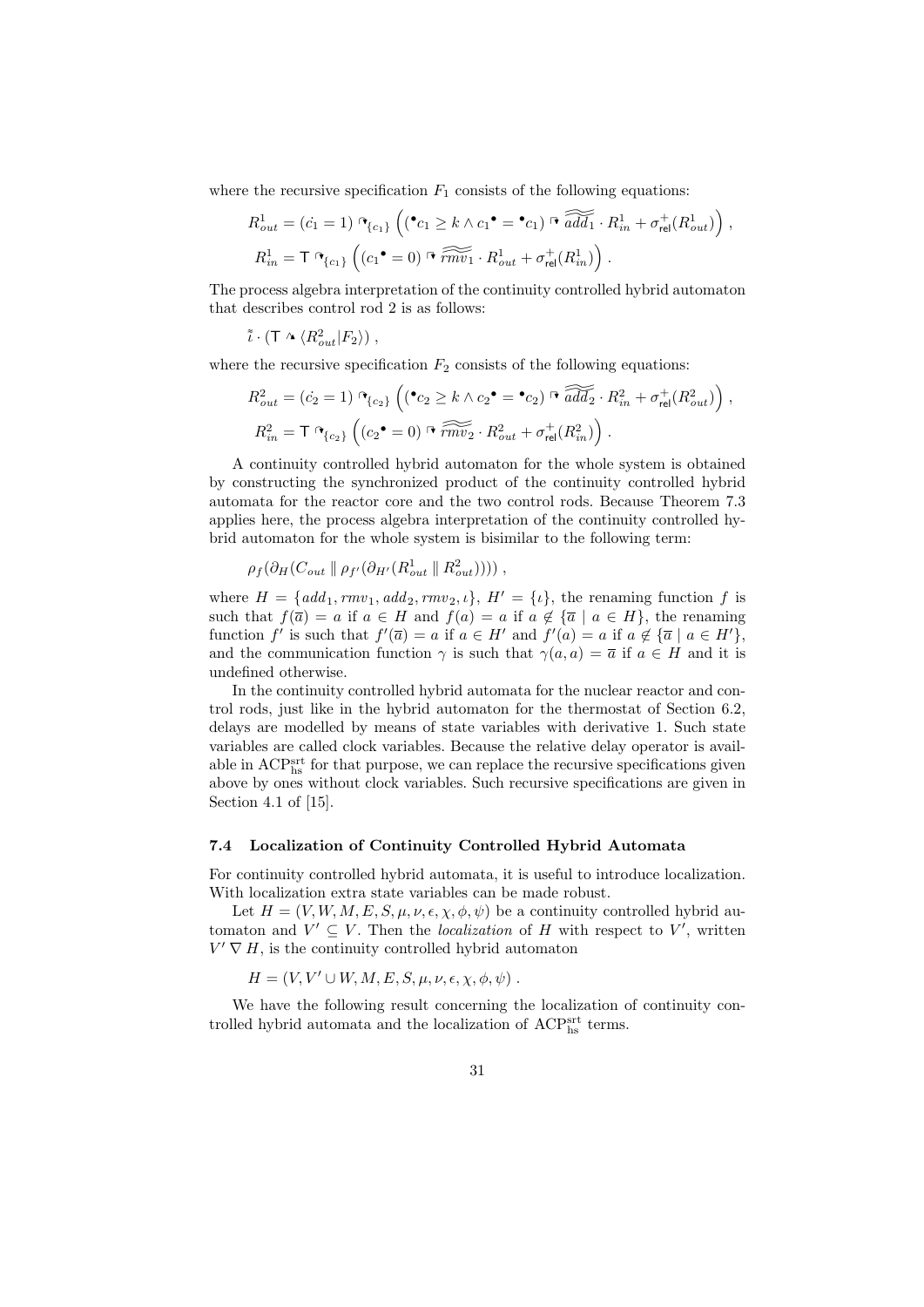where the recursive specification $F_1$ consists of the following equations:

$$R^1_{out} = (\dot{c_1} = 1) \cap_{\{c_1\}} \left( ({}^{\bullet}c_1 \geq k \wedge c_1{}^{\bullet} = {}^{\bullet}c_1) :\rightarrow \widetilde{\widetilde{add_1}} \cdot R^1_{in} + \sigma^{+}_{\mathsf{rel}}(R^1_{out}) \right) ,$$

$$R^1_{in} = \mathsf{T} \cap_{\{c_1\}} \left( (c_1{}^{\bullet} = 0) :\rightarrow \widetilde{\widetilde{rmv_1}} \cdot R^1_{out} + \sigma^{+}_{\mathsf{rel}}(R^1_{in}) \right) .$$

The process algebra interpretation of the continuity controlled hybrid automaton that describes control rod 2 is as follows:

$$\tilde{\tilde{\iota}} \cdot (\mathsf{T} \curlywedge \langle R^2_{out} | F_2 \rangle) ,$$

where the recursive specification $F_2$ consists of the following equations:

$$R^2_{out} = (\dot{c_2} = 1) \cap_{\{c_2\}} \left( ({}^{\bullet}c_2 \geq k \wedge c_2{}^{\bullet} = {}^{\bullet}c_2) :\rightarrow \widetilde{\widetilde{add_2}} \cdot R^2_{in} + \sigma^{+}_{\mathsf{rel}}(R^2_{out}) \right) ,$$

$$R^2_{in} = \mathsf{T} \cap_{\{c_2\}} \left( (c_2{}^{\bullet} = 0) :\rightarrow \widetilde{\widetilde{rmv_2}} \cdot R^2_{out} + \sigma^{+}_{\mathsf{rel}}(R^2_{in}) \right) .$$

A continuity controlled hybrid automaton for the whole system is obtained by constructing the synchronized product of the continuity controlled hybrid automata for the reactor core and the two control rods. Because Theorem 7.3 applies here, the process algebra interpretation of the continuity controlled hybrid automaton for the whole system is bisimilar to the following term:

$$\rho_f(\partial_H(C_{out} \parallel \rho_{f'}(\partial_{H'}(R^1_{out} \parallel R^2_{out})))) ,$$

where $H = \{add_1, rmv_1, add_2, rmv_2, \iota\}$, $H' = \{\iota\}$, the renaming function $f$ is such that $f(\overline{a}) = a$ if $a \in H$ and $f(a) = a$ if $a \notin \{\overline{a} \mid a \in H\}$, the renaming function $f'$ is such that $f'(\overline{a}) = a$ if $a \in H'$ and $f'(a) = a$ if $a \notin \{\overline{a} \mid a \in H'\}$, and the communication function $\gamma$ is such that $\gamma(a, a) = \overline{a}$ if $a \in H$ and it is undefined otherwise.

In the continuity controlled hybrid automata for the nuclear reactor and control rods, just like in the hybrid automaton for the thermostat of Section 6.2, delays are modelled by means of state variables with derivative 1. Such state variables are called clock variables. Because the relative delay operator is available in $\mathrm{ACP}^{\mathrm{srt}}_{\mathrm{hs}}$ for that purpose, we can replace the recursive specifications given above by ones without clock variables. Such recursive specifications are given in Section 4.1 of [15].

### 7.4 Localization of Continuity Controlled Hybrid Automata

For continuity controlled hybrid automata, it is useful to introduce localization. With localization extra state variables can be made robust.

Let $H = (V, W, M, E, S, \mu, \nu, \epsilon, \chi, \phi, \psi)$ be a continuity controlled hybrid automaton and $V' \subseteq V$. Then the *localization* of $H$ with respect to $V'$, written $V' \nabla H$, is the continuity controlled hybrid automaton

$$H = (V, V' \cup W, M, E, S, \mu, \nu, \epsilon, \chi, \phi, \psi) .$$

We have the following result concerning the localization of continuity controlled hybrid automata and the localization of $\mathrm{ACP}^{\mathrm{srt}}_{\mathrm{hs}}$ terms.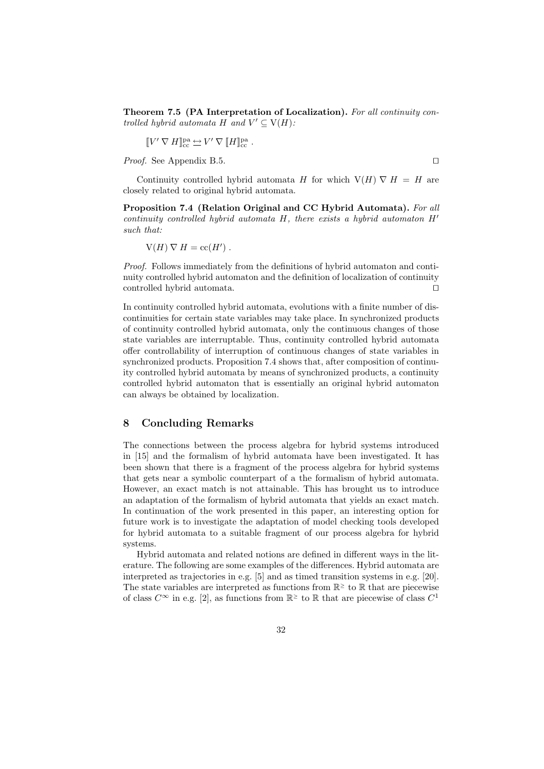**Theorem 7.5 (PA Interpretation of Localization).** *For all continuity controlled hybrid automata $H$ and $V' \subseteq \mathrm{V}(H)$:*

$$\llbracket V' \nabla H \rrbracket^{\mathrm{pa}}_{\mathrm{cc}} \leftrightarrows V' \nabla \llbracket H \rrbracket^{\mathrm{pa}}_{\mathrm{cc}} \; .$$

*Proof.* See Appendix B.5. □

Continuity controlled hybrid automata $H$ for which $\mathrm{V}(H) \nabla H = H$ are closely related to original hybrid automata.

**Proposition 7.4 (Relation Original and CC Hybrid Automata).** *For all continuity controlled hybrid automata $H$, there exists a hybrid automaton $H'$ such that:*

$$\mathrm{V}(H) \nabla H = \mathrm{cc}(H') \; .$$

*Proof.* Follows immediately from the definitions of hybrid automaton and continuity controlled hybrid automaton and the definition of localization of continuity controlled hybrid automata. □

In continuity controlled hybrid automata, evolutions with a finite number of discontinuities for certain state variables may take place. In synchronized products of continuity controlled hybrid automata, only the continuous changes of those state variables are interruptable. Thus, continuity controlled hybrid automata offer controllability of interruption of continuous changes of state variables in synchronized products. Proposition 7.4 shows that, after composition of continuity controlled hybrid automata by means of synchronized products, a continuity controlled hybrid automaton that is essentially an original hybrid automaton can always be obtained by localization.

## 8 Concluding Remarks

The connections between the process algebra for hybrid systems introduced in [15] and the formalism of hybrid automata have been investigated. It has been shown that there is a fragment of the process algebra for hybrid systems that gets near a symbolic counterpart of a the formalism of hybrid automata. However, an exact match is not attainable. This has brought us to introduce an adaptation of the formalism of hybrid automata that yields an exact match. In continuation of the work presented in this paper, an interesting option for future work is to investigate the adaptation of model checking tools developed for hybrid automata to a suitable fragment of our process algebra for hybrid systems.

Hybrid automata and related notions are defined in different ways in the literature. The following are some examples of the differences. Hybrid automata are interpreted as trajectories in e.g. [5] and as timed transition systems in e.g. [20]. The state variables are interpreted as functions from $\mathbb{R}^{\geq}$ to $\mathbb{R}$ that are piecewise of class $C^{\infty}$ in e.g. [2], as functions from $\mathbb{R}^{\geq}$ to $\mathbb{R}$ that are piecewise of class $C^{1}$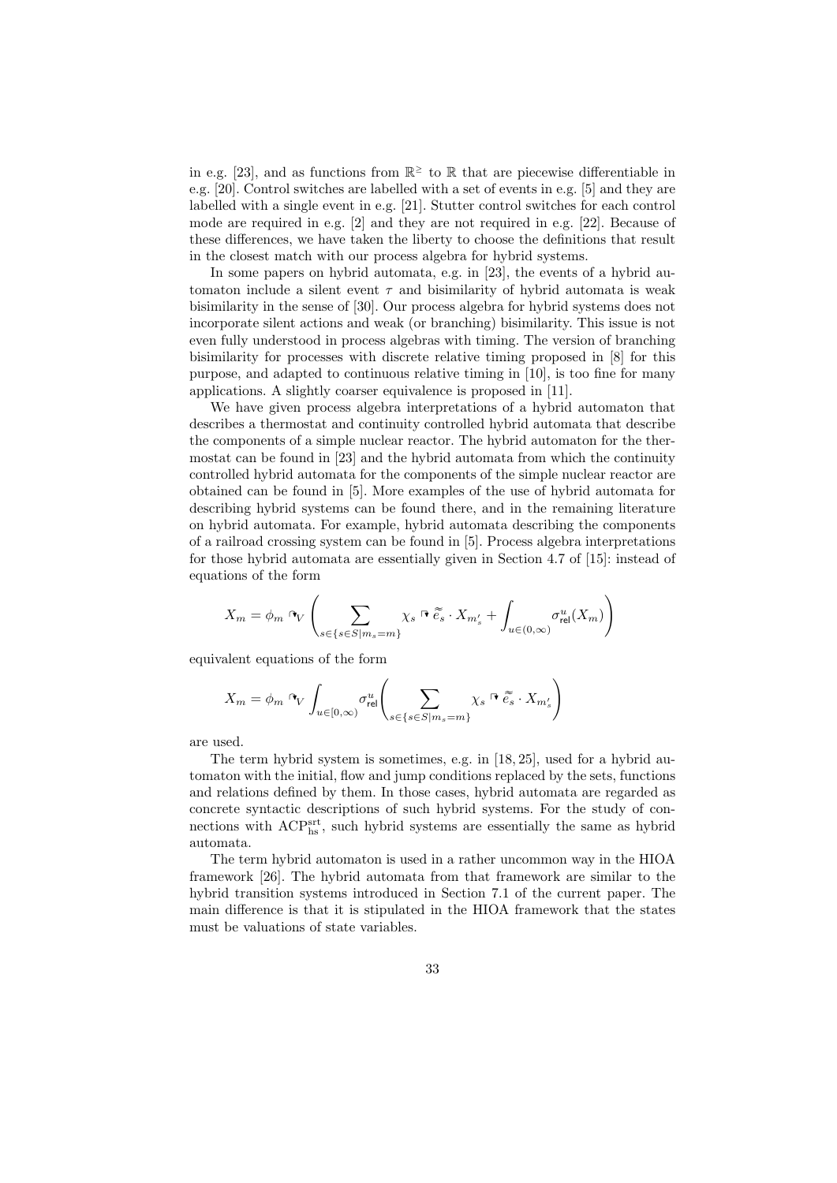in e.g. [23], and as functions from $\mathbb{R}^{\geq}$ to $\mathbb{R}$ that are piecewise differentiable in e.g. [20]. Control switches are labelled with a set of events in e.g. [5] and they are labelled with a single event in e.g. [21]. Stutter control switches for each control mode are required in e.g. [2] and they are not required in e.g. [22]. Because of these differences, we have taken the liberty to choose the definitions that result in the closest match with our process algebra for hybrid systems.

In some papers on hybrid automata, e.g. in [23], the events of a hybrid automaton include a silent event $\tau$ and bisimilarity of hybrid automata is weak bisimilarity in the sense of [30]. Our process algebra for hybrid systems does not incorporate silent actions and weak (or branching) bisimilarity. This issue is not even fully understood in process algebras with timing. The version of branching bisimilarity for processes with discrete relative timing proposed in [8] for this purpose, and adapted to continuous relative timing in [10], is too fine for many applications. A slightly coarser equivalence is proposed in [11].

We have given process algebra interpretations of a hybrid automaton that describes a thermostat and continuity controlled hybrid automata that describe the components of a simple nuclear reactor. The hybrid automaton for the thermostat can be found in [23] and the hybrid automata from which the continuity controlled hybrid automata for the components of the simple nuclear reactor are obtained can be found in [5]. More examples of the use of hybrid automata for describing hybrid systems can be found there, and in the remaining literature on hybrid automata. For example, hybrid automata describing the components of a railroad crossing system can be found in [5]. Process algebra interpretations for those hybrid automata are essentially given in Section 4.7 of [15]: instead of equations of the form

$$X_m = \phi_m \mathbin{\curvearrowright_V} \left( \sum_{s \in \{s \in S \mid m_s = m\}} \chi_s \mathbin{:\!\rightarrow} \tilde{\tilde{e}}_s \cdot X_{m'_s} + \int_{u \in (0,\infty)} \sigma^u_{\mathsf{rel}}(X_m) \right)$$

equivalent equations of the form

$$X_m = \phi_m \mathbin{\curvearrowright_V} \int_{u \in [0,\infty)} \sigma^u_{\mathsf{rel}} \left( \sum_{s \in \{s \in S \mid m_s = m\}} \chi_s \mathbin{:\!\rightarrow} \tilde{\tilde{e}}_s \cdot X_{m'_s} \right)$$

are used.

The term hybrid system is sometimes, e.g. in [18, 25], used for a hybrid automaton with the initial, flow and jump conditions replaced by the sets, functions and relations defined by them. In those cases, hybrid automata are regarded as concrete syntactic descriptions of such hybrid systems. For the study of connections with $\mathrm{ACP}^{\mathrm{srt}}_{\mathrm{hs}}$, such hybrid systems are essentially the same as hybrid automata.

The term hybrid automaton is used in a rather uncommon way in the HIOA framework [26]. The hybrid automata from that framework are similar to the hybrid transition systems introduced in Section 7.1 of the current paper. The main difference is that it is stipulated in the HIOA framework that the states must be valuations of state variables.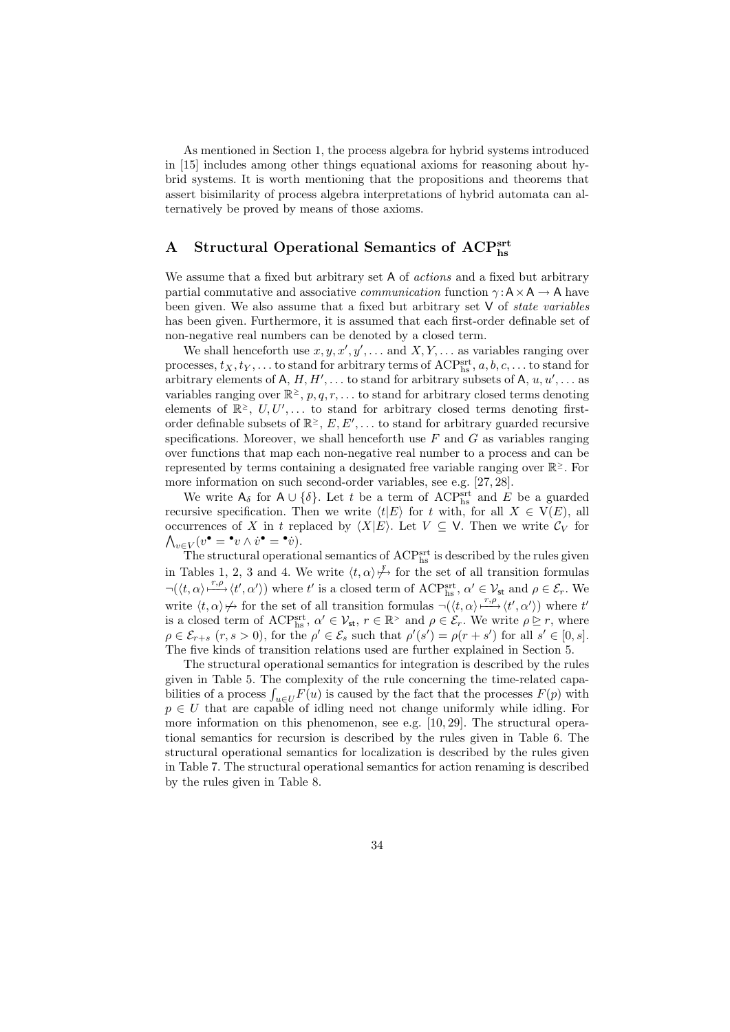As mentioned in Section 1, the process algebra for hybrid systems introduced in [15] includes among other things equational axioms for reasoning about hybrid systems. It is worth mentioning that the propositions and theorems that assert bisimilarity of process algebra interpretations of hybrid automata can alternatively be proved by means of those axioms.

# A Structural Operational Semantics of $\mathrm{ACP}^{\mathrm{srt}}_{\mathrm{hs}}$

We assume that a fixed but arbitrary set $\mathsf{A}$ of *actions* and a fixed but arbitrary partial commutative and associative *communication* function $\gamma : \mathsf{A} \times \mathsf{A} \to \mathsf{A}$ have been given. We also assume that a fixed but arbitrary set $\mathsf{V}$ of *state variables* has been given. Furthermore, it is assumed that each first-order definable set of non-negative real numbers can be denoted by a closed term.

We shall henceforth use $x, y, x', y', \ldots$ and $X, Y, \ldots$ as variables ranging over processes, $t_X, t_Y, \ldots$ to stand for arbitrary terms of $\mathrm{ACP}^{\mathrm{srt}}_{\mathrm{hs}}$, $a, b, c, \ldots$ to stand for arbitrary elements of $\mathsf{A}$, $H, H', \ldots$ to stand for arbitrary subsets of $\mathsf{A}$, $u, u', \ldots$ as variables ranging over $\mathbb{R}^{\geq}$, $p, q, r, \ldots$ to stand for arbitrary closed terms denoting elements of $\mathbb{R}^{\geq}$, $U, U', \ldots$ to stand for arbitrary closed terms denoting first-order definable subsets of $\mathbb{R}^{\geq}$, $E, E', \ldots$ to stand for arbitrary guarded recursive specifications. Moreover, we shall henceforth use $F$ and $G$ as variables ranging over functions that map each non-negative real number to a process and can be represented by terms containing a designated free variable ranging over $\mathbb{R}^{\geq}$. For more information on such second-order variables, see e.g. [27, 28].

We write $\mathsf{A}_\delta$ for $\mathsf{A} \cup \{\delta\}$. Let $t$ be a term of $\mathrm{ACP}^{\mathrm{srt}}_{\mathrm{hs}}$ and $E$ be a guarded recursive specification. Then we write $\langle t|E\rangle$ for $t$ with, for all $X \in \mathrm{V}(E)$, all occurrences of $X$ in $t$ replaced by $\langle X|E\rangle$. Let $V \subseteq \mathsf{V}$. Then we write $\mathcal{C}_V$ for $\bigwedge_{v \in V}(v^{\bullet} = {}^{\bullet}v \wedge \dot{v}^{\bullet} = {}^{\bullet}\dot{v})$.

The structural operational semantics of $\mathrm{ACP}^{\mathrm{srt}}_{\mathrm{hs}}$ is described by the rules given in Tables 1, 2, 3 and 4. We write $\langle t, \alpha\rangle \overset{r}{\not\mapsto}$ for the set of all transition formulas $\neg(\langle t, \alpha\rangle \xmapsto{r,\rho} \langle t', \alpha'\rangle)$ where $t'$ is a closed term of $\mathrm{ACP}^{\mathrm{srt}}_{\mathrm{hs}}$, $\alpha' \in \mathcal{V}_{\mathsf{st}}$ and $\rho \in \mathcal{E}_r$. We write $\langle t, \alpha\rangle \not\mapsto$ for the set of all transition formulas $\neg(\langle t, \alpha\rangle \xmapsto{r,\rho} \langle t', \alpha'\rangle)$ where $t'$ is a closed term of $\mathrm{ACP}^{\mathrm{srt}}_{\mathrm{hs}}$, $\alpha' \in \mathcal{V}_{\mathsf{st}}$, $r \in \mathbb{R}^{>}$ and $\rho \in \mathcal{E}_r$. We write $\rho \trianglerighteq r$, where $\rho \in \mathcal{E}_{r+s}$ $(r, s > 0)$, for the $\rho' \in \mathcal{E}_s$ such that $\rho'(s') = \rho(r + s')$ for all $s' \in [0, s]$. The five kinds of transition relations used are further explained in Section 5.

The structural operational semantics for integration is described by the rules given in Table 5. The complexity of the rule concerning the time-related capabilities of a process $\int_{u \in U} F(u)$ is caused by the fact that the processes $F(p)$ with $p \in U$ that are capable of idling need not change uniformly while idling. For more information on this phenomenon, see e.g. [10, 29]. The structural operational semantics for recursion is described by the rules given in Table 6. The structural operational semantics for localization is described by the rules given in Table 7. The structural operational semantics for action renaming is described by the rules given in Table 8.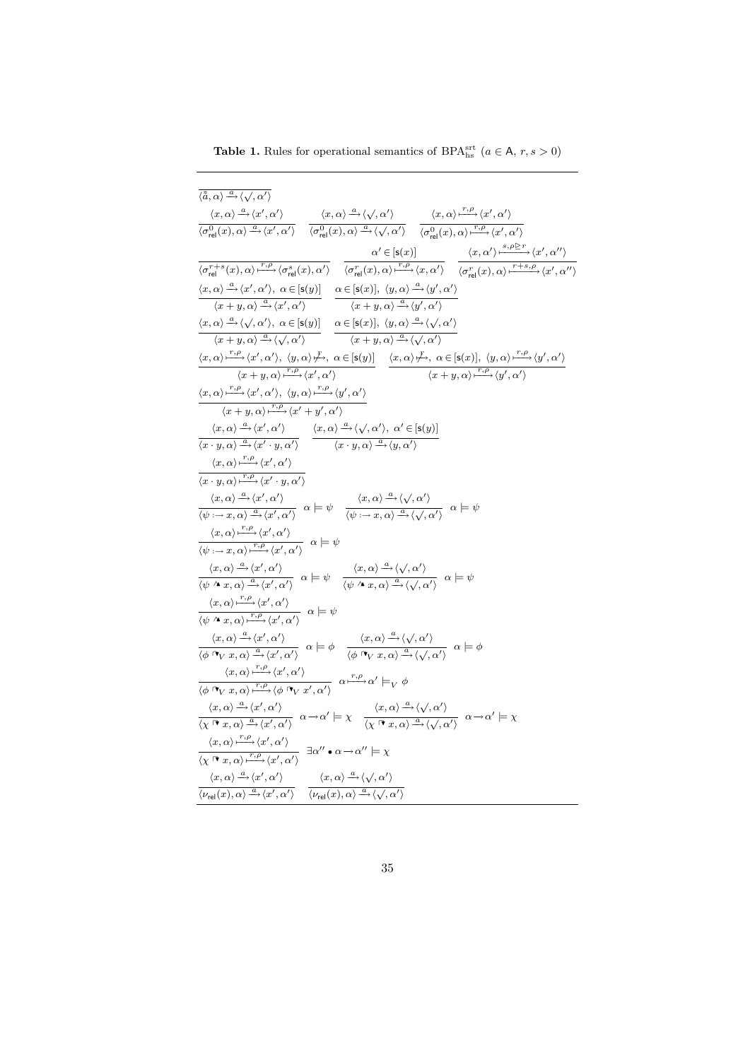**Table 1.** Rules for operational semantics of $\mathrm{BPA}^{\mathrm{srt}}_{\mathrm{hs}}$ ($a \in \mathsf{A}$, $r, s > 0$)

$$\frac{}{\langle \tilde{\tilde{a}}, \alpha\rangle \xrightarrow{a} \langle \surd, \alpha' \rangle}$$

$$\frac{\langle x, \alpha\rangle \xrightarrow{a} \langle x', \alpha' \rangle}{\langle \sigma^0_{\mathsf{rel}}(x), \alpha\rangle \xrightarrow{a} \langle x', \alpha' \rangle} \quad \frac{\langle x, \alpha\rangle \xrightarrow{a} \langle \surd, \alpha' \rangle}{\langle \sigma^0_{\mathsf{rel}}(x), \alpha\rangle \xrightarrow{a} \langle \surd, \alpha' \rangle} \quad \frac{\langle x, \alpha\rangle \xmapsto{r,\rho} \langle x', \alpha' \rangle}{\langle \sigma^0_{\mathsf{rel}}(x), \alpha\rangle \xmapsto{r,\rho} \langle x', \alpha' \rangle}$$

$$\frac{}{\langle \sigma^{r+s}_{\mathsf{rel}}(x), \alpha\rangle \xmapsto{r,\rho} \langle \sigma^s_{\mathsf{rel}}(x), \alpha' \rangle} \quad \frac{\alpha' \in [\mathsf{s}(x)]}{\langle \sigma^r_{\mathsf{rel}}(x), \alpha\rangle \xmapsto{r,\rho} \langle x, \alpha' \rangle} \quad \frac{\langle x, \alpha'\rangle \xmapsto{s,\rho \trianglerighteq r} \langle x', \alpha'' \rangle}{\langle \sigma^r_{\mathsf{rel}}(x), \alpha\rangle \xmapsto{r+s,\rho} \langle x', \alpha'' \rangle}$$

$$\frac{\langle x, \alpha\rangle \xrightarrow{a} \langle x', \alpha' \rangle,\ \alpha \in [\mathsf{s}(y)]}{\langle x + y, \alpha\rangle \xrightarrow{a} \langle x', \alpha' \rangle} \quad \frac{\alpha \in [\mathsf{s}(x)],\ \langle y, \alpha\rangle \xrightarrow{a} \langle y', \alpha' \rangle}{\langle x + y, \alpha\rangle \xrightarrow{a} \langle y', \alpha' \rangle}$$

$$\frac{\langle x, \alpha\rangle \xrightarrow{a} \langle \surd, \alpha' \rangle,\ \alpha \in [\mathsf{s}(y)]}{\langle x + y, \alpha\rangle \xrightarrow{a} \langle \surd, \alpha' \rangle} \quad \frac{\alpha \in [\mathsf{s}(x)],\ \langle y, \alpha\rangle \xrightarrow{a} \langle \surd, \alpha' \rangle}{\langle x + y, \alpha\rangle \xrightarrow{a} \langle \surd, \alpha' \rangle}$$

$$\frac{\langle x, \alpha\rangle \xmapsto{r,\rho} \langle x', \alpha' \rangle,\ \langle y, \alpha\rangle \not\xmapsto{r},\ \alpha \in [\mathsf{s}(y)]}{\langle x + y, \alpha\rangle \xmapsto{r,\rho} \langle x', \alpha' \rangle} \quad \frac{\langle x, \alpha\rangle \not\xmapsto{r},\ \alpha \in [\mathsf{s}(x)],\ \langle y, \alpha\rangle \xmapsto{r,\rho} \langle y', \alpha' \rangle}{\langle x + y, \alpha\rangle \xmapsto{r,\rho} \langle y', \alpha' \rangle}$$

$$\frac{\langle x, \alpha\rangle \xmapsto{r,\rho} \langle x', \alpha' \rangle,\ \langle y, \alpha\rangle \xmapsto{r,\rho} \langle y', \alpha' \rangle}{\langle x + y, \alpha\rangle \xmapsto{r,\rho} \langle x' + y', \alpha' \rangle}$$

$$\frac{\langle x, \alpha\rangle \xrightarrow{a} \langle x', \alpha' \rangle}{\langle x \cdot y, \alpha\rangle \xrightarrow{a} \langle x' \cdot y, \alpha' \rangle} \quad \frac{\langle x, \alpha\rangle \xrightarrow{a} \langle \surd, \alpha' \rangle,\ \alpha' \in [\mathsf{s}(y)]}{\langle x \cdot y, \alpha\rangle \xrightarrow{a} \langle y, \alpha' \rangle}$$

$$\frac{\langle x, \alpha\rangle \xmapsto{r,\rho} \langle x', \alpha' \rangle}{\langle x \cdot y, \alpha\rangle \xmapsto{r,\rho} \langle x' \cdot y, \alpha' \rangle}$$

$$\frac{\langle x, \alpha\rangle \xrightarrow{a} \langle x', \alpha' \rangle}{\langle \psi :\rightarrow x, \alpha\rangle \xrightarrow{a} \langle x', \alpha' \rangle}\ \alpha \models \psi \quad \frac{\langle x, \alpha\rangle \xrightarrow{a} \langle \surd, \alpha' \rangle}{\langle \psi :\rightarrow x, \alpha\rangle \xrightarrow{a} \langle \surd, \alpha' \rangle}\ \alpha \models \psi$$

$$\frac{\langle x, \alpha\rangle \xmapsto{r,\rho} \langle x', \alpha' \rangle}{\langle \psi :\rightarrow x, \alpha\rangle \xmapsto{r,\rho} \langle x', \alpha' \rangle}\ \alpha \models \psi$$

$$\frac{\langle x, \alpha\rangle \xrightarrow{a} \langle x', \alpha' \rangle}{\langle \psi \curlywedge x, \alpha\rangle \xrightarrow{a} \langle x', \alpha' \rangle}\ \alpha \models \psi \quad \frac{\langle x, \alpha\rangle \xrightarrow{a} \langle \surd, \alpha' \rangle}{\langle \psi \curlywedge x, \alpha\rangle \xrightarrow{a} \langle \surd, \alpha' \rangle}\ \alpha \models \psi$$

$$\frac{\langle x, \alpha\rangle \xmapsto{r,\rho} \langle x', \alpha' \rangle}{\langle \psi \curlywedge x, \alpha\rangle \xmapsto{r,\rho} \langle x', \alpha' \rangle}\ \alpha \models \psi$$

$$\frac{\langle x, \alpha\rangle \xrightarrow{a} \langle x', \alpha' \rangle}{\langle \phi \ulcorner_V x, \alpha\rangle \xrightarrow{a} \langle x', \alpha' \rangle}\ \alpha \models \phi \quad \frac{\langle x, \alpha\rangle \xrightarrow{a} \langle \surd, \alpha' \rangle}{\langle \phi \ulcorner_V x, \alpha\rangle \xrightarrow{a} \langle \surd, \alpha' \rangle}\ \alpha \models \phi$$

$$\frac{\langle x, \alpha\rangle \xmapsto{r,\rho} \langle x', \alpha' \rangle}{\langle \phi \ulcorner_V x, \alpha\rangle \xmapsto{r,\rho} \langle \phi \ulcorner_V x', \alpha' \rangle}\ \alpha \xmapsto{r,\rho} \alpha' \models_V \phi$$

$$\frac{\langle x, \alpha\rangle \xrightarrow{a} \langle x', \alpha' \rangle}{\langle \chi \ulcorner x, \alpha\rangle \xrightarrow{a} \langle x', \alpha' \rangle}\ \alpha \rightarrow \alpha' \models \chi \quad \frac{\langle x, \alpha\rangle \xrightarrow{a} \langle \surd, \alpha' \rangle}{\langle \chi \ulcorner x, \alpha\rangle \xrightarrow{a} \langle \surd, \alpha' \rangle}\ \alpha \rightarrow \alpha' \models \chi$$

$$\frac{\langle x, \alpha\rangle \xmapsto{r,\rho} \langle x', \alpha' \rangle}{\langle \chi \ulcorner x, \alpha\rangle \xmapsto{r,\rho} \langle x', \alpha' \rangle}\ \exists \alpha'' \bullet \alpha \rightarrow \alpha'' \models \chi$$

$$\frac{\langle x, \alpha\rangle \xrightarrow{a} \langle x', \alpha' \rangle}{\langle \nu_{\mathsf{rel}}(x), \alpha\rangle \xrightarrow{a} \langle x', \alpha' \rangle} \quad \frac{\langle x, \alpha\rangle \xrightarrow{a} \langle \surd, \alpha' \rangle}{\langle \nu_{\mathsf{rel}}(x), \alpha\rangle \xrightarrow{a} \langle \surd, \alpha' \rangle}$$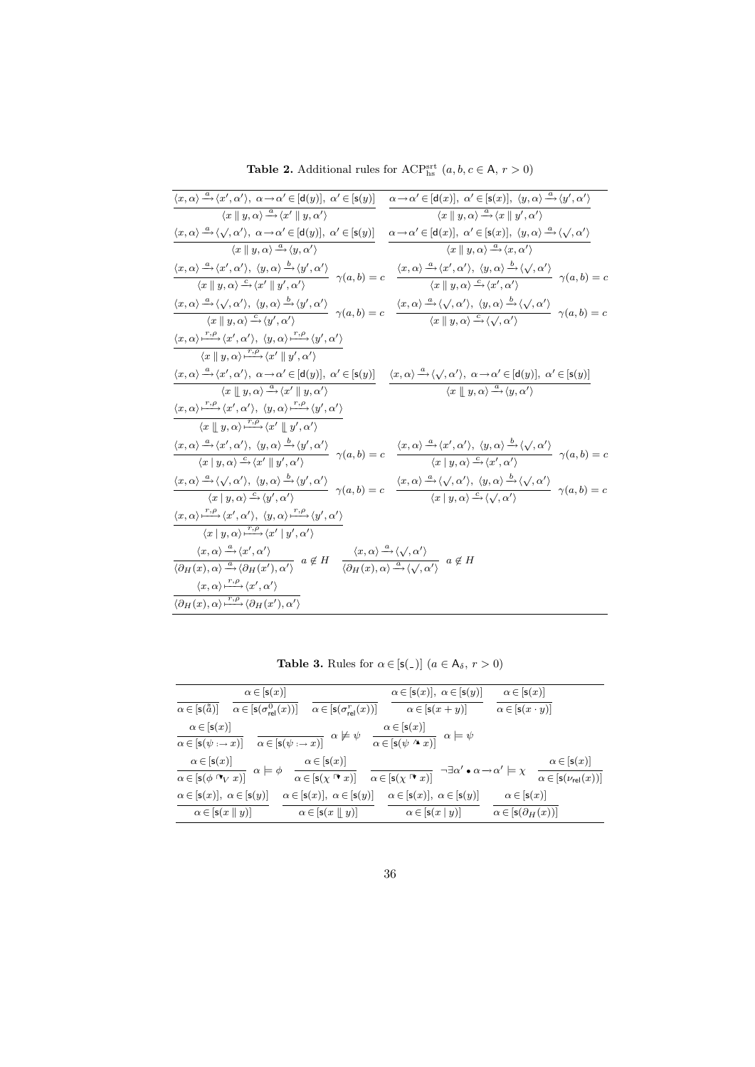**Table 2.** Additional rules for $\mathrm{ACP}^{\mathrm{srt}}_{\mathrm{hs}}$ $(a, b, c \in \mathsf{A},\ r > 0)$

$$
\frac{\langle x,\alpha\rangle \xrightarrow{a} \langle x',\alpha'\rangle,\ \alpha \rightarrow \alpha' \in [\mathsf{d}(y)],\ \alpha' \in [\mathsf{s}(y)]}{\langle x \parallel y,\alpha\rangle \xrightarrow{a} \langle x' \parallel y,\alpha'\rangle}
\qquad
\frac{\alpha \rightarrow \alpha' \in [\mathsf{d}(x)],\ \alpha' \in [\mathsf{s}(x)],\ \langle y,\alpha\rangle \xrightarrow{a} \langle y',\alpha'\rangle}{\langle x \parallel y,\alpha\rangle \xrightarrow{a} \langle x \parallel y',\alpha'\rangle}
$$

$$
\frac{\langle x,\alpha\rangle \xrightarrow{a} \langle \surd,\alpha'\rangle,\ \alpha \rightarrow \alpha' \in [\mathsf{d}(y)],\ \alpha' \in [\mathsf{s}(y)]}{\langle x \parallel y,\alpha\rangle \xrightarrow{a} \langle y,\alpha'\rangle}
\qquad
\frac{\alpha \rightarrow \alpha' \in [\mathsf{d}(x)],\ \alpha' \in [\mathsf{s}(x)],\ \langle y,\alpha\rangle \xrightarrow{a} \langle \surd,\alpha'\rangle}{\langle x \parallel y,\alpha\rangle \xrightarrow{a} \langle x,\alpha'\rangle}
$$

$$
\frac{\langle x,\alpha\rangle \xrightarrow{a} \langle x',\alpha'\rangle,\ \langle y,\alpha\rangle \xrightarrow{b} \langle y',\alpha'\rangle}{\langle x \parallel y,\alpha\rangle \xrightarrow{c} \langle x' \parallel y',\alpha'\rangle}\ \gamma(a,b)=c
\qquad
\frac{\langle x,\alpha\rangle \xrightarrow{a} \langle x',\alpha'\rangle,\ \langle y,\alpha\rangle \xrightarrow{b} \langle \surd,\alpha'\rangle}{\langle x \parallel y,\alpha\rangle \xrightarrow{c} \langle x',\alpha'\rangle}\ \gamma(a,b)=c
$$

$$
\frac{\langle x,\alpha\rangle \xrightarrow{a} \langle \surd,\alpha'\rangle,\ \langle y,\alpha\rangle \xrightarrow{b} \langle y',\alpha'\rangle}{\langle x \parallel y,\alpha\rangle \xrightarrow{c} \langle y',\alpha'\rangle}\ \gamma(a,b)=c
\qquad
\frac{\langle x,\alpha\rangle \xrightarrow{a} \langle \surd,\alpha'\rangle,\ \langle y,\alpha\rangle \xrightarrow{b} \langle \surd,\alpha'\rangle}{\langle x \parallel y,\alpha\rangle \xrightarrow{c} \langle \surd,\alpha'\rangle}\ \gamma(a,b)=c
$$

$$
\frac{\langle x,\alpha\rangle \xmapsto{r,\rho} \langle x',\alpha'\rangle,\ \langle y,\alpha\rangle \xmapsto{r,\rho} \langle y',\alpha'\rangle}{\langle x \parallel y,\alpha\rangle \xmapsto{r,\rho} \langle x' \parallel y',\alpha'\rangle}
$$

$$
\frac{\langle x,\alpha\rangle \xrightarrow{a} \langle x',\alpha'\rangle,\ \alpha \rightarrow \alpha' \in [\mathsf{d}(y)],\ \alpha' \in [\mathsf{s}(y)]}{\langle x \mathbin{⌊\!⌊} y,\alpha\rangle \xrightarrow{a} \langle x' \parallel y,\alpha'\rangle}
\qquad
\frac{\langle x,\alpha\rangle \xrightarrow{a} \langle \surd,\alpha'\rangle,\ \alpha \rightarrow \alpha' \in [\mathsf{d}(y)],\ \alpha' \in [\mathsf{s}(y)]}{\langle x \mathbin{⌊\!⌊} y,\alpha\rangle \xrightarrow{a} \langle y,\alpha'\rangle}
$$

$$
\frac{\langle x,\alpha\rangle \xmapsto{r,\rho} \langle x',\alpha'\rangle,\ \langle y,\alpha\rangle \xmapsto{r,\rho} \langle y',\alpha'\rangle}{\langle x \mathbin{⌊\!⌊} y,\alpha\rangle \xmapsto{r,\rho} \langle x' \mathbin{⌊\!⌊} y',\alpha'\rangle}
$$

$$
\frac{\langle x,\alpha\rangle \xrightarrow{a} \langle x',\alpha'\rangle,\ \langle y,\alpha\rangle \xrightarrow{b} \langle y',\alpha'\rangle}{\langle x \mid y,\alpha\rangle \xrightarrow{c} \langle x' \parallel y',\alpha'\rangle}\ \gamma(a,b)=c
\qquad
\frac{\langle x,\alpha\rangle \xrightarrow{a} \langle x',\alpha'\rangle,\ \langle y,\alpha\rangle \xrightarrow{b} \langle \surd,\alpha'\rangle}{\langle x \mid y,\alpha\rangle \xrightarrow{c} \langle x',\alpha'\rangle}\ \gamma(a,b)=c
$$

$$
\frac{\langle x,\alpha\rangle \xrightarrow{a} \langle \surd,\alpha'\rangle,\ \langle y,\alpha\rangle \xrightarrow{b} \langle y',\alpha'\rangle}{\langle x \mid y,\alpha\rangle \xrightarrow{c} \langle y',\alpha'\rangle}\ \gamma(a,b)=c
\qquad
\frac{\langle x,\alpha\rangle \xrightarrow{a} \langle \surd,\alpha'\rangle,\ \langle y,\alpha\rangle \xrightarrow{b} \langle \surd,\alpha'\rangle}{\langle x \mid y,\alpha\rangle \xrightarrow{c} \langle \surd,\alpha'\rangle}\ \gamma(a,b)=c
$$

$$
\frac{\langle x,\alpha\rangle \xmapsto{r,\rho} \langle x',\alpha'\rangle,\ \langle y,\alpha\rangle \xmapsto{r,\rho} \langle y',\alpha'\rangle}{\langle x \mid y,\alpha\rangle \xmapsto{r,\rho} \langle x' \mid y',\alpha'\rangle}
$$

$$
\frac{\langle x,\alpha\rangle \xrightarrow{a} \langle x',\alpha'\rangle}{\langle \partial_H(x),\alpha\rangle \xrightarrow{a} \langle \partial_H(x'),\alpha'\rangle}\ a \notin H
\qquad
\frac{\langle x,\alpha\rangle \xrightarrow{a} \langle \surd,\alpha'\rangle}{\langle \partial_H(x),\alpha\rangle \xrightarrow{a} \langle \surd,\alpha'\rangle}\ a \notin H
$$

$$
\frac{\langle x,\alpha\rangle \xmapsto{r,\rho} \langle x',\alpha'\rangle}{\langle \partial_H(x),\alpha\rangle \xmapsto{r,\rho} \langle \partial_H(x'),\alpha'\rangle}
$$

**Table 3.** Rules for $\alpha \in [\mathsf{s}(\_)]$ $(a \in \mathsf{A}_\delta,\ r > 0)$

$$
\frac{}{\alpha \in [\mathsf{s}(\tilde{\tilde{a}})]}
\quad
\frac{\alpha \in [\mathsf{s}(x)]}{\alpha \in [\mathsf{s}(\sigma^0_{\mathsf{rel}}(x))]}
\quad
\frac{}{\alpha \in [\mathsf{s}(\sigma^r_{\mathsf{rel}}(x))]}
\quad
\frac{\alpha \in [\mathsf{s}(x)],\ \alpha \in [\mathsf{s}(y)]}{\alpha \in [\mathsf{s}(x+y)]}
\quad
\frac{\alpha \in [\mathsf{s}(x)]}{\alpha \in [\mathsf{s}(x \cdot y)]}
$$

$$
\frac{\alpha \in [\mathsf{s}(x)]}{\alpha \in [\mathsf{s}(\psi :\rightarrow x)]}
\quad
\frac{}{\alpha \in [\mathsf{s}(\psi :\rightarrow x)]}\ \alpha \not\models \psi
\quad
\frac{\alpha \in [\mathsf{s}(x)]}{\alpha \in [\mathsf{s}(\psi \curvearrowright x)]}\ \alpha \models \psi
$$

$$
\frac{\alpha \in [\mathsf{s}(x)]}{\alpha \in [\mathsf{s}(\phi \ulcorner_V x)]}\ \alpha \models \phi
\quad
\frac{\alpha \in [\mathsf{s}(x)]}{\alpha \in [\mathsf{s}(\chi \ulcorner x)]}
\quad
\frac{}{\alpha \in [\mathsf{s}(\chi \ulcorner x)]}\ \neg\exists \alpha' \bullet \alpha \rightarrow \alpha' \models \chi
\quad
\frac{\alpha \in [\mathsf{s}(x)]}{\alpha \in [\mathsf{s}(\nu_{\mathsf{rel}}(x))]}
$$

$$
\frac{\alpha \in [\mathsf{s}(x)],\ \alpha \in [\mathsf{s}(y)]}{\alpha \in [\mathsf{s}(x \parallel y)]}
\quad
\frac{\alpha \in [\mathsf{s}(x)],\ \alpha \in [\mathsf{s}(y)]}{\alpha \in [\mathsf{s}(x \mathbin{⌊\!⌊} y)]}
\quad
\frac{\alpha \in [\mathsf{s}(x)],\ \alpha \in [\mathsf{s}(y)]}{\alpha \in [\mathsf{s}(x \mid y)]}
\quad
\frac{\alpha \in [\mathsf{s}(x)]}{\alpha \in [\mathsf{s}(\partial_H(x))]}
$$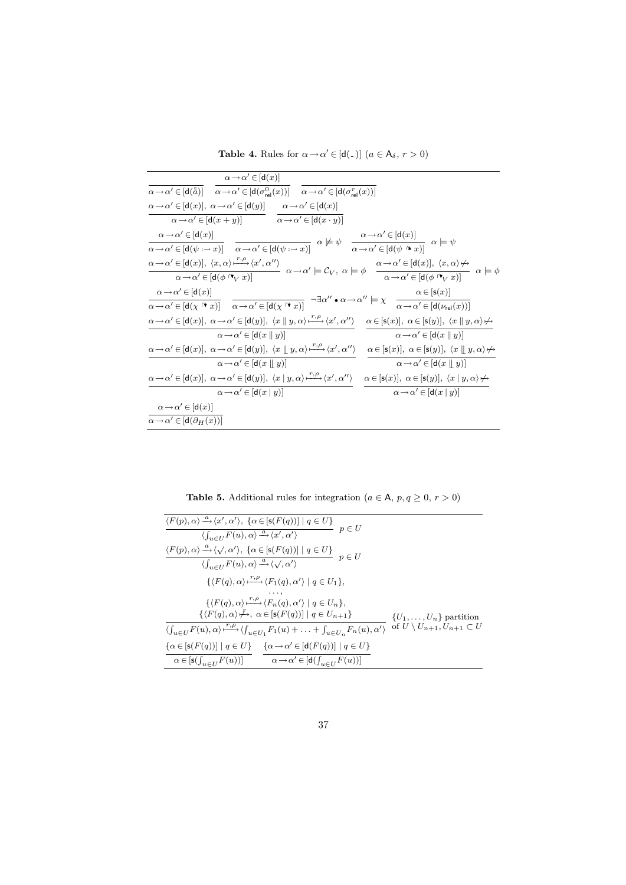**Table 4.** Rules for $\alpha \rightarrow \alpha' \in [\mathsf{d}(\_)]$ $(a \in \mathsf{A}_\delta,\ r > 0)$

$$\frac{}{\alpha \rightarrow \alpha' \in [\mathsf{d}(\tilde{\tilde{a}})]} \quad \frac{\alpha \rightarrow \alpha' \in [\mathsf{d}(x)]}{\alpha \rightarrow \alpha' \in [\mathsf{d}(\sigma^0_{\mathsf{rel}}(x))]} \quad \frac{}{\alpha \rightarrow \alpha' \in [\mathsf{d}(\sigma^r_{\mathsf{rel}}(x))]}$$

$$\frac{\alpha \rightarrow \alpha' \in [\mathsf{d}(x)],\ \alpha \rightarrow \alpha' \in [\mathsf{d}(y)]}{\alpha \rightarrow \alpha' \in [\mathsf{d}(x + y)]} \quad \frac{\alpha \rightarrow \alpha' \in [\mathsf{d}(x)]}{\alpha \rightarrow \alpha' \in [\mathsf{d}(x \cdot y)]}$$

$$\frac{\alpha \rightarrow \alpha' \in [\mathsf{d}(x)]}{\alpha \rightarrow \alpha' \in [\mathsf{d}(\psi :\rightarrow x)]} \quad \frac{}{\alpha \rightarrow \alpha' \in [\mathsf{d}(\psi :\rightarrow x)]}\ \alpha \not\models \psi \quad \frac{\alpha \rightarrow \alpha' \in [\mathsf{d}(x)]}{\alpha \rightarrow \alpha' \in [\mathsf{d}(\psi \wedge x)]}\ \alpha \models \psi$$

$$\frac{\alpha \rightarrow \alpha' \in [\mathsf{d}(x)],\ \langle x, \alpha \rangle \xmapsto{r,\rho} \langle x', \alpha'' \rangle}{\alpha \rightarrow \alpha' \in [\mathsf{d}(\phi \ulcorner_V x)]}\ \alpha \rightarrow \alpha' \models \mathcal{C}_V,\ \alpha \models \phi \quad \frac{\alpha \rightarrow \alpha' \in [\mathsf{d}(x)],\ \langle x, \alpha \rangle \not\mapsto}{\alpha \rightarrow \alpha' \in [\mathsf{d}(\phi \ulcorner_V x)]}\ \alpha \models \phi$$

$$\frac{\alpha \rightarrow \alpha' \in [\mathsf{d}(x)]}{\alpha \rightarrow \alpha' \in [\mathsf{d}(\chi \ulcorner x)]} \quad \frac{}{\alpha \rightarrow \alpha' \in [\mathsf{d}(\chi \ulcorner x)]}\ \neg \exists \alpha'' \bullet \alpha \rightarrow \alpha'' \models \chi \quad \frac{\alpha \in [\mathsf{s}(x)]}{\alpha \rightarrow \alpha' \in [\mathsf{d}(\nu_{\mathsf{rel}}(x))]}$$

$$\frac{\alpha \rightarrow \alpha' \in [\mathsf{d}(x)],\ \alpha \rightarrow \alpha' \in [\mathsf{d}(y)],\ \langle x \parallel y, \alpha \rangle \xmapsto{r,\rho} \langle x', \alpha'' \rangle}{\alpha \rightarrow \alpha' \in [\mathsf{d}(x \parallel y)]} \quad \frac{\alpha \in [\mathsf{s}(x)],\ \alpha \in [\mathsf{s}(y)],\ \langle x \parallel y, \alpha \rangle \not\mapsto}{\alpha \rightarrow \alpha' \in [\mathsf{d}(x \parallel y)]}$$

$$\frac{\alpha \rightarrow \alpha' \in [\mathsf{d}(x)],\ \alpha \rightarrow \alpha' \in [\mathsf{d}(y)],\ \langle x \mathbin{⫫} y, \alpha \rangle \xmapsto{r,\rho} \langle x', \alpha'' \rangle}{\alpha \rightarrow \alpha' \in [\mathsf{d}(x \mathbin{⫫} y)]} \quad \frac{\alpha \in [\mathsf{s}(x)],\ \alpha \in [\mathsf{s}(y)],\ \langle x \mathbin{⫫} y, \alpha \rangle \not\mapsto}{\alpha \rightarrow \alpha' \in [\mathsf{d}(x \mathbin{⫫} y)]}$$

$$\frac{\alpha \rightarrow \alpha' \in [\mathsf{d}(x)],\ \alpha \rightarrow \alpha' \in [\mathsf{d}(y)],\ \langle x \mid y, \alpha \rangle \xmapsto{r,\rho} \langle x', \alpha'' \rangle}{\alpha \rightarrow \alpha' \in [\mathsf{d}(x \mid y)]} \quad \frac{\alpha \in [\mathsf{s}(x)],\ \alpha \in [\mathsf{s}(y)],\ \langle x \mid y, \alpha \rangle \not\mapsto}{\alpha \rightarrow \alpha' \in [\mathsf{d}(x \mid y)]}$$

$$\frac{\alpha \rightarrow \alpha' \in [\mathsf{d}(x)]}{\alpha \rightarrow \alpha' \in [\mathsf{d}(\partial_H(x))]}$$

**Table 5.** Additional rules for integration $(a \in \mathsf{A},\ p, q \geq 0,\ r > 0)$

$$\frac{\langle F(p), \alpha \rangle \xrightarrow{a} \langle x', \alpha' \rangle,\ \{\alpha \in [\mathsf{s}(F(q))] \mid q \in U\}}{\langle \int_{u \in U} F(u), \alpha \rangle \xrightarrow{a} \langle x', \alpha' \rangle}\ p \in U$$

$$\frac{\langle F(p), \alpha \rangle \xrightarrow{a} \langle \surd, \alpha' \rangle,\ \{\alpha \in [\mathsf{s}(F(q))] \mid q \in U\}}{\langle \int_{u \in U} F(u), \alpha \rangle \xrightarrow{a} \langle \surd, \alpha' \rangle}\ p \in U$$

$$\frac{\begin{array}{c}\{\langle F(q), \alpha \rangle \xmapsto{r,\rho} \langle F_1(q), \alpha' \rangle \mid q \in U_1\},\\ \ldots,\\ \{\langle F(q), \alpha \rangle \xmapsto{r,\rho} \langle F_n(q), \alpha' \rangle \mid q \in U_n\},\\ \{\langle F(q), \alpha \rangle \not\xmapsto{r},\ \alpha \in [\mathsf{s}(F(q))] \mid q \in U_{n+1}\}\end{array}}{\langle \int_{u \in U} F(u), \alpha \rangle \xmapsto{r,\rho} \langle \int_{u \in U_1} F_1(u) + \ldots + \int_{u \in U_n} F_n(u), \alpha' \rangle}\ \begin{array}{l}\{U_1, \ldots, U_n\} \text{ partition}\\ \text{of } U \setminus U_{n+1}, U_{n+1} \subset U\end{array}$$

$$\frac{\{\alpha \in [\mathsf{s}(F(q))] \mid q \in U\}}{\alpha \in [\mathsf{s}(\int_{u \in U} F(u))]} \quad \frac{\{\alpha \rightarrow \alpha' \in [\mathsf{d}(F(q))] \mid q \in U\}}{\alpha \rightarrow \alpha' \in [\mathsf{d}(\int_{u \in U} F(u))]}$$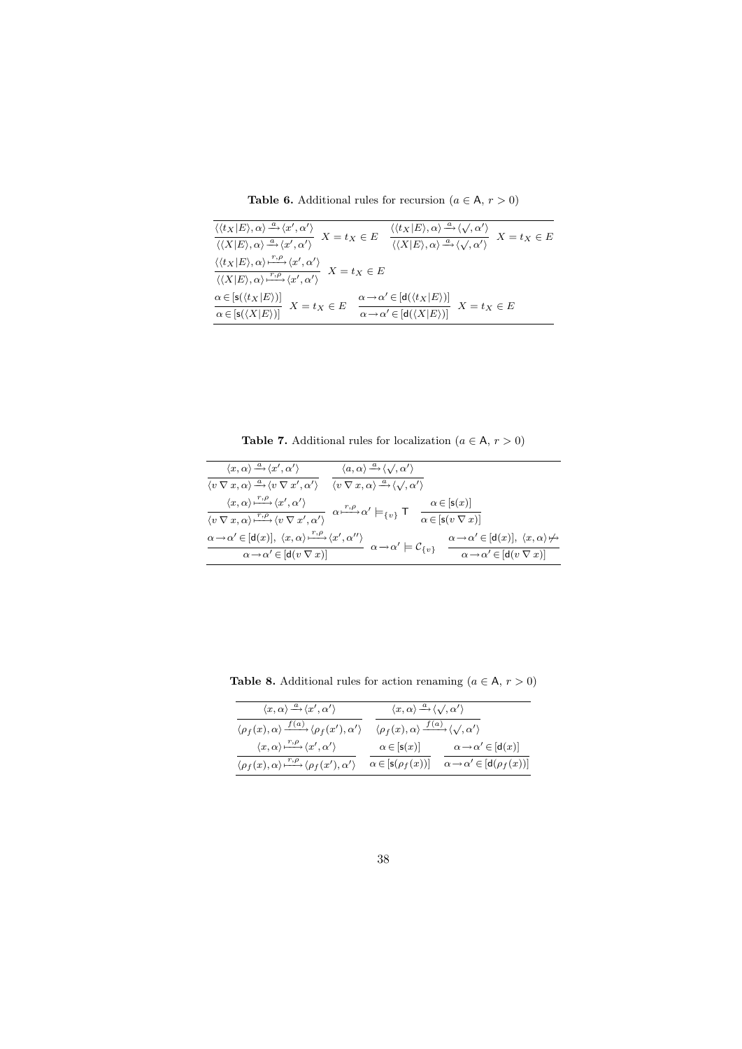**Table 6.** Additional rules for recursion ($a \in \mathsf{A}$, $r > 0$)

$$\frac{\langle\langle t_X|E\rangle, \alpha\rangle \xrightarrow{a} \langle x', \alpha'\rangle}{\langle\langle X|E\rangle, \alpha\rangle \xrightarrow{a} \langle x', \alpha'\rangle} \; X = t_X \in E \qquad \frac{\langle\langle t_X|E\rangle, \alpha\rangle \xrightarrow{a} \langle\surd, \alpha'\rangle}{\langle\langle X|E\rangle, \alpha\rangle \xrightarrow{a} \langle\surd, \alpha'\rangle} \; X = t_X \in E$$

$$\frac{\langle\langle t_X|E\rangle, \alpha\rangle \xmapsto{r,\rho} \langle x', \alpha'\rangle}{\langle\langle X|E\rangle, \alpha\rangle \xmapsto{r,\rho} \langle x', \alpha'\rangle} \; X = t_X \in E$$

$$\frac{\alpha \in [\mathsf{s}(\langle t_X|E\rangle)]}{\alpha \in [\mathsf{s}(\langle X|E\rangle)]} \; X = t_X \in E \qquad \frac{\alpha \to \alpha' \in [\mathsf{d}(\langle t_X|E\rangle)]}{\alpha \to \alpha' \in [\mathsf{d}(\langle X|E\rangle)]} \; X = t_X \in E$$

**Table 7.** Additional rules for localization ($a \in \mathsf{A}$, $r > 0$)

$$\frac{\langle x, \alpha\rangle \xrightarrow{a} \langle x', \alpha'\rangle}{\langle v \mathbin{\nabla} x, \alpha\rangle \xrightarrow{a} \langle v \mathbin{\nabla} x', \alpha'\rangle} \qquad \frac{\langle a, \alpha\rangle \xrightarrow{a} \langle\surd, \alpha'\rangle}{\langle v \mathbin{\nabla} x, \alpha\rangle \xrightarrow{a} \langle\surd, \alpha'\rangle}$$

$$\frac{\langle x, \alpha\rangle \xmapsto{r,\rho} \langle x', \alpha'\rangle}{\langle v \mathbin{\nabla} x, \alpha\rangle \xmapsto{r,\rho} \langle v \mathbin{\nabla} x', \alpha'\rangle} \; \alpha \xmapsto{r,\rho} \alpha' \models_{\{v\}} \mathsf{T} \qquad \frac{\alpha \in [\mathsf{s}(x)]}{\alpha \in [\mathsf{s}(v \mathbin{\nabla} x)]}$$

$$\frac{\alpha \to \alpha' \in [\mathsf{d}(x)],\; \langle x, \alpha\rangle \xmapsto{r,\rho} \langle x', \alpha''\rangle}{\alpha \to \alpha' \in [\mathsf{d}(v \mathbin{\nabla} x)]} \; \alpha \to \alpha' \models \mathcal{C}_{\{v\}} \qquad \frac{\alpha \to \alpha' \in [\mathsf{d}(x)],\; \langle x, \alpha\rangle \not\mapsto}{\alpha \to \alpha' \in [\mathsf{d}(v \mathbin{\nabla} x)]}$$

**Table 8.** Additional rules for action renaming ($a \in \mathsf{A}$, $r > 0$)

$$\frac{\langle x, \alpha\rangle \xrightarrow{a} \langle x', \alpha'\rangle}{\langle \rho_f(x), \alpha\rangle \xrightarrow{f(a)} \langle \rho_f(x'), \alpha'\rangle} \qquad \frac{\langle x, \alpha\rangle \xrightarrow{a} \langle\surd, \alpha'\rangle}{\langle \rho_f(x), \alpha\rangle \xrightarrow{f(a)} \langle\surd, \alpha'\rangle}$$

$$\frac{\langle x, \alpha\rangle \xmapsto{r,\rho} \langle x', \alpha'\rangle}{\langle \rho_f(x), \alpha\rangle \xmapsto{r,\rho} \langle \rho_f(x'), \alpha'\rangle} \qquad \frac{\alpha \in [\mathsf{s}(x)]}{\alpha \in [\mathsf{s}(\rho_f(x))]} \qquad \frac{\alpha \to \alpha' \in [\mathsf{d}(x)]}{\alpha \to \alpha' \in [\mathsf{d}(\rho_f(x))]}$$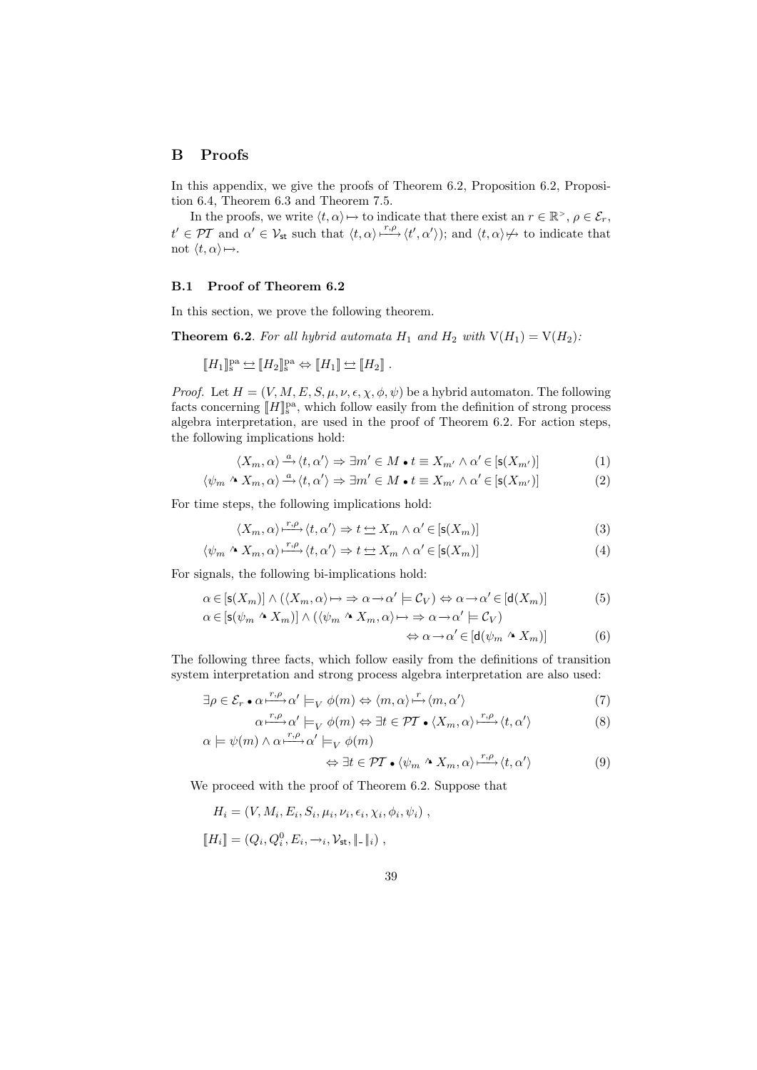## B Proofs

In this appendix, we give the proofs of Theorem 6.2, Proposition 6.2, Proposition 6.4, Theorem 6.3 and Theorem 7.5.

In the proofs, we write $\langle t, \alpha \rangle \mapsto$ to indicate that there exist an $r \in \mathbb{R}^{>}$, $\rho \in \mathcal{E}_r$, $t' \in \mathcal{PT}$ and $\alpha' \in \mathcal{V}_{\mathsf{st}}$ such that $\langle t, \alpha \rangle \xrightarrow{r,\rho} \langle t', \alpha' \rangle$); and $\langle t, \alpha \rangle \not\mapsto$ to indicate that not $\langle t, \alpha \rangle \mapsto$.

### B.1 Proof of Theorem 6.2

In this section, we prove the following theorem.

**Theorem 6.2**. *For all hybrid automata $H_1$ and $H_2$ with $\mathrm{V}(H_1) = \mathrm{V}(H_2)$:*

$$[\![H_1]\!]^{\mathrm{pa}}_{\mathrm{s}} \leftrightarrows [\![H_2]\!]^{\mathrm{pa}}_{\mathrm{s}} \Leftrightarrow [\![H_1]\!] \leftrightarrows [\![H_2]\!] \;.$$

*Proof.* Let $H = (V, M, E, S, \mu, \nu, \epsilon, \chi, \phi, \psi)$ be a hybrid automaton. The following facts concerning $[\![H]\!]^{\mathrm{pa}}_{\mathrm{s}}$, which follow easily from the definition of strong process algebra interpretation, are used in the proof of Theorem 6.2. For action steps, the following implications hold:

$$\langle X_m, \alpha \rangle \xrightarrow{a} \langle t, \alpha' \rangle \Rightarrow \exists m' \in M \bullet t \equiv X_{m'} \land \alpha' \in [\mathsf{s}(X_{m'})] \tag{1}$$

$$\langle \psi_m \curvearrowright X_m, \alpha \rangle \xrightarrow{a} \langle t, \alpha' \rangle \Rightarrow \exists m' \in M \bullet t \equiv X_{m'} \land \alpha' \in [\mathsf{s}(X_{m'})] \tag{2}$$

For time steps, the following implications hold:

$$\langle X_m, \alpha \rangle \xrightarrow{r,\rho} \langle t, \alpha' \rangle \Rightarrow t \leftrightarrows X_m \land \alpha' \in [\mathsf{s}(X_m)] \tag{3}$$

$$\langle \psi_m \curvearrowright X_m, \alpha \rangle \xrightarrow{r,\rho} \langle t, \alpha' \rangle \Rightarrow t \leftrightarrows X_m \land \alpha' \in [\mathsf{s}(X_m)] \tag{4}$$

For signals, the following bi-implications hold:

$$\alpha \in [\mathsf{s}(X_m)] \land (\langle X_m, \alpha \rangle \mapsto \Rightarrow \alpha \to \alpha' \models \mathcal{C}_V) \Leftrightarrow \alpha \to \alpha' \in [\mathsf{d}(X_m)] \tag{5}$$

$$\alpha \in [\mathsf{s}(\psi_m \curvearrowright X_m)] \land (\langle \psi_m \curvearrowright X_m, \alpha \rangle \mapsto \Rightarrow \alpha \to \alpha' \models \mathcal{C}_V) \Leftrightarrow \alpha \to \alpha' \in [\mathsf{d}(\psi_m \curvearrowright X_m)] \tag{6}$$

The following three facts, which follow easily from the definitions of transition system interpretation and strong process algebra interpretation are also used:

$$\exists \rho \in \mathcal{E}_r \bullet \alpha \xrightarrow{r,\rho} \alpha' \models_V \phi(m) \Leftrightarrow \langle m, \alpha \rangle \xrightarrow{r} \langle m, \alpha' \rangle \tag{7}$$

$$\alpha \xrightarrow{r,\rho} \alpha' \models_V \phi(m) \Leftrightarrow \exists t \in \mathcal{PT} \bullet \langle X_m, \alpha \rangle \xrightarrow{r,\rho} \langle t, \alpha' \rangle \tag{8}$$

$$\alpha \models \psi(m) \land \alpha \xrightarrow{r,\rho} \alpha' \models_V \phi(m) \Leftrightarrow \exists t \in \mathcal{PT} \bullet \langle \psi_m \curvearrowright X_m, \alpha \rangle \xrightarrow{r,\rho} \langle t, \alpha' \rangle \tag{9}$$

We proceed with the proof of Theorem 6.2. Suppose that

$$H_i = (V, M_i, E_i, S_i, \mu_i, \nu_i, \epsilon_i, \chi_i, \phi_i, \psi_i) \;,$$

$$[\![H_i]\!] = (Q_i, Q^0_i, E_i, \to_i, \mathcal{V}_{\mathsf{st}}, \|\_\|_i) \;,$$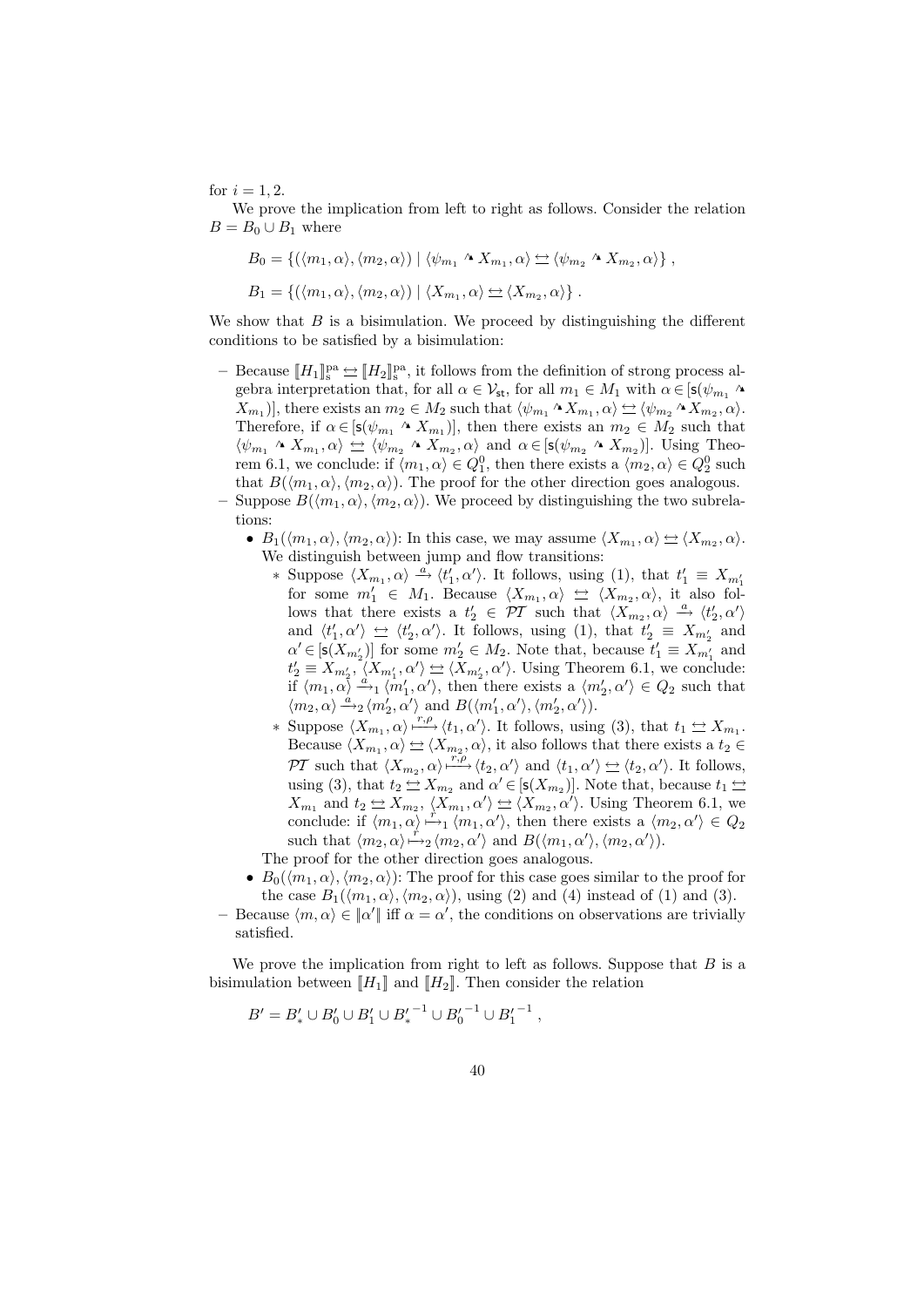for $i = 1, 2$.

We prove the implication from left to right as follows. Consider the relation $B = B_0 \cup B_1$ where

$$B_0 = \{(\langle m_1, \alpha\rangle, \langle m_2, \alpha\rangle) \mid \langle \psi_{m_1} \mathbin{\text{↗}} X_{m_1}, \alpha\rangle \leftrightarrows \langle \psi_{m_2} \mathbin{\text{↗}} X_{m_2}, \alpha\rangle\} ,$$

$$B_1 = \{(\langle m_1, \alpha\rangle, \langle m_2, \alpha\rangle) \mid \langle X_{m_1}, \alpha\rangle \leftrightarrows \langle X_{m_2}, \alpha\rangle\} .$$

We show that $B$ is a bisimulation. We proceed by distinguishing the different conditions to be satisfied by a bisimulation:

- Because $[\![H_1]\!]^{\mathrm{pa}}_{\mathrm{s}} \leftrightarrows [\![H_2]\!]^{\mathrm{pa}}_{\mathrm{s}}$, it follows from the definition of strong process algebra interpretation that, for all $\alpha \in \mathcal{V}_{\mathsf{st}}$, for all $m_1 \in M_1$ with $\alpha \in [\mathsf{s}(\psi_{m_1} \mathbin{\text{↗}} X_{m_1})]$, there exists an $m_2 \in M_2$ such that $\langle \psi_{m_1} \mathbin{\text{↗}} X_{m_1}, \alpha\rangle \leftrightarrows \langle \psi_{m_2} \mathbin{\text{↗}} X_{m_2}, \alpha\rangle$. Therefore, if $\alpha \in [\mathsf{s}(\psi_{m_1} \mathbin{\text{↗}} X_{m_1})]$, then there exists an $m_2 \in M_2$ such that $\langle \psi_{m_1} \mathbin{\text{↗}} X_{m_1}, \alpha\rangle \leftrightarrows \langle \psi_{m_2} \mathbin{\text{↗}} X_{m_2}, \alpha\rangle$ and $\alpha \in [\mathsf{s}(\psi_{m_2} \mathbin{\text{↗}} X_{m_2})]$. Using Theorem 6.1, we conclude: if $\langle m_1, \alpha\rangle \in Q^0_1$, then there exists a $\langle m_2, \alpha\rangle \in Q^0_2$ such that $B(\langle m_1, \alpha\rangle, \langle m_2, \alpha\rangle)$. The proof for the other direction goes analogous.
- Suppose $B(\langle m_1, \alpha\rangle, \langle m_2, \alpha\rangle)$. We proceed by distinguishing the two subrelations:
  - $B_1(\langle m_1, \alpha\rangle, \langle m_2, \alpha\rangle)$: In this case, we may assume $\langle X_{m_1}, \alpha\rangle \leftrightarrows \langle X_{m_2}, \alpha\rangle$. We distinguish between jump and flow transitions:
    - Suppose $\langle X_{m_1}, \alpha\rangle \xrightarrow{a} \langle t'_1, \alpha'\rangle$. It follows, using (1), that $t'_1 \equiv X_{m'_1}$ for some $m'_1 \in M_1$. Because $\langle X_{m_1}, \alpha\rangle \leftrightarrows \langle X_{m_2}, \alpha\rangle$, it also follows that there exists a $t'_2 \in \mathcal{PT}$ such that $\langle X_{m_2}, \alpha\rangle \xrightarrow{a} \langle t'_2, \alpha'\rangle$ and $\langle t'_1, \alpha'\rangle \leftrightarrows \langle t'_2, \alpha'\rangle$. It follows, using (1), that $t'_2 \equiv X_{m'_2}$ and $\alpha' \in [\mathsf{s}(X_{m'_2})]$ for some $m'_2 \in M_2$. Note that, because $t'_1 \equiv X_{m'_1}$ and $t'_2 \equiv X_{m'_2}$, $\langle X_{m'_1}, \alpha'\rangle \leftrightarrows \langle X_{m'_2}, \alpha'\rangle$. Using Theorem 6.1, we conclude: if $\langle m_1, \alpha\rangle \xrightarrow{a}_1 \langle m'_1, \alpha'\rangle$, then there exists a $\langle m'_2, \alpha'\rangle \in Q_2$ such that $\langle m_2, \alpha\rangle \xrightarrow{a}_2 \langle m'_2, \alpha'\rangle$ and $B(\langle m'_1, \alpha'\rangle, \langle m'_2, \alpha'\rangle)$.
    - Suppose $\langle X_{m_1}, \alpha\rangle \xmapsto{r,\rho} \langle t_1, \alpha'\rangle$. It follows, using (3), that $t_1 \leftrightarrows X_{m_1}$. Because $\langle X_{m_1}, \alpha\rangle \leftrightarrows \langle X_{m_2}, \alpha\rangle$, it also follows that there exists a $t_2 \in \mathcal{PT}$ such that $\langle X_{m_2}, \alpha\rangle \xmapsto{r,\rho} \langle t_2, \alpha'\rangle$ and $\langle t_1, \alpha'\rangle \leftrightarrows \langle t_2, \alpha'\rangle$. It follows, using (3), that $t_2 \leftrightarrows X_{m_2}$ and $\alpha' \in [\mathsf{s}(X_{m_2})]$. Note that, because $t_1 \leftrightarrows X_{m_1}$ and $t_2 \leftrightarrows X_{m_2}$, $\langle X_{m_1}, \alpha'\rangle \leftrightarrows \langle X_{m_2}, \alpha'\rangle$. Using Theorem 6.1, we conclude: if $\langle m_1, \alpha\rangle \xmapsto{r}_1 \langle m_1, \alpha'\rangle$, then there exists a $\langle m_2, \alpha'\rangle \in Q_2$ such that $\langle m_2, \alpha\rangle \xmapsto{r}_2 \langle m_2, \alpha'\rangle$ and $B(\langle m_1, \alpha'\rangle, \langle m_2, \alpha'\rangle)$.

    The proof for the other direction goes analogous.
  - $B_0(\langle m_1, \alpha\rangle, \langle m_2, \alpha\rangle)$: The proof for this case goes similar to the proof for the case $B_1(\langle m_1, \alpha\rangle, \langle m_2, \alpha\rangle)$, using (2) and (4) instead of (1) and (3).
- Because $\langle m, \alpha\rangle \in \|\alpha'\|$ iff $\alpha = \alpha'$, the conditions on observations are trivially satisfied.

We prove the implication from right to left as follows. Suppose that $B$ is a bisimulation between $[\![H_1]\!]$ and $[\![H_2]\!]$. Then consider the relation

$$B' = B'_* \cup B'_0 \cup B'_1 \cup {B'_*}^{-1} \cup {B'_0}^{-1} \cup {B'_1}^{-1} ,$$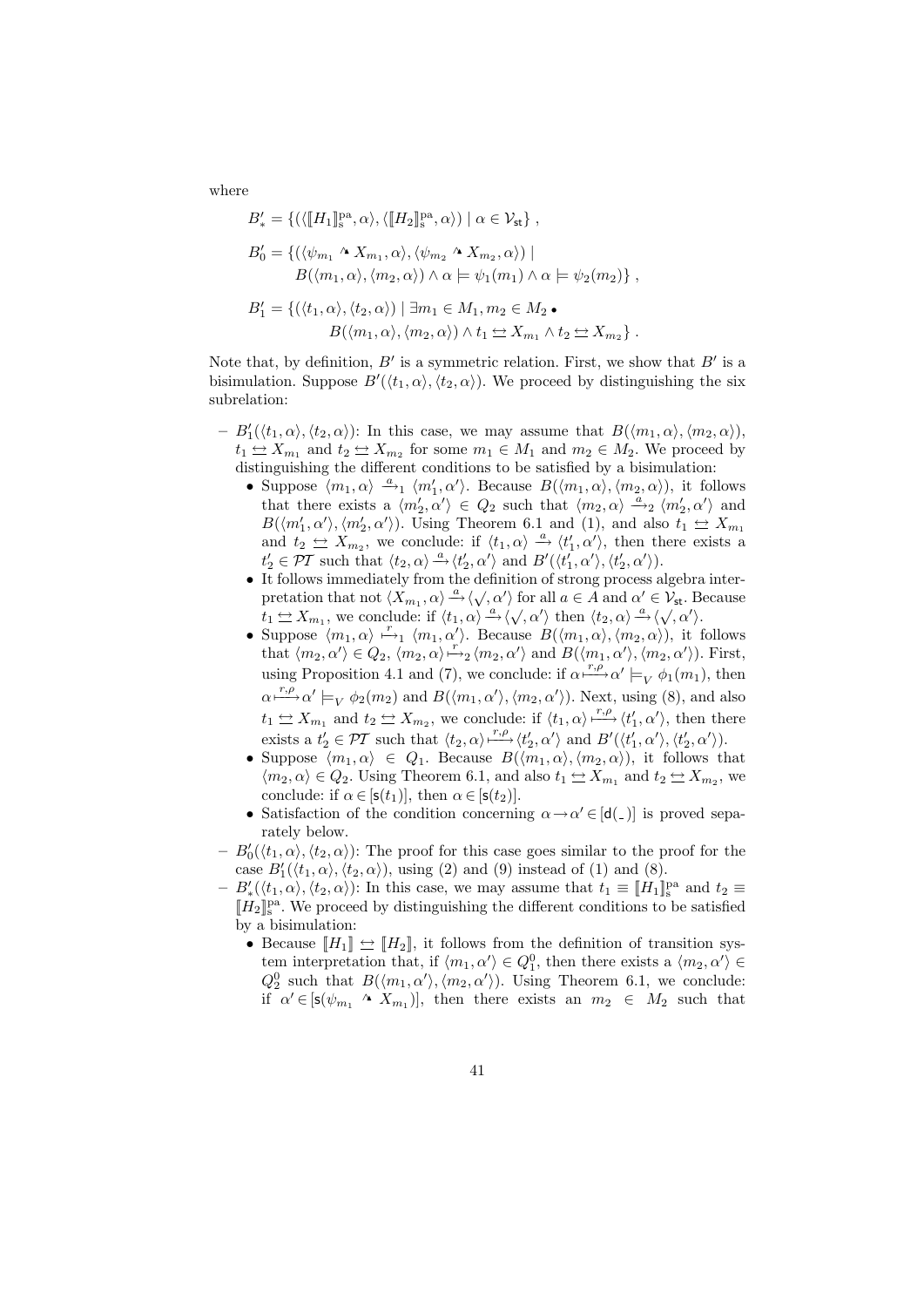where

$$B'_* = \{(\langle [\![H_1]\!]_{\mathsf{s}}^{\mathrm{pa}}, \alpha\rangle, \langle [\![H_2]\!]_{\mathsf{s}}^{\mathrm{pa}}, \alpha\rangle) \mid \alpha \in \mathcal{V}_{\mathsf{st}}\}\ ,$$

$$B'_0 = \{(\langle \psi_{m_1} :\to X_{m_1}, \alpha\rangle, \langle \psi_{m_2} :\to X_{m_2}, \alpha\rangle) \mid$$
$$B(\langle m_1, \alpha\rangle, \langle m_2, \alpha\rangle) \wedge \alpha \models \psi_1(m_1) \wedge \alpha \models \psi_2(m_2)\}\ ,$$

$$B'_1 = \{(\langle t_1, \alpha\rangle, \langle t_2, \alpha\rangle) \mid \exists m_1 \in M_1, m_2 \in M_2 \bullet$$
$$B(\langle m_1, \alpha\rangle, \langle m_2, \alpha\rangle) \wedge t_1 \leftrightarrows X_{m_1} \wedge t_2 \leftrightarrows X_{m_2}\}\ .$$

Note that, by definition, $B'$ is a symmetric relation. First, we show that $B'$ is a bisimulation. Suppose $B'(\langle t_1, \alpha\rangle, \langle t_2, \alpha\rangle)$. We proceed by distinguishing the six subrelation:

- $B'_1(\langle t_1, \alpha\rangle, \langle t_2, \alpha\rangle)$: In this case, we may assume that $B(\langle m_1, \alpha\rangle, \langle m_2, \alpha\rangle)$, $t_1 \leftrightarrows X_{m_1}$ and $t_2 \leftrightarrows X_{m_2}$ for some $m_1 \in M_1$ and $m_2 \in M_2$. We proceed by distinguishing the different conditions to be satisfied by a bisimulation:
  - Suppose $\langle m_1, \alpha\rangle \xrightarrow{a}_1 \langle m'_1, \alpha'\rangle$. Because $B(\langle m_1, \alpha\rangle, \langle m_2, \alpha\rangle)$, it follows that there exists a $\langle m'_2, \alpha'\rangle \in Q_2$ such that $\langle m_2, \alpha\rangle \xrightarrow{a}_2 \langle m'_2, \alpha'\rangle$ and $B(\langle m'_1, \alpha'\rangle, \langle m'_2, \alpha'\rangle)$. Using Theorem 6.1 and (1), and also $t_1 \leftrightarrows X_{m_1}$ and $t_2 \leftrightarrows X_{m_2}$, we conclude: if $\langle t_1, \alpha\rangle \xrightarrow{a} \langle t'_1, \alpha'\rangle$, then there exists a $t'_2 \in \mathcal{PT}$ such that $\langle t_2, \alpha\rangle \xrightarrow{a} \langle t'_2, \alpha'\rangle$ and $B'(\langle t'_1, \alpha'\rangle, \langle t'_2, \alpha'\rangle)$.
  - It follows immediately from the definition of strong process algebra interpretation that not $\langle X_{m_1}, \alpha\rangle \xrightarrow{a} \langle \surd, \alpha'\rangle$ for all $a \in A$ and $\alpha' \in \mathcal{V}_{\mathsf{st}}$. Because $t_1 \leftrightarrows X_{m_1}$, we conclude: if $\langle t_1, \alpha\rangle \xrightarrow{a} \langle \surd, \alpha'\rangle$ then $\langle t_2, \alpha\rangle \xrightarrow{a} \langle \surd, \alpha'\rangle$.
  - Suppose $\langle m_1, \alpha\rangle \stackrel{r}{\longmapsto}_1 \langle m_1, \alpha'\rangle$. Because $B(\langle m_1, \alpha\rangle, \langle m_2, \alpha\rangle)$, it follows that $\langle m_2, \alpha'\rangle \in Q_2$, $\langle m_2, \alpha\rangle \stackrel{r}{\longmapsto}_2 \langle m_2, \alpha'\rangle$ and $B(\langle m_1, \alpha'\rangle, \langle m_2, \alpha'\rangle)$. First, using Proposition 4.1 and (7), we conclude: if $\alpha \stackrel{r,\rho}{\longmapsto} \alpha' \models_V \phi_1(m_1)$, then $\alpha \stackrel{r,\rho}{\longmapsto} \alpha' \models_V \phi_2(m_2)$ and $B(\langle m_1, \alpha'\rangle, \langle m_2, \alpha'\rangle)$. Next, using (8), and also $t_1 \leftrightarrows X_{m_1}$ and $t_2 \leftrightarrows X_{m_2}$, we conclude: if $\langle t_1, \alpha\rangle \stackrel{r,\rho}{\longmapsto} \langle t'_1, \alpha'\rangle$, then there exists a $t'_2 \in \mathcal{PT}$ such that $\langle t_2, \alpha\rangle \stackrel{r,\rho}{\longmapsto} \langle t'_2, \alpha'\rangle$ and $B'(\langle t'_1, \alpha'\rangle, \langle t'_2, \alpha'\rangle)$.
  - Suppose $\langle m_1, \alpha\rangle \in Q_1$. Because $B(\langle m_1, \alpha\rangle, \langle m_2, \alpha\rangle)$, it follows that $\langle m_2, \alpha\rangle \in Q_2$. Using Theorem 6.1, and also $t_1 \leftrightarrows X_{m_1}$ and $t_2 \leftrightarrows X_{m_2}$, we conclude: if $\alpha \in [\mathsf{s}(t_1)]$, then $\alpha \in [\mathsf{s}(t_2)]$.
  - Satisfaction of the condition concerning $\alpha \to \alpha' \in [\mathsf{d}(\_)]$ is proved separately below.
- $B'_0(\langle t_1, \alpha\rangle, \langle t_2, \alpha\rangle)$: The proof for this case goes similar to the proof for the case $B'_1(\langle t_1, \alpha\rangle, \langle t_2, \alpha\rangle)$, using (2) and (9) instead of (1) and (8).
- $B'_*(\langle t_1, \alpha\rangle, \langle t_2, \alpha\rangle)$: In this case, we may assume that $t_1 \equiv [\![H_1]\!]_{\mathsf{s}}^{\mathrm{pa}}$ and $t_2 \equiv [\![H_2]\!]_{\mathsf{s}}^{\mathrm{pa}}$. We proceed by distinguishing the different conditions to be satisfied by a bisimulation:
  - Because $[\![H_1]\!] \leftrightarrows [\![H_2]\!]$, it follows from the definition of transition system interpretation that, if $\langle m_1, \alpha'\rangle \in Q^0_1$, then there exists a $\langle m_2, \alpha'\rangle \in Q^0_2$ such that $B(\langle m_1, \alpha'\rangle, \langle m_2, \alpha'\rangle)$. Using Theorem 6.1, we conclude: if $\alpha' \in [\mathsf{s}(\psi_{m_1} :\to X_{m_1})]$, then there exists an $m_2 \in M_2$ such that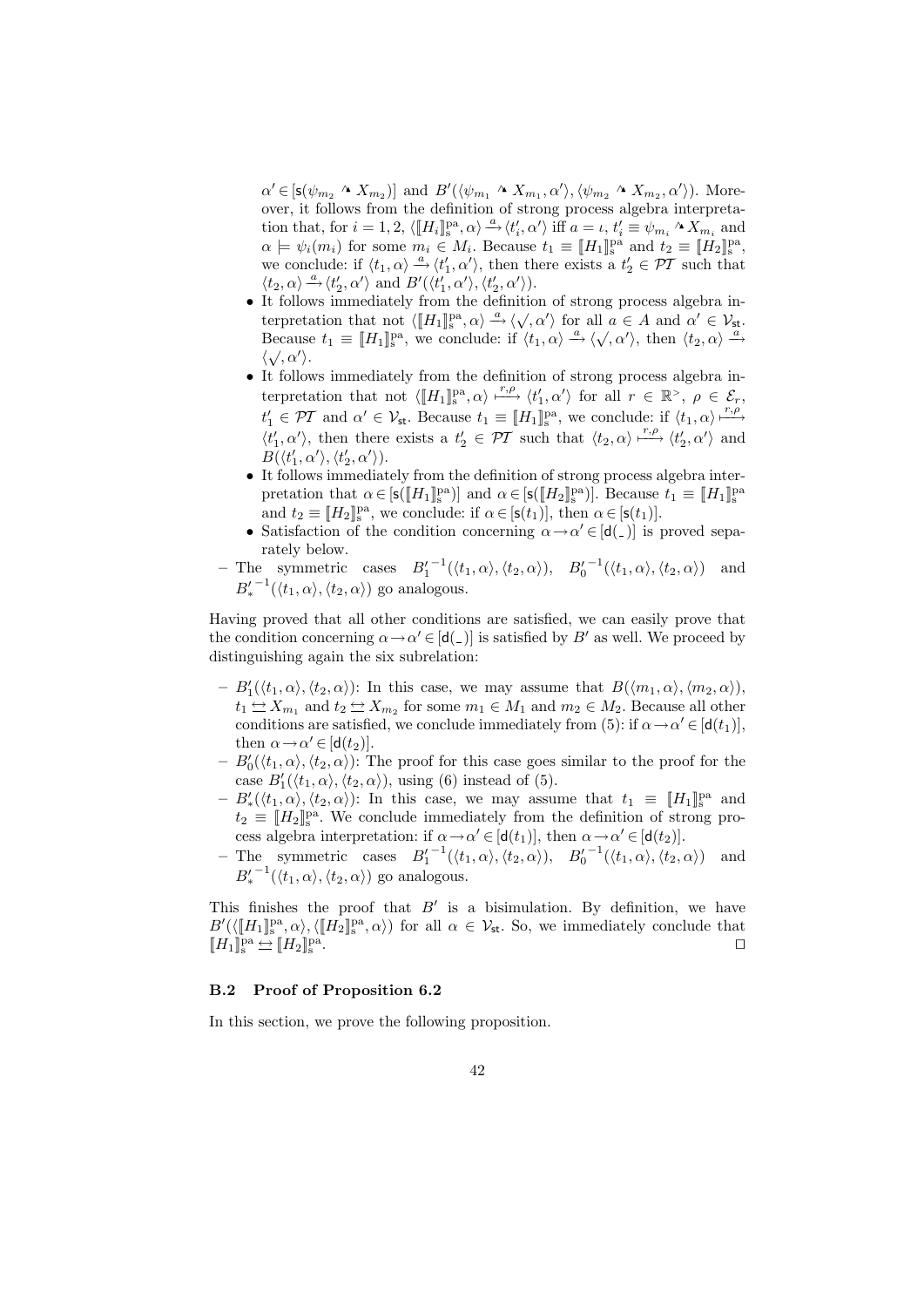$\alpha' \in [\mathsf{s}(\psi_{m_2} \mathbin{\text{↝}} X_{m_2})]$ and $B'(\langle \psi_{m_1} \mathbin{\text{↝}} X_{m_1}, \alpha' \rangle, \langle \psi_{m_2} \mathbin{\text{↝}} X_{m_2}, \alpha' \rangle)$. Moreover, it follows from the definition of strong process algebra interpretation that, for $i = 1, 2$, $\langle [\![H_i]\!]_{\mathrm{s}}^{\mathrm{pa}}, \alpha \rangle \xrightarrow{a} \langle t_i', \alpha' \rangle$ iff $a = \iota$, $t_i' \equiv \psi_{m_i} \mathbin{\text{↝}} X_{m_i}$ and $\alpha \models \psi_i(m_i)$ for some $m_i \in M_i$. Because $t_1 \equiv [\![H_1]\!]_{\mathrm{s}}^{\mathrm{pa}}$ and $t_2 \equiv [\![H_2]\!]_{\mathrm{s}}^{\mathrm{pa}}$, we conclude: if $\langle t_1, \alpha \rangle \xrightarrow{a} \langle t_1', \alpha' \rangle$, then there exists a $t_2' \in \mathcal{PT}$ such that $\langle t_2, \alpha \rangle \xrightarrow{a} \langle t_2', \alpha' \rangle$ and $B'(\langle t_1', \alpha' \rangle, \langle t_2', \alpha' \rangle)$.

- It follows immediately from the definition of strong process algebra interpretation that not $\langle [\![H_1]\!]_{\mathrm{s}}^{\mathrm{pa}}, \alpha \rangle \xrightarrow{a} \langle \surd, \alpha' \rangle$ for all $a \in A$ and $\alpha' \in \mathcal{V}_{\mathsf{st}}$. Because $t_1 \equiv [\![H_1]\!]_{\mathrm{s}}^{\mathrm{pa}}$, we conclude: if $\langle t_1, \alpha \rangle \xrightarrow{a} \langle \surd, \alpha' \rangle$, then $\langle t_2, \alpha \rangle \xrightarrow{a} \langle \surd, \alpha' \rangle$.
- It follows immediately from the definition of strong process algebra interpretation that not $\langle [\![H_1]\!]_{\mathrm{s}}^{\mathrm{pa}}, \alpha \rangle \xmapsto{r,\rho} \langle t_1', \alpha' \rangle$ for all $r \in \mathbb{R}^{>}$, $\rho \in \mathcal{E}_r$, $t_1' \in \mathcal{PT}$ and $\alpha' \in \mathcal{V}_{\mathsf{st}}$. Because $t_1 \equiv [\![H_1]\!]_{\mathrm{s}}^{\mathrm{pa}}$, we conclude: if $\langle t_1, \alpha \rangle \xmapsto{r,\rho} \langle t_1', \alpha' \rangle$, then there exists a $t_2' \in \mathcal{PT}$ such that $\langle t_2, \alpha \rangle \xmapsto{r,\rho} \langle t_2', \alpha' \rangle$ and $B(\langle t_1', \alpha' \rangle, \langle t_2', \alpha' \rangle)$.
- It follows immediately from the definition of strong process algebra interpretation that $\alpha \in [\mathsf{s}([\![H_1]\!]_{\mathrm{s}}^{\mathrm{pa}})]$ and $\alpha \in [\mathsf{s}([\![H_2]\!]_{\mathrm{s}}^{\mathrm{pa}})]$. Because $t_1 \equiv [\![H_1]\!]_{\mathrm{s}}^{\mathrm{pa}}$ and $t_2 \equiv [\![H_2]\!]_{\mathrm{s}}^{\mathrm{pa}}$, we conclude: if $\alpha \in [\mathsf{s}(t_1)]$, then $\alpha \in [\mathsf{s}(t_1)]$.
- Satisfaction of the condition concerning $\alpha \to \alpha' \in [\mathsf{d}(\_)]$ is proved separately below.

– The symmetric cases ${B_1'}^{-1}(\langle t_1, \alpha \rangle, \langle t_2, \alpha \rangle)$, ${B_0'}^{-1}(\langle t_1, \alpha \rangle, \langle t_2, \alpha \rangle)$ and ${B_*'}^{-1}(\langle t_1, \alpha \rangle, \langle t_2, \alpha \rangle)$ go analogous.

Having proved that all other conditions are satisfied, we can easily prove that the condition concerning $\alpha \to \alpha' \in [\mathsf{d}(\_)]$ is satisfied by $B'$ as well. We proceed by distinguishing again the six subrelation:

– $B_1'(\langle t_1, \alpha \rangle, \langle t_2, \alpha \rangle)$: In this case, we may assume that $B(\langle m_1, \alpha \rangle, \langle m_2, \alpha \rangle)$, $t_1 \leftrightarroweq X_{m_1}$ and $t_2 \leftrightarroweq X_{m_2}$ for some $m_1 \in M_1$ and $m_2 \in M_2$. Because all other conditions are satisfied, we conclude immediately from (5): if $\alpha \to \alpha' \in [\mathsf{d}(t_1)]$, then $\alpha \to \alpha' \in [\mathsf{d}(t_2)]$.

– $B_0'(\langle t_1, \alpha \rangle, \langle t_2, \alpha \rangle)$: The proof for this case goes similar to the proof for the case $B_1'(\langle t_1, \alpha \rangle, \langle t_2, \alpha \rangle)$, using (6) instead of (5).

– $B_*'(\langle t_1, \alpha \rangle, \langle t_2, \alpha \rangle)$: In this case, we may assume that $t_1 \equiv [\![H_1]\!]_{\mathrm{s}}^{\mathrm{pa}}$ and $t_2 \equiv [\![H_2]\!]_{\mathrm{s}}^{\mathrm{pa}}$. We conclude immediately from the definition of strong process algebra interpretation: if $\alpha \to \alpha' \in [\mathsf{d}(t_1)]$, then $\alpha \to \alpha' \in [\mathsf{d}(t_2)]$.

– The symmetric cases ${B_1'}^{-1}(\langle t_1, \alpha \rangle, \langle t_2, \alpha \rangle)$, ${B_0'}^{-1}(\langle t_1, \alpha \rangle, \langle t_2, \alpha \rangle)$ and ${B_*'}^{-1}(\langle t_1, \alpha \rangle, \langle t_2, \alpha \rangle)$ go analogous.

This finishes the proof that $B'$ is a bisimulation. By definition, we have $B'(\langle [\![H_1]\!]_{\mathrm{s}}^{\mathrm{pa}}, \alpha \rangle, \langle [\![H_2]\!]_{\mathrm{s}}^{\mathrm{pa}}, \alpha \rangle)$ for all $\alpha \in \mathcal{V}_{\mathsf{st}}$. So, we immediately conclude that $[\![H_1]\!]_{\mathrm{s}}^{\mathrm{pa}} \leftrightarroweq [\![H_2]\!]_{\mathrm{s}}^{\mathrm{pa}}$. $\square$

### B.2 Proof of Proposition 6.2

In this section, we prove the following proposition.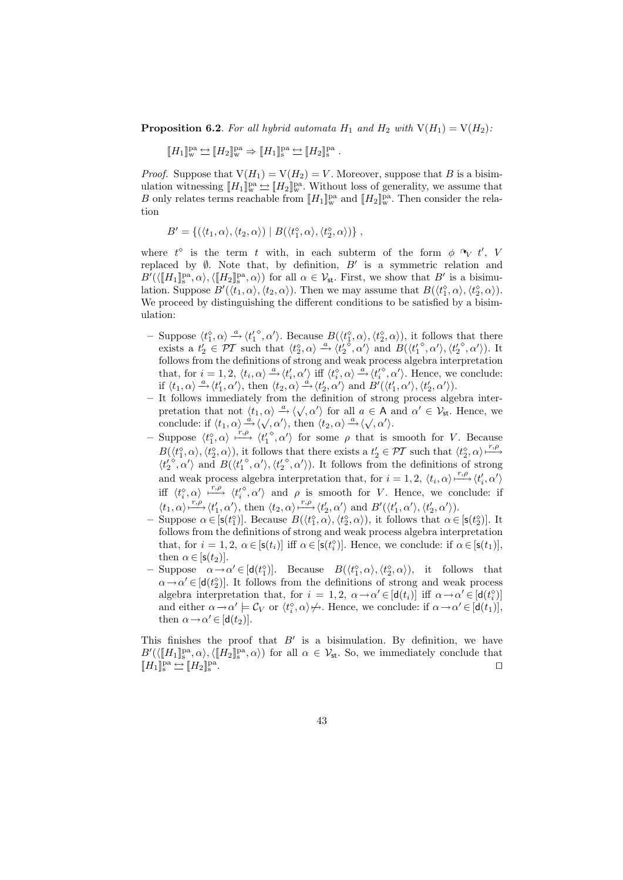**Proposition 6.2**. *For all hybrid automata $H_1$ and $H_2$ with $\mathrm{V}(H_1) = \mathrm{V}(H_2)$:*

$$[\![H_1]\!]^{\mathrm{pa}}_{\mathrm{w}} \leftrightarrows [\![H_2]\!]^{\mathrm{pa}}_{\mathrm{w}} \Rightarrow [\![H_1]\!]^{\mathrm{pa}}_{\mathrm{s}} \leftrightarrows [\![H_2]\!]^{\mathrm{pa}}_{\mathrm{s}} .$$

*Proof.* Suppose that $\mathrm{V}(H_1) = \mathrm{V}(H_2) = V$. Moreover, suppose that $B$ is a bisimulation witnessing $[\![H_1]\!]^{\mathrm{pa}}_{\mathrm{w}} \leftrightarrows [\![H_2]\!]^{\mathrm{pa}}_{\mathrm{w}}$. Without loss of generality, we assume that $B$ only relates terms reachable from $[\![H_1]\!]^{\mathrm{pa}}_{\mathrm{w}}$ and $[\![H_2]\!]^{\mathrm{pa}}_{\mathrm{w}}$. Then consider the relation

$$B' = \{(\langle t_1, \alpha\rangle, \langle t_2, \alpha\rangle) \mid B(\langle t_1^\diamond, \alpha\rangle, \langle t_2^\diamond, \alpha\rangle)\} ,$$

where $t^\diamond$ is the term $t$ with, in each subterm of the form $\phi \curvearrowright_V t'$, $V$ replaced by $\emptyset$. Note that, by definition, $B'$ is a symmetric relation and $B'(\langle [\![H_1]\!]^{\mathrm{pa}}_{\mathrm{s}}, \alpha\rangle, \langle [\![H_2]\!]^{\mathrm{pa}}_{\mathrm{s}}, \alpha\rangle)$ for all $\alpha \in \mathcal{V}_{\mathsf{st}}$. First, we show that $B'$ is a bisimulation. Suppose $B'(\langle t_1, \alpha\rangle, \langle t_2, \alpha\rangle)$. Then we may assume that $B(\langle t_1^\diamond, \alpha\rangle, \langle t_2^\diamond, \alpha\rangle)$. We proceed by distinguishing the different conditions to be satisfied by a bisimulation:

- Suppose $\langle t_1^\diamond, \alpha\rangle \xrightarrow{a} \langle {t_1'}^\diamond, \alpha'\rangle$. Because $B(\langle t_1^\diamond, \alpha\rangle, \langle t_2^\diamond, \alpha\rangle)$, it follows that there exists a $t_2' \in \mathcal{PT}$ such that $\langle t_2^\diamond, \alpha\rangle \xrightarrow{a} \langle {t_2'}^\diamond, \alpha'\rangle$ and $B(\langle {t_1'}^\diamond, \alpha'\rangle, \langle {t_2'}^\diamond, \alpha'\rangle)$. It follows from the definitions of strong and weak process algebra interpretation that, for $i = 1, 2$, $\langle t_i, \alpha\rangle \xrightarrow{a} \langle t_i', \alpha'\rangle$ iff $\langle t_i^\diamond, \alpha\rangle \xrightarrow{a} \langle {t_i'}^\diamond, \alpha'\rangle$. Hence, we conclude: if $\langle t_1, \alpha\rangle \xrightarrow{a} \langle t_1', \alpha'\rangle$, then $\langle t_2, \alpha\rangle \xrightarrow{a} \langle t_2', \alpha'\rangle$ and $B'(\langle t_1', \alpha'\rangle, \langle t_2', \alpha'\rangle)$.
- It follows immediately from the definition of strong process algebra interpretation that not $\langle t_1, \alpha\rangle \xrightarrow{a} \langle \surd, \alpha'\rangle$ for all $a \in \mathsf{A}$ and $\alpha' \in \mathcal{V}_{\mathsf{st}}$. Hence, we conclude: if $\langle t_1, \alpha\rangle \xrightarrow{a} \langle \surd, \alpha'\rangle$, then $\langle t_2, \alpha\rangle \xrightarrow{a} \langle \surd, \alpha'\rangle$.
- Suppose $\langle t_1^\diamond, \alpha\rangle \xmapsto{r,\rho} \langle {t_1'}^\diamond, \alpha'\rangle$ for some $\rho$ that is smooth for $V$. Because $B(\langle t_1^\diamond, \alpha\rangle, \langle t_2^\diamond, \alpha\rangle)$, it follows that there exists a $t_2' \in \mathcal{PT}$ such that $\langle t_2^\diamond, \alpha\rangle \xmapsto{r,\rho} \langle {t_2'}^\diamond, \alpha'\rangle$ and $B(\langle {t_1'}^\diamond, \alpha'\rangle, \langle {t_2'}^\diamond, \alpha'\rangle)$. It follows from the definitions of strong and weak process algebra interpretation that, for $i = 1, 2$, $\langle t_i, \alpha\rangle \xmapsto{r,\rho} \langle t_i', \alpha'\rangle$ iff $\langle t_i^\diamond, \alpha\rangle \xmapsto{r,\rho} \langle {t_i'}^\diamond, \alpha'\rangle$ and $\rho$ is smooth for $V$. Hence, we conclude: if $\langle t_1, \alpha\rangle \xmapsto{r,\rho} \langle t_1', \alpha'\rangle$, then $\langle t_2, \alpha\rangle \xmapsto{r,\rho} \langle t_2', \alpha'\rangle$ and $B'(\langle t_1', \alpha'\rangle, \langle t_2', \alpha'\rangle)$.
- Suppose $\alpha \in [\mathsf{s}(t_1^\diamond)]$. Because $B(\langle t_1^\diamond, \alpha\rangle, \langle t_2^\diamond, \alpha\rangle)$, it follows that $\alpha \in [\mathsf{s}(t_2^\diamond)]$. It follows from the definitions of strong and weak process algebra interpretation that, for $i = 1, 2$, $\alpha \in [\mathsf{s}(t_i)]$ iff $\alpha \in [\mathsf{s}(t_i^\diamond)]$. Hence, we conclude: if $\alpha \in [\mathsf{s}(t_1)]$, then $\alpha \in [\mathsf{s}(t_2)]$.
- Suppose $\alpha \to \alpha' \in [\mathsf{d}(t_1^\diamond)]$. Because $B(\langle t_1^\diamond, \alpha\rangle, \langle t_2^\diamond, \alpha\rangle)$, it follows that $\alpha \to \alpha' \in [\mathsf{d}(t_2^\diamond)]$. It follows from the definitions of strong and weak process algebra interpretation that, for $i = 1, 2$, $\alpha \to \alpha' \in [\mathsf{d}(t_i)]$ iff $\alpha \to \alpha' \in [\mathsf{d}(t_i^\diamond)]$ and either $\alpha \to \alpha' \models \mathcal{C}_V$ or $\langle t_i^\diamond, \alpha\rangle \not\mapsto$. Hence, we conclude: if $\alpha \to \alpha' \in [\mathsf{d}(t_1)]$, then $\alpha \to \alpha' \in [\mathsf{d}(t_2)]$.

This finishes the proof that $B'$ is a bisimulation. By definition, we have $B'(\langle [\![H_1]\!]^{\mathrm{pa}}_{\mathrm{s}}, \alpha\rangle, \langle [\![H_2]\!]^{\mathrm{pa}}_{\mathrm{s}}, \alpha\rangle)$ for all $\alpha \in \mathcal{V}_{\mathsf{st}}$. So, we immediately conclude that $[\![H_1]\!]^{\mathrm{pa}}_{\mathrm{s}} \leftrightarrows [\![H_2]\!]^{\mathrm{pa}}_{\mathrm{s}}$. $\square$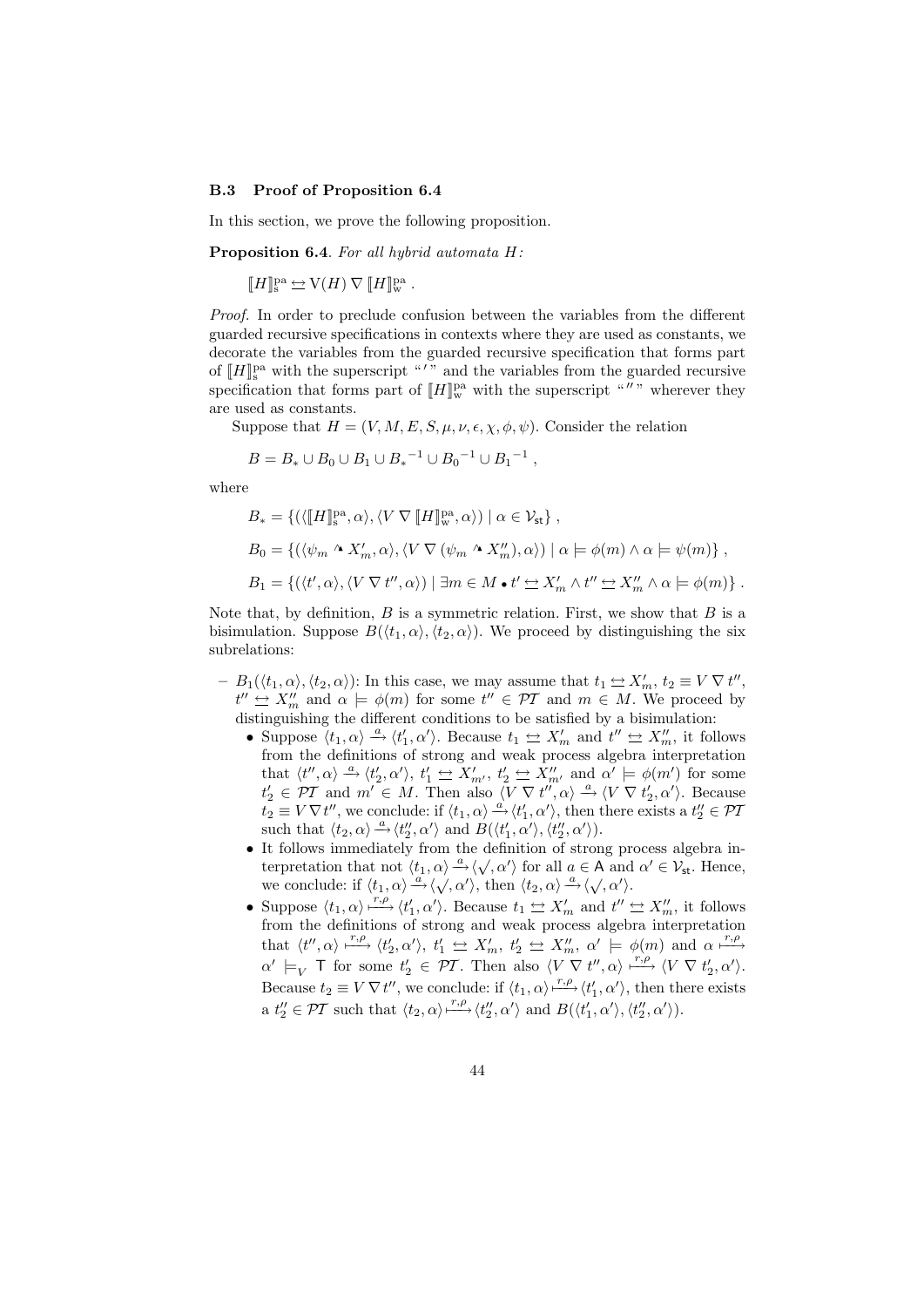### B.3 Proof of Proposition 6.4

In this section, we prove the following proposition.

**Proposition 6.4**. *For all hybrid automata $H$:*

$$[\![H]\!]_{\mathrm{s}}^{\mathrm{pa}} \leftrightarroweq \mathrm{V}(H) \nabla [\![H]\!]_{\mathrm{w}}^{\mathrm{pa}} .$$

*Proof.* In order to preclude confusion between the variables from the different guarded recursive specifications in contexts where they are used as constants, we decorate the variables from the guarded recursive specification that forms part of $[\![H]\!]_{\mathrm{s}}^{\mathrm{pa}}$ with the superscript "$'$" and the variables from the guarded recursive specification that forms part of $[\![H]\!]_{\mathrm{w}}^{\mathrm{pa}}$ with the superscript "$''$" wherever they are used as constants.

Suppose that $H = (V, M, E, S, \mu, \nu, \epsilon, \chi, \phi, \psi)$. Consider the relation

$$B = B_* \cup B_0 \cup B_1 \cup {B_*}^{-1} \cup {B_0}^{-1} \cup {B_1}^{-1} ,$$

where

$$B_* = \{(\langle [\![H]\!]_{\mathrm{s}}^{\mathrm{pa}}, \alpha\rangle, \langle V \nabla [\![H]\!]_{\mathrm{w}}^{\mathrm{pa}}, \alpha\rangle) \mid \alpha \in \mathcal{V}_{\mathsf{st}}\} ,$$

$$B_0 = \{(\langle \psi_m \curvearrowright X'_m, \alpha\rangle, \langle V \nabla (\psi_m \curvearrowright X''_m), \alpha\rangle) \mid \alpha \models \phi(m) \land \alpha \models \psi(m)\} ,$$

$$B_1 = \{(\langle t', \alpha\rangle, \langle V \nabla t'', \alpha\rangle) \mid \exists m \in M \bullet t' \leftrightarroweq X'_m \land t'' \leftrightarroweq X''_m \land \alpha \models \phi(m)\} .$$

Note that, by definition, $B$ is a symmetric relation. First, we show that $B$ is a bisimulation. Suppose $B(\langle t_1, \alpha\rangle, \langle t_2, \alpha\rangle)$. We proceed by distinguishing the six subrelations:

- $B_1(\langle t_1, \alpha\rangle, \langle t_2, \alpha\rangle)$: In this case, we may assume that $t_1 \leftrightarroweq X'_m$, $t_2 \equiv V \nabla t''$, $t'' \leftrightarroweq X''_m$ and $\alpha \models \phi(m)$ for some $t'' \in \mathcal{PT}$ and $m \in M$. We proceed by distinguishing the different conditions to be satisfied by a bisimulation:
  - Suppose $\langle t_1, \alpha\rangle \xrightarrow{a} \langle t'_1, \alpha'\rangle$. Because $t_1 \leftrightarroweq X'_m$ and $t'' \leftrightarroweq X''_m$, it follows from the definitions of strong and weak process algebra interpretation that $\langle t'', \alpha\rangle \xrightarrow{a} \langle t'_2, \alpha'\rangle$, $t'_1 \leftrightarroweq X'_{m'}$, $t'_2 \leftrightarroweq X''_{m'}$ and $\alpha' \models \phi(m')$ for some $t'_2 \in \mathcal{PT}$ and $m' \in M$. Then also $\langle V \nabla t'', \alpha\rangle \xrightarrow{a} \langle V \nabla t'_2, \alpha'\rangle$. Because $t_2 \equiv V \nabla t''$, we conclude: if $\langle t_1, \alpha\rangle \xrightarrow{a} \langle t'_1, \alpha'\rangle$, then there exists a $t''_2 \in \mathcal{PT}$ such that $\langle t_2, \alpha\rangle \xrightarrow{a} \langle t''_2, \alpha'\rangle$ and $B(\langle t'_1, \alpha'\rangle, \langle t''_2, \alpha'\rangle)$.
  - It follows immediately from the definition of strong process algebra interpretation that not $\langle t_1, \alpha\rangle \xrightarrow{a} \langle \surd, \alpha'\rangle$ for all $a \in \mathsf{A}$ and $\alpha' \in \mathcal{V}_{\mathsf{st}}$. Hence, we conclude: if $\langle t_1, \alpha\rangle \xrightarrow{a} \langle \surd, \alpha'\rangle$, then $\langle t_2, \alpha\rangle \xrightarrow{a} \langle \surd, \alpha'\rangle$.
  - Suppose $\langle t_1, \alpha\rangle \xmapsto{r,\rho} \langle t'_1, \alpha'\rangle$. Because $t_1 \leftrightarroweq X'_m$ and $t'' \leftrightarroweq X''_m$, it follows from the definitions of strong and weak process algebra interpretation that $\langle t'', \alpha\rangle \xmapsto{r,\rho} \langle t'_2, \alpha'\rangle$, $t'_1 \leftrightarroweq X'_m$, $t'_2 \leftrightarroweq X''_m$, $\alpha' \models \phi(m)$ and $\alpha \xmapsto{r,\rho} \alpha' \models_V \mathsf{T}$ for some $t'_2 \in \mathcal{PT}$. Then also $\langle V \nabla t'', \alpha\rangle \xmapsto{r,\rho} \langle V \nabla t'_2, \alpha'\rangle$. Because $t_2 \equiv V \nabla t''$, we conclude: if $\langle t_1, \alpha\rangle \xmapsto{r,\rho} \langle t'_1, \alpha'\rangle$, then there exists a $t''_2 \in \mathcal{PT}$ such that $\langle t_2, \alpha\rangle \xmapsto{r,\rho} \langle t''_2, \alpha'\rangle$ and $B(\langle t'_1, \alpha'\rangle, \langle t''_2, \alpha'\rangle)$.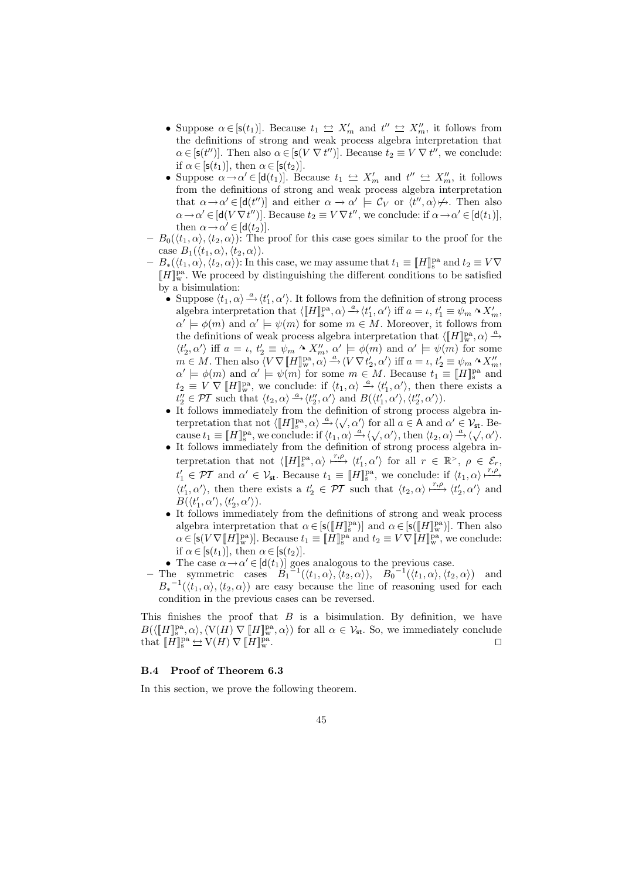- Suppose $\alpha \in [\mathsf{s}(t_1)]$. Because $t_1 \leftrightarrows X'_m$ and $t'' \leftrightarrows X''_m$, it follows from the definitions of strong and weak process algebra interpretation that $\alpha \in [\mathsf{s}(t'')]$. Then also $\alpha \in [\mathsf{s}(V \nabla t'')]$. Because $t_2 \equiv V \nabla t''$, we conclude: if $\alpha \in [\mathsf{s}(t_1)]$, then $\alpha \in [\mathsf{s}(t_2)]$.
  - Suppose $\alpha \to \alpha' \in [\mathsf{d}(t_1)]$. Because $t_1 \leftrightarrows X'_m$ and $t'' \leftrightarrows X''_m$, it follows from the definitions of strong and weak process algebra interpretation that $\alpha \to \alpha' \in [\mathsf{d}(t'')]$ and either $\alpha \to \alpha' \models \mathcal{C}_V$ or $\langle t'', \alpha \rangle \not\mapsto$. Then also $\alpha \to \alpha' \in [\mathsf{d}(V \nabla t'')]$. Because $t_2 \equiv V \nabla t''$, we conclude: if $\alpha \to \alpha' \in [\mathsf{d}(t_1)]$, then $\alpha \to \alpha' \in [\mathsf{d}(t_2)]$.

- $B_0(\langle t_1, \alpha \rangle, \langle t_2, \alpha \rangle)$: The proof for this case goes similar to the proof for the case $B_1(\langle t_1, \alpha \rangle, \langle t_2, \alpha \rangle)$.
- $B_*(\langle t_1, \alpha \rangle, \langle t_2, \alpha \rangle)$: In this case, we may assume that $t_1 \equiv [\![H]\!]^{\mathrm{pa}}_{\mathrm{s}}$ and $t_2 \equiv V \nabla [\![H]\!]^{\mathrm{pa}}_{\mathrm{w}}$. We proceed by distinguishing the different conditions to be satisfied by a bisimulation:
  - Suppose $\langle t_1, \alpha \rangle \xrightarrow{a} \langle t'_1, \alpha' \rangle$. It follows from the definition of strong process algebra interpretation that $\langle [\![H]\!]^{\mathrm{pa}}_{\mathrm{s}}, \alpha \rangle \xrightarrow{a} \langle t'_1, \alpha' \rangle$ iff $a = \iota$, $t'_1 \equiv \psi_m \wedge X'_m$, $\alpha' \models \phi(m)$ and $\alpha' \models \psi(m)$ for some $m \in M$. Moreover, it follows from the definitions of weak process algebra interpretation that $\langle [\![H]\!]^{\mathrm{pa}}_{\mathrm{w}}, \alpha \rangle \xrightarrow{a} \langle t'_2, \alpha' \rangle$ iff $a = \iota$, $t'_2 \equiv \psi_m \wedge X''_m$, $\alpha' \models \phi(m)$ and $\alpha' \models \psi(m)$ for some $m \in M$. Then also $\langle V \nabla [\![H]\!]^{\mathrm{pa}}_{\mathrm{w}}, \alpha \rangle \xrightarrow{a} \langle V \nabla t'_2, \alpha' \rangle$ iff $a = \iota$, $t'_2 \equiv \psi_m \wedge X''_m$, $\alpha' \models \phi(m)$ and $\alpha' \models \psi(m)$ for some $m \in M$. Because $t_1 \equiv [\![H]\!]^{\mathrm{pa}}_{\mathrm{s}}$ and $t_2 \equiv V \nabla [\![H]\!]^{\mathrm{pa}}_{\mathrm{w}}$, we conclude: if $\langle t_1, \alpha \rangle \xrightarrow{a} \langle t'_1, \alpha' \rangle$, then there exists a $t''_2 \in \mathcal{PT}$ such that $\langle t_2, \alpha \rangle \xrightarrow{a} \langle t''_2, \alpha' \rangle$ and $B(\langle t'_1, \alpha' \rangle, \langle t''_2, \alpha' \rangle)$.
  - It follows immediately from the definition of strong process algebra interpretation that not $\langle [\![H]\!]^{\mathrm{pa}}_{\mathrm{s}}, \alpha \rangle \xrightarrow{a} \langle \surd, \alpha' \rangle$ for all $a \in \mathsf{A}$ and $\alpha' \in \mathcal{V}_{\mathsf{st}}$. Because $t_1 \equiv [\![H]\!]^{\mathrm{pa}}_{\mathrm{s}}$, we conclude: if $\langle t_1, \alpha \rangle \xrightarrow{a} \langle \surd, \alpha' \rangle$, then $\langle t_2, \alpha \rangle \xrightarrow{a} \langle \surd, \alpha' \rangle$.
  - It follows immediately from the definition of strong process algebra interpretation that not $\langle [\![H]\!]^{\mathrm{pa}}_{\mathrm{s}}, \alpha \rangle \xmapsto{r,\rho} \langle t'_1, \alpha' \rangle$ for all $r \in \mathbb{R}^{>}$, $\rho \in \mathcal{E}_r$, $t'_1 \in \mathcal{PT}$ and $\alpha' \in \mathcal{V}_{\mathsf{st}}$. Because $t_1 \equiv [\![H]\!]^{\mathrm{pa}}_{\mathrm{s}}$, we conclude: if $\langle t_1, \alpha \rangle \xmapsto{r,\rho} \langle t'_1, \alpha' \rangle$, then there exists a $t'_2 \in \mathcal{PT}$ such that $\langle t_2, \alpha \rangle \xmapsto{r,\rho} \langle t'_2, \alpha' \rangle$ and $B(\langle t'_1, \alpha' \rangle, \langle t'_2, \alpha' \rangle)$.
  - It follows immediately from the definitions of strong and weak process algebra interpretation that $\alpha \in [\mathsf{s}([\![H]\!]^{\mathrm{pa}}_{\mathrm{s}})]$ and $\alpha \in [\mathsf{s}([\![H]\!]^{\mathrm{pa}}_{\mathrm{w}})]$. Then also $\alpha \in [\mathsf{s}(V \nabla [\![H]\!]^{\mathrm{pa}}_{\mathrm{w}})]$. Because $t_1 \equiv [\![H]\!]^{\mathrm{pa}}_{\mathrm{s}}$ and $t_2 \equiv V \nabla [\![H]\!]^{\mathrm{pa}}_{\mathrm{w}}$, we conclude: if $\alpha \in [\mathsf{s}(t_1)]$, then $\alpha \in [\mathsf{s}(t_2)]$.
  - The case $\alpha \to \alpha' \in [\mathsf{d}(t_1)]$ goes analogous to the previous case.
- The symmetric cases ${B_1}^{-1}(\langle t_1, \alpha \rangle, \langle t_2, \alpha \rangle)$, ${B_0}^{-1}(\langle t_1, \alpha \rangle, \langle t_2, \alpha \rangle)$ and ${B_*}^{-1}(\langle t_1, \alpha \rangle, \langle t_2, \alpha \rangle)$ are easy because the line of reasoning used for each condition in the previous cases can be reversed.

This finishes the proof that $B$ is a bisimulation. By definition, we have $B(\langle [\![H]\!]^{\mathrm{pa}}_{\mathrm{s}}, \alpha \rangle, \langle \mathrm{V}(H) \nabla [\![H]\!]^{\mathrm{pa}}_{\mathrm{w}}, \alpha \rangle)$ for all $\alpha \in \mathcal{V}_{\mathsf{st}}$. So, we immediately conclude that $[\![H]\!]^{\mathrm{pa}}_{\mathrm{s}} \leftrightarrows \mathrm{V}(H) \nabla [\![H]\!]^{\mathrm{pa}}_{\mathrm{w}}$. ◻

### B.4 Proof of Theorem 6.3

In this section, we prove the following theorem.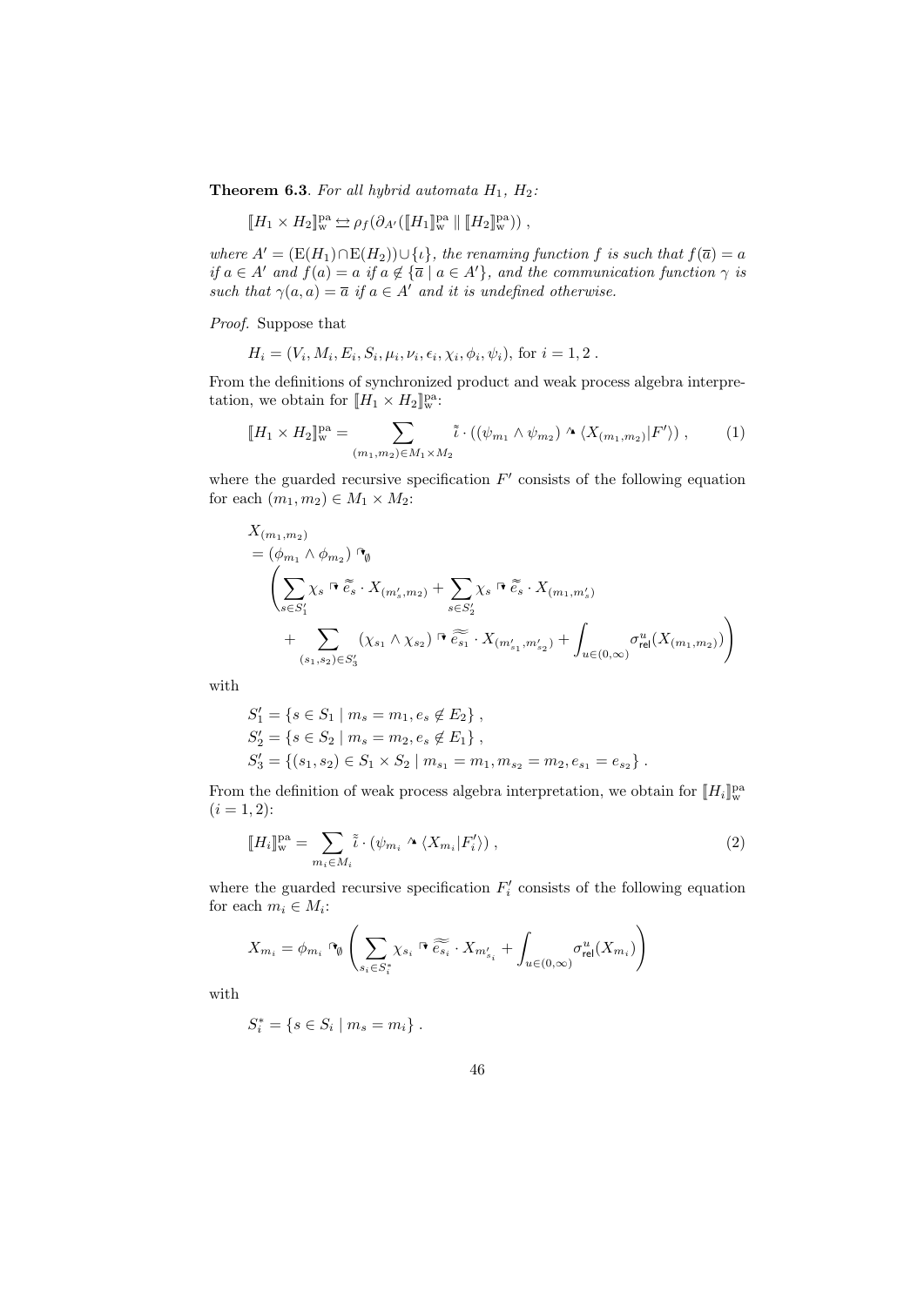**Theorem 6.3**. *For all hybrid automata $H_1$, $H_2$:*

$$[\![H_1 \times H_2]\!]^{\mathrm{pa}}_{\mathrm{w}} \leftrightarrows \rho_f(\partial_{A'}([\![H_1]\!]^{\mathrm{pa}}_{\mathrm{w}} \parallel [\![H_2]\!]^{\mathrm{pa}}_{\mathrm{w}}))\ ,$$

*where $A' = (\mathrm{E}(H_1) \cap \mathrm{E}(H_2)) \cup \{\iota\}$, the renaming function $f$ is such that $f(\overline{a}) = a$ if $a \in A'$ and $f(a) = a$ if $a \notin \{\overline{a} \mid a \in A'\}$, and the communication function $\gamma$ is such that $\gamma(a,a) = \overline{a}$ if $a \in A'$ and it is undefined otherwise.*

*Proof.* Suppose that

$$H_i = (V_i, M_i, E_i, S_i, \mu_i, \nu_i, \epsilon_i, \chi_i, \phi_i, \psi_i),\ \text{for}\ i = 1, 2\ .$$

From the definitions of synchronized product and weak process algebra interpretation, we obtain for $[\![H_1 \times H_2]\!]^{\mathrm{pa}}_{\mathrm{w}}$:

$$[\![H_1 \times H_2]\!]^{\mathrm{pa}}_{\mathrm{w}} = \sum_{(m_1,m_2) \in M_1 \times M_2} \tilde{\tilde{\iota}} \cdot ((\psi_{m_1} \wedge \psi_{m_2}) \mathbin{\text{\textbf{\textit{↗}}}} \langle X_{(m_1,m_2)} | F' \rangle)\ , \tag{1}$$

where the guarded recursive specification $F'$ consists of the following equation for each $(m_1, m_2) \in M_1 \times M_2$:

$$\begin{aligned}
&X_{(m_1,m_2)} \\
&= (\phi_{m_1} \wedge \phi_{m_2}) \mathbin{\urcorner}_{\emptyset} \\
&\quad \left( \sum_{s \in S'_1} \chi_s \mathbin{\urcorner} \tilde{\tilde{e}}_s \cdot X_{(m'_s, m_2)} + \sum_{s \in S'_2} \chi_s \mathbin{\urcorner} \tilde{\tilde{e}}_s \cdot X_{(m_1, m'_s)} \right. \\
&\quad\quad \left. + \sum_{(s_1,s_2) \in S'_3} (\chi_{s_1} \wedge \chi_{s_2}) \mathbin{\urcorner} \widetilde{\widetilde{\overline{e_{s_1}}}} \cdot X_{(m'_{s_1}, m'_{s_2})} + \int_{u \in (0,\infty)} \sigma^u_{\mathsf{rel}}(X_{(m_1,m_2)}) \right)
\end{aligned}$$

with

$$\begin{aligned}
S'_1 &= \{ s \in S_1 \mid m_s = m_1, e_s \notin E_2 \}\ , \\
S'_2 &= \{ s \in S_2 \mid m_s = m_2, e_s \notin E_1 \}\ , \\
S'_3 &= \{ (s_1, s_2) \in S_1 \times S_2 \mid m_{s_1} = m_1, m_{s_2} = m_2, e_{s_1} = e_{s_2} \}\ .
\end{aligned}$$

From the definition of weak process algebra interpretation, we obtain for $[\![H_i]\!]^{\mathrm{pa}}_{\mathrm{w}}$ ($i = 1, 2$):

$$[\![H_i]\!]^{\mathrm{pa}}_{\mathrm{w}} = \sum_{m_i \in M_i} \tilde{\tilde{\iota}} \cdot (\psi_{m_i} \mathbin{\text{\textbf{\textit{↗}}}} \langle X_{m_i} | F'_i \rangle)\ , \tag{2}$$

where the guarded recursive specification $F'_i$ consists of the following equation for each $m_i \in M_i$:

$$X_{m_i} = \phi_{m_i} \mathbin{\urcorner}_{\emptyset} \left( \sum_{s_i \in S^*_i} \chi_{s_i} \mathbin{\urcorner} \widetilde{\widetilde{e_{s_i}}} \cdot X_{m'_{s_i}} + \int_{u \in (0,\infty)} \sigma^u_{\mathsf{rel}}(X_{m_i}) \right)$$

with

$$S^*_i = \{ s \in S_i \mid m_s = m_i \}\ .$$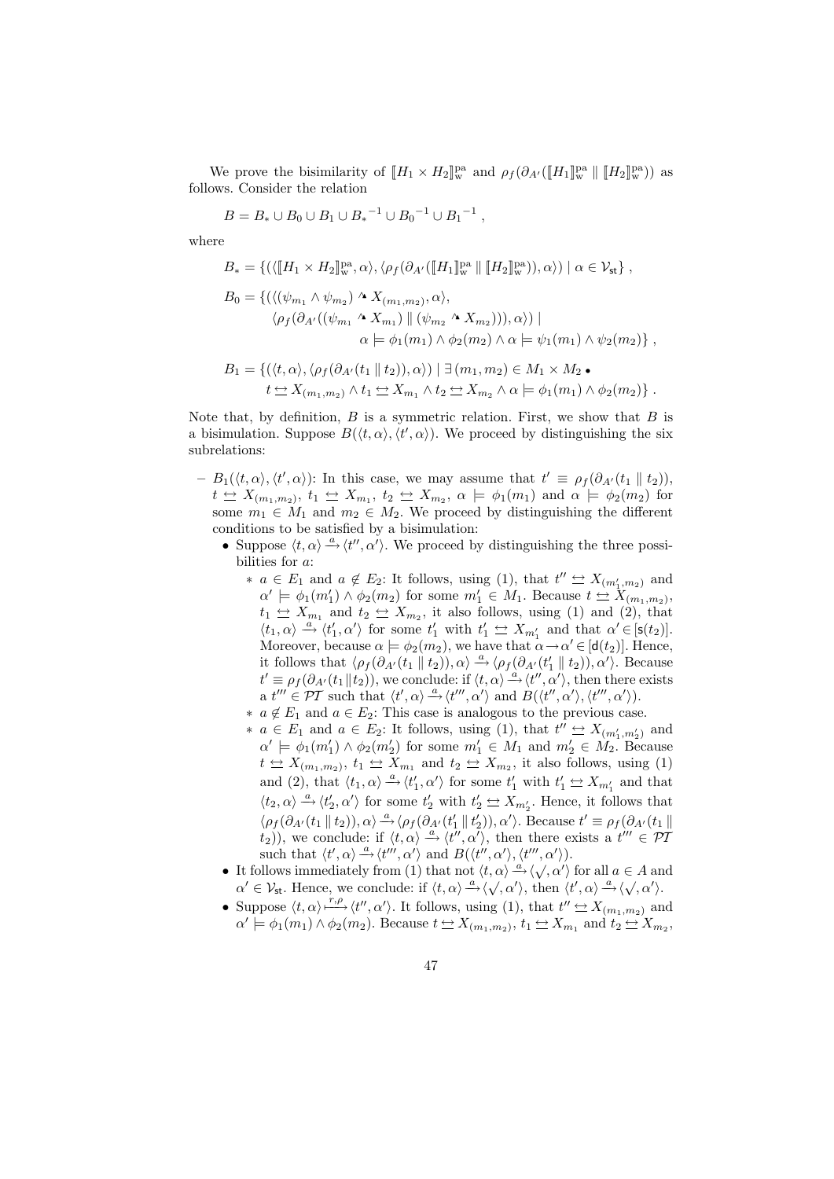We prove the bisimilarity of $[\![H_1 \times H_2]\!]^{\mathrm{pa}}_{\mathrm{w}}$ and $\rho_f(\partial_{A'}([\![H_1]\!]^{\mathrm{pa}}_{\mathrm{w}} \parallel [\![H_2]\!]^{\mathrm{pa}}_{\mathrm{w}}))$ as follows. Consider the relation

$$B = B_* \cup B_0 \cup B_1 \cup {B_*}^{-1} \cup {B_0}^{-1} \cup {B_1}^{-1} \;,$$

where

$$B_* = \{(\langle [\![H_1 \times H_2]\!]^{\mathrm{pa}}_{\mathrm{w}}, \alpha\rangle, \langle \rho_f(\partial_{A'}([\![H_1]\!]^{\mathrm{pa}}_{\mathrm{w}} \parallel [\![H_2]\!]^{\mathrm{pa}}_{\mathrm{w}})), \alpha\rangle) \mid \alpha \in \mathcal{V}_{\mathsf{st}}\} \;,$$

$$\begin{aligned} B_0 = \{(\langle(\psi_{m_1} \wedge \psi_{m_2}) \curvearrowright X_{(m_1,m_2)}, \alpha\rangle,&\\ \langle \rho_f(\partial_{A'}((\psi_{m_1} \curvearrowright X_{m_1}) \parallel (\psi_{m_2} \curvearrowright X_{m_2}))), \alpha\rangle) \mid&\\ \alpha \models \phi_1(m_1) \wedge \phi_2(m_2) \wedge \alpha \models \psi_1(m_1) \wedge \psi_2(m_2)\} \;,& \end{aligned}$$

$$\begin{aligned} B_1 = \{(\langle t, \alpha\rangle, \langle \rho_f(\partial_{A'}(t_1 \parallel t_2)), \alpha\rangle) \mid \exists\, (m_1, m_2) \in M_1 \times M_2 \bullet&\\ t \leftrightarroweq X_{(m_1,m_2)} \wedge t_1 \leftrightarroweq X_{m_1} \wedge t_2 \leftrightarroweq X_{m_2} \wedge \alpha \models \phi_1(m_1) \wedge \phi_2(m_2)\} \;.& \end{aligned}$$

Note that, by definition, $B$ is a symmetric relation. First, we show that $B$ is a bisimulation. Suppose $B(\langle t, \alpha\rangle, \langle t', \alpha\rangle)$. We proceed by distinguishing the six subrelations:

- $B_1(\langle t, \alpha\rangle, \langle t', \alpha\rangle)$: In this case, we may assume that $t' \equiv \rho_f(\partial_{A'}(t_1 \parallel t_2))$, $t \leftrightarroweq X_{(m_1,m_2)}$, $t_1 \leftrightarroweq X_{m_1}$, $t_2 \leftrightarroweq X_{m_2}$, $\alpha \models \phi_1(m_1)$ and $\alpha \models \phi_2(m_2)$ for some $m_1 \in M_1$ and $m_2 \in M_2$. We proceed by distinguishing the different conditions to be satisfied by a bisimulation:
  - Suppose $\langle t, \alpha\rangle \xrightarrow{a} \langle t'', \alpha'\rangle$. We proceed by distinguishing the three possibilities for $a$:
    - $a \in E_1$ and $a \notin E_2$: It follows, using (1), that $t'' \leftrightarroweq X_{(m_1',m_2)}$ and $\alpha' \models \phi_1(m_1') \wedge \phi_2(m_2)$ for some $m_1' \in M_1$. Because $t \leftrightarroweq X_{(m_1,m_2)}$, $t_1 \leftrightarroweq X_{m_1}$ and $t_2 \leftrightarroweq X_{m_2}$, it also follows, using (1) and (2), that $\langle t_1, \alpha\rangle \xrightarrow{a} \langle t_1', \alpha'\rangle$ for some $t_1'$ with $t_1' \leftrightarroweq X_{m_1'}$ and that $\alpha' \in [\mathsf{s}(t_2)]$. Moreover, because $\alpha \models \phi_2(m_2)$, we have that $\alpha \to \alpha' \in [\mathsf{d}(t_2)]$. Hence, it follows that $\langle \rho_f(\partial_{A'}(t_1 \parallel t_2)), \alpha\rangle \xrightarrow{a} \langle \rho_f(\partial_{A'}(t_1' \parallel t_2)), \alpha'\rangle$. Because $t' \equiv \rho_f(\partial_{A'}(t_1 \parallel t_2))$, we conclude: if $\langle t, \alpha\rangle \xrightarrow{a} \langle t'', \alpha'\rangle$, then there exists a $t''' \in \mathcal{PT}$ such that $\langle t', \alpha\rangle \xrightarrow{a} \langle t''', \alpha'\rangle$ and $B(\langle t'', \alpha'\rangle, \langle t''', \alpha'\rangle)$.
    - $a \notin E_1$ and $a \in E_2$: This case is analogous to the previous case.
    - $a \in E_1$ and $a \in E_2$: It follows, using (1), that $t'' \leftrightarroweq X_{(m_1',m_2')}$ and $\alpha' \models \phi_1(m_1') \wedge \phi_2(m_2')$ for some $m_1' \in M_1$ and $m_2' \in M_2$. Because $t \leftrightarroweq X_{(m_1,m_2)}$, $t_1 \leftrightarroweq X_{m_1}$ and $t_2 \leftrightarroweq X_{m_2}$, it also follows, using (1) and (2), that $\langle t_1, \alpha\rangle \xrightarrow{a} \langle t_1', \alpha'\rangle$ for some $t_1'$ with $t_1' \leftrightarroweq X_{m_1'}$ and that $\langle t_2, \alpha\rangle \xrightarrow{a} \langle t_2', \alpha'\rangle$ for some $t_2'$ with $t_2' \leftrightarroweq X_{m_2'}$. Hence, it follows that $\langle \rho_f(\partial_{A'}(t_1 \parallel t_2)), \alpha\rangle \xrightarrow{a} \langle \rho_f(\partial_{A'}(t_1' \parallel t_2')), \alpha'\rangle$. Because $t' \equiv \rho_f(\partial_{A'}(t_1 \parallel t_2))$, we conclude: if $\langle t, \alpha\rangle \xrightarrow{a} \langle t'', \alpha'\rangle$, then there exists a $t''' \in \mathcal{PT}$ such that $\langle t', \alpha\rangle \xrightarrow{a} \langle t''', \alpha'\rangle$ and $B(\langle t'', \alpha'\rangle, \langle t''', \alpha'\rangle)$.
  - It follows immediately from (1) that not $\langle t, \alpha\rangle \xrightarrow{a} \langle \surd, \alpha'\rangle$ for all $a \in A$ and $\alpha' \in \mathcal{V}_{\mathsf{st}}$. Hence, we conclude: if $\langle t, \alpha\rangle \xrightarrow{a} \langle \surd, \alpha'\rangle$, then $\langle t', \alpha\rangle \xrightarrow{a} \langle \surd, \alpha'\rangle$.
  - Suppose $\langle t, \alpha\rangle \xmapsto{r,\rho} \langle t'', \alpha'\rangle$. It follows, using (1), that $t'' \leftrightarroweq X_{(m_1,m_2)}$ and $\alpha' \models \phi_1(m_1) \wedge \phi_2(m_2)$. Because $t \leftrightarroweq X_{(m_1,m_2)}$, $t_1 \leftrightarroweq X_{m_1}$ and $t_2 \leftrightarroweq X_{m_2}$,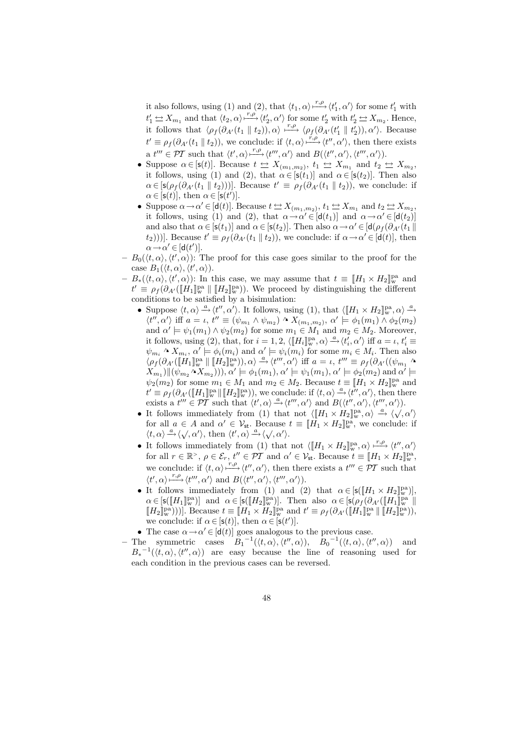it also follows, using (1) and (2), that $\langle t_1, \alpha \rangle \overset{r,\rho}{\longmapsto} \langle t_1', \alpha' \rangle$ for some $t_1'$ with $t_1' \leftrightarrows X_{m_1}$ and that $\langle t_2, \alpha \rangle \overset{r,\rho}{\longmapsto} \langle t_2', \alpha' \rangle$ for some $t_2'$ with $t_2' \leftrightarrows X_{m_2}$. Hence, it follows that $\langle \rho_f(\partial_{A'}(t_1 \parallel t_2)), \alpha \rangle \overset{r,\rho}{\longmapsto} \langle \rho_f(\partial_{A'}(t_1' \parallel t_2')), \alpha' \rangle$. Because $t' \equiv \rho_f(\partial_{A'}(t_1 \parallel t_2))$, we conclude: if $\langle t, \alpha \rangle \overset{r,\rho}{\longmapsto} \langle t'', \alpha' \rangle$, then there exists a $t''' \in \mathcal{PT}$ such that $\langle t', \alpha \rangle \overset{r,\rho}{\longmapsto} \langle t''', \alpha' \rangle$ and $B(\langle t'', \alpha' \rangle, \langle t''', \alpha' \rangle)$.

- Suppose $\alpha \in [\mathsf{s}(t)]$. Because $t \leftrightarrows X_{(m_1,m_2)}$, $t_1 \leftrightarrows X_{m_1}$ and $t_2 \leftrightarrows X_{m_2}$, it follows, using (1) and (2), that $\alpha \in [\mathsf{s}(t_1)]$ and $\alpha \in [\mathsf{s}(t_2)]$. Then also $\alpha \in [\mathsf{s}(\rho_f(\partial_{A'}(t_1 \parallel t_2)))]$. Because $t' \equiv \rho_f(\partial_{A'}(t_1 \parallel t_2))$, we conclude: if $\alpha \in [\mathsf{s}(t)]$, then $\alpha \in [\mathsf{s}(t')]$.
- Suppose $\alpha \to \alpha' \in [\mathsf{d}(t)]$. Because $t \leftrightarrows X_{(m_1,m_2)}$, $t_1 \leftrightarrows X_{m_1}$ and $t_2 \leftrightarrows X_{m_2}$, it follows, using (1) and (2), that $\alpha \to \alpha' \in [\mathsf{d}(t_1)]$ and $\alpha \to \alpha' \in [\mathsf{d}(t_2)]$ and also that $\alpha \in [\mathsf{s}(t_1)]$ and $\alpha \in [\mathsf{s}(t_2)]$. Then also $\alpha \to \alpha' \in [\mathsf{d}(\rho_f(\partial_{A'}(t_1 \parallel t_2)))]$. Because $t' \equiv \rho_f(\partial_{A'}(t_1 \parallel t_2))$, we conclude: if $\alpha \to \alpha' \in [\mathsf{d}(t)]$, then $\alpha \to \alpha' \in [\mathsf{d}(t')]$.

– $B_0(\langle t, \alpha \rangle, \langle t', \alpha \rangle)$: The proof for this case goes similar to the proof for the case $B_1(\langle t, \alpha \rangle, \langle t', \alpha \rangle)$.

– $B_*(\langle t, \alpha \rangle, \langle t', \alpha \rangle)$: In this case, we may assume that $t \equiv [\![H_1 \times H_2]\!]_{\mathrm{w}}^{\mathrm{pa}}$ and $t' \equiv \rho_f(\partial_{A'}([\![H_1]\!]_{\mathrm{w}}^{\mathrm{pa}} \parallel [\![H_2]\!]_{\mathrm{w}}^{\mathrm{pa}}))$. We proceed by distinguishing the different conditions to be satisfied by a bisimulation:

- Suppose $\langle t, \alpha \rangle \xrightarrow{a} \langle t'', \alpha' \rangle$. It follows, using (1), that $\langle [\![H_1 \times H_2]\!]_{\mathrm{w}}^{\mathrm{pa}}, \alpha \rangle \xrightarrow{a} \langle t'', \alpha' \rangle$ iff $a = \iota$, $t'' \equiv (\psi_{m_1} \wedge \psi_{m_2}) \,{}^\blacktriangle\, X_{(m_1,m_2)}$, $\alpha' \models \phi_1(m_1) \wedge \phi_2(m_2)$ and $\alpha' \models \psi_1(m_1) \wedge \psi_2(m_2)$ for some $m_1 \in M_1$ and $m_2 \in M_2$. Moreover, it follows, using (2), that, for $i = 1, 2$, $\langle [\![H_i]\!]_{\mathrm{w}}^{\mathrm{pa}}, \alpha \rangle \xrightarrow{a} \langle t_i', \alpha' \rangle$ iff $a = \iota$, $t_i' \equiv \psi_{m_i} \,{}^\blacktriangle\, X_{m_i}$, $\alpha' \models \phi_i(m_i)$ and $\alpha' \models \psi_i(m_i)$ for some $m_i \in M_i$. Then also $\langle \rho_f(\partial_{A'}([\![H_1]\!]_{\mathrm{w}}^{\mathrm{pa}} \parallel [\![H_2]\!]_{\mathrm{w}}^{\mathrm{pa}})), \alpha \rangle \xrightarrow{a} \langle t''', \alpha' \rangle$ iff $a = \iota$, $t''' \equiv \rho_f(\partial_{A'}((\psi_{m_1} \,{}^\blacktriangle\, X_{m_1}) \| (\psi_{m_2} \,{}^\blacktriangle\, X_{m_2})))$, $\alpha' \models \phi_1(m_1)$, $\alpha' \models \psi_1(m_1)$, $\alpha' \models \phi_2(m_2)$ and $\alpha' \models \psi_2(m_2)$ for some $m_1 \in M_1$ and $m_2 \in M_2$. Because $t \equiv [\![H_1 \times H_2]\!]_{\mathrm{w}}^{\mathrm{pa}}$ and $t' \equiv \rho_f(\partial_{A'}([\![H_1]\!]_{\mathrm{w}}^{\mathrm{pa}} \| [\![H_2]\!]_{\mathrm{w}}^{\mathrm{pa}}))$, we conclude: if $\langle t, \alpha \rangle \xrightarrow{a} \langle t'', \alpha' \rangle$, then there exists a $t''' \in \mathcal{PT}$ such that $\langle t', \alpha \rangle \xrightarrow{a} \langle t''', \alpha' \rangle$ and $B(\langle t'', \alpha' \rangle, \langle t''', \alpha' \rangle)$.
- It follows immediately from (1) that not $\langle [\![H_1 \times H_2]\!]_{\mathrm{w}}^{\mathrm{pa}}, \alpha \rangle \xrightarrow{a} \langle \surd, \alpha' \rangle$ for all $a \in A$ and $\alpha' \in \mathcal{V}_{\mathsf{st}}$. Because $t \equiv [\![H_1 \times H_2]\!]_{\mathrm{w}}^{\mathrm{pa}}$, we conclude: if $\langle t, \alpha \rangle \xrightarrow{a} \langle \surd, \alpha' \rangle$, then $\langle t', \alpha \rangle \xrightarrow{a} \langle \surd, \alpha' \rangle$.
- It follows immediately from (1) that not $\langle [\![H_1 \times H_2]\!]_{\mathrm{w}}^{\mathrm{pa}}, \alpha \rangle \overset{r,\rho}{\longmapsto} \langle t'', \alpha' \rangle$ for all $r \in \mathbb{R}^{>}$, $\rho \in \mathcal{E}_r$, $t'' \in \mathcal{PT}$ and $\alpha' \in \mathcal{V}_{\mathsf{st}}$. Because $t \equiv [\![H_1 \times H_2]\!]_{\mathrm{w}}^{\mathrm{pa}}$, we conclude: if $\langle t, \alpha \rangle \overset{r,\rho}{\longmapsto} \langle t'', \alpha' \rangle$, then there exists a $t''' \in \mathcal{PT}$ such that $\langle t', \alpha \rangle \overset{r,\rho}{\longmapsto} \langle t''', \alpha' \rangle$ and $B(\langle t'', \alpha' \rangle, \langle t''', \alpha' \rangle)$.
- It follows immediately from (1) and (2) that $\alpha \in [\mathsf{s}([\![H_1 \times H_2]\!]_{\mathrm{w}}^{\mathrm{pa}})]$, $\alpha \in [\mathsf{s}([\![H_1]\!]_{\mathrm{w}}^{\mathrm{pa}})]$ and $\alpha \in [\mathsf{s}([\![H_2]\!]_{\mathrm{w}}^{\mathrm{pa}})]$. Then also $\alpha \in [\mathsf{s}(\rho_f(\partial_{A'}([\![H_1]\!]_{\mathrm{w}}^{\mathrm{pa}} \parallel [\![H_2]\!]_{\mathrm{w}}^{\mathrm{pa}})))]$. Because $t \equiv [\![H_1 \times H_2]\!]_{\mathrm{w}}^{\mathrm{pa}}$ and $t' \equiv \rho_f(\partial_{A'}([\![H_1]\!]_{\mathrm{w}}^{\mathrm{pa}} \parallel [\![H_2]\!]_{\mathrm{w}}^{\mathrm{pa}}))$, we conclude: if $\alpha \in [\mathsf{s}(t)]$, then $\alpha \in [\mathsf{s}(t')]$.
- The case $\alpha \to \alpha' \in [\mathsf{d}(t)]$ goes analogous to the previous case.

– The symmetric cases ${B_1}^{-1}(\langle t, \alpha \rangle, \langle t'', \alpha \rangle)$, ${B_0}^{-1}(\langle t, \alpha \rangle, \langle t'', \alpha \rangle)$ and ${B_*}^{-1}(\langle t, \alpha \rangle, \langle t'', \alpha \rangle)$ are easy because the line of reasoning used for each condition in the previous cases can be reversed.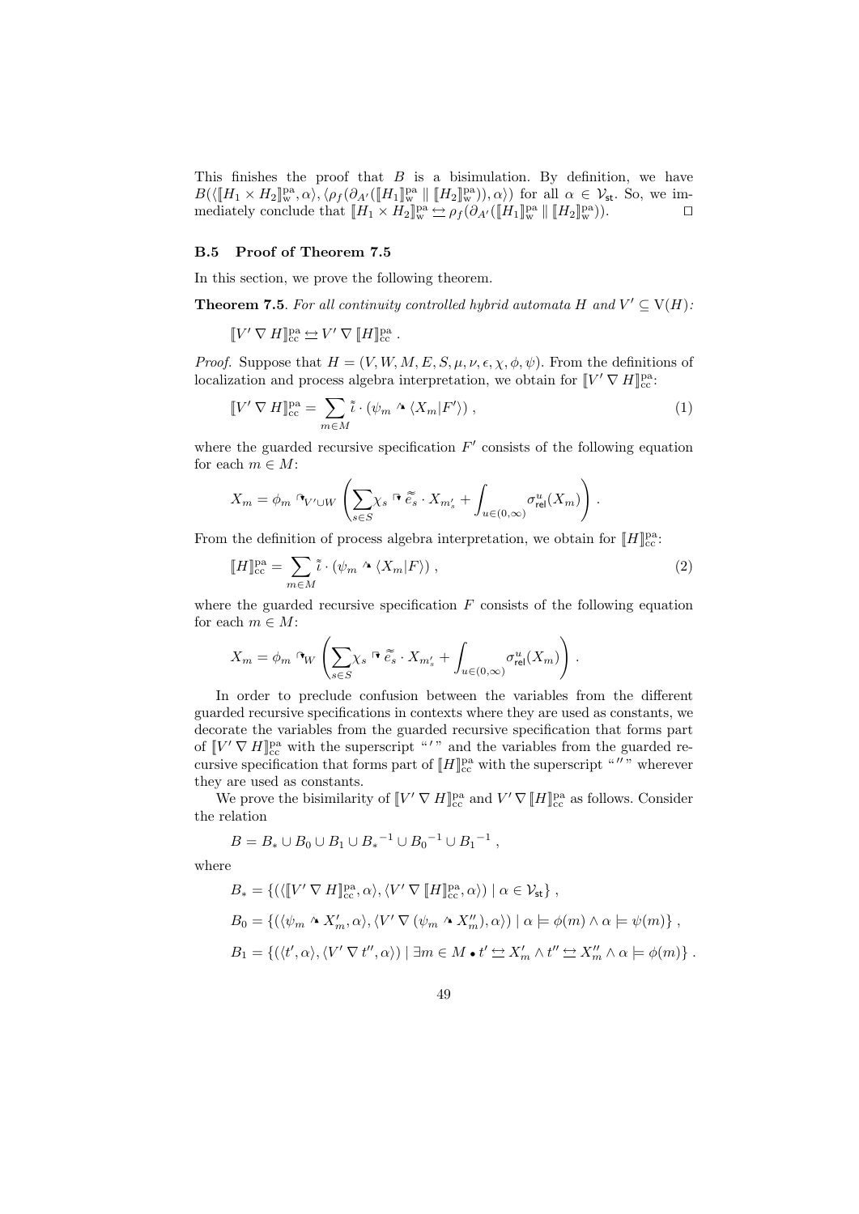This finishes the proof that $B$ is a bisimulation. By definition, we have $B(\langle [\![H_1 \times H_2]\!]^{\mathrm{pa}}_{\mathrm{w}}, \alpha\rangle, \langle \rho_f(\partial_{A'}([\![H_1]\!]^{\mathrm{pa}}_{\mathrm{w}} \parallel [\![H_2]\!]^{\mathrm{pa}}_{\mathrm{w}})), \alpha\rangle)$ for all $\alpha \in \mathcal{V}_{\mathsf{st}}$. So, we immediately conclude that $[\![H_1 \times H_2]\!]^{\mathrm{pa}}_{\mathrm{w}} \leftrightarrows \rho_f(\partial_{A'}([\![H_1]\!]^{\mathrm{pa}}_{\mathrm{w}} \parallel [\![H_2]\!]^{\mathrm{pa}}_{\mathrm{w}}))$. □

### B.5 Proof of Theorem 7.5

In this section, we prove the following theorem.

**Theorem 7.5**. *For all continuity controlled hybrid automata $H$ and $V' \subseteq \mathrm{V}(H)$:*

$$[\![V' \nabla H]\!]^{\mathrm{pa}}_{\mathrm{cc}} \leftrightarrows V' \nabla [\![H]\!]^{\mathrm{pa}}_{\mathrm{cc}} \,.$$

*Proof.* Suppose that $H = (V, W, M, E, S, \mu, \nu, \epsilon, \chi, \phi, \psi)$. From the definitions of localization and process algebra interpretation, we obtain for $[\![V' \nabla H]\!]^{\mathrm{pa}}_{\mathrm{cc}}$:

$$[\![V' \nabla H]\!]^{\mathrm{pa}}_{\mathrm{cc}} = \sum_{m \in M} \tilde{\tilde{\iota}} \cdot (\psi_m \curvearrowright \langle X_m | F'\rangle) \,, \tag{1}$$

where the guarded recursive specification $F'$ consists of the following equation for each $m \in M$:

$$X_m = \phi_m \curvearrowright_{V' \cup W} \left( \sum_{s \in S} \chi_s :\rightarrow \tilde{\tilde{e}}_s \cdot X_{m'_s} + \int_{u \in (0,\infty)} \sigma^u_{\mathsf{rel}}(X_m) \right) .$$

From the definition of process algebra interpretation, we obtain for $[\![H]\!]^{\mathrm{pa}}_{\mathrm{cc}}$:

$$[\![H]\!]^{\mathrm{pa}}_{\mathrm{cc}} = \sum_{m \in M} \tilde{\tilde{\iota}} \cdot (\psi_m \curvearrowright \langle X_m | F\rangle) \,, \tag{2}$$

where the guarded recursive specification $F$ consists of the following equation for each $m \in M$:

$$X_m = \phi_m \curvearrowright_{W} \left( \sum_{s \in S} \chi_s :\rightarrow \tilde{\tilde{e}}_s \cdot X_{m'_s} + \int_{u \in (0,\infty)} \sigma^u_{\mathsf{rel}}(X_m) \right) .$$

In order to preclude confusion between the variables from the different guarded recursive specifications in contexts where they are used as constants, we decorate the variables from the guarded recursive specification that forms part of $[\![V' \nabla H]\!]^{\mathrm{pa}}_{\mathrm{cc}}$ with the superscript "$'$" and the variables from the guarded recursive specification that forms part of $[\![H]\!]^{\mathrm{pa}}_{\mathrm{cc}}$ with the superscript "$''$" wherever they are used as constants.

We prove the bisimilarity of $[\![V' \nabla H]\!]^{\mathrm{pa}}_{\mathrm{cc}}$ and $V' \nabla [\![H]\!]^{\mathrm{pa}}_{\mathrm{cc}}$ as follows. Consider the relation

$$B = B_* \cup B_0 \cup B_1 \cup {B_*}^{-1} \cup {B_0}^{-1} \cup {B_1}^{-1} \,,$$

where

$$B_* = \{(\langle [\![V' \nabla H]\!]^{\mathrm{pa}}_{\mathrm{cc}}, \alpha\rangle, \langle V' \nabla [\![H]\!]^{\mathrm{pa}}_{\mathrm{cc}}, \alpha\rangle) \mid \alpha \in \mathcal{V}_{\mathsf{st}}\} \,,$$

$$B_0 = \{(\langle \psi_m \curvearrowright X'_m, \alpha\rangle, \langle V' \nabla (\psi_m \curvearrowright X''_m), \alpha\rangle) \mid \alpha \models \phi(m) \land \alpha \models \psi(m)\} \,,$$

$$B_1 = \{(\langle t', \alpha\rangle, \langle V' \nabla t'', \alpha\rangle) \mid \exists m \in M \bullet t' \leftrightarrows X'_m \land t'' \leftrightarrows X''_m \land \alpha \models \phi(m)\} \,.$$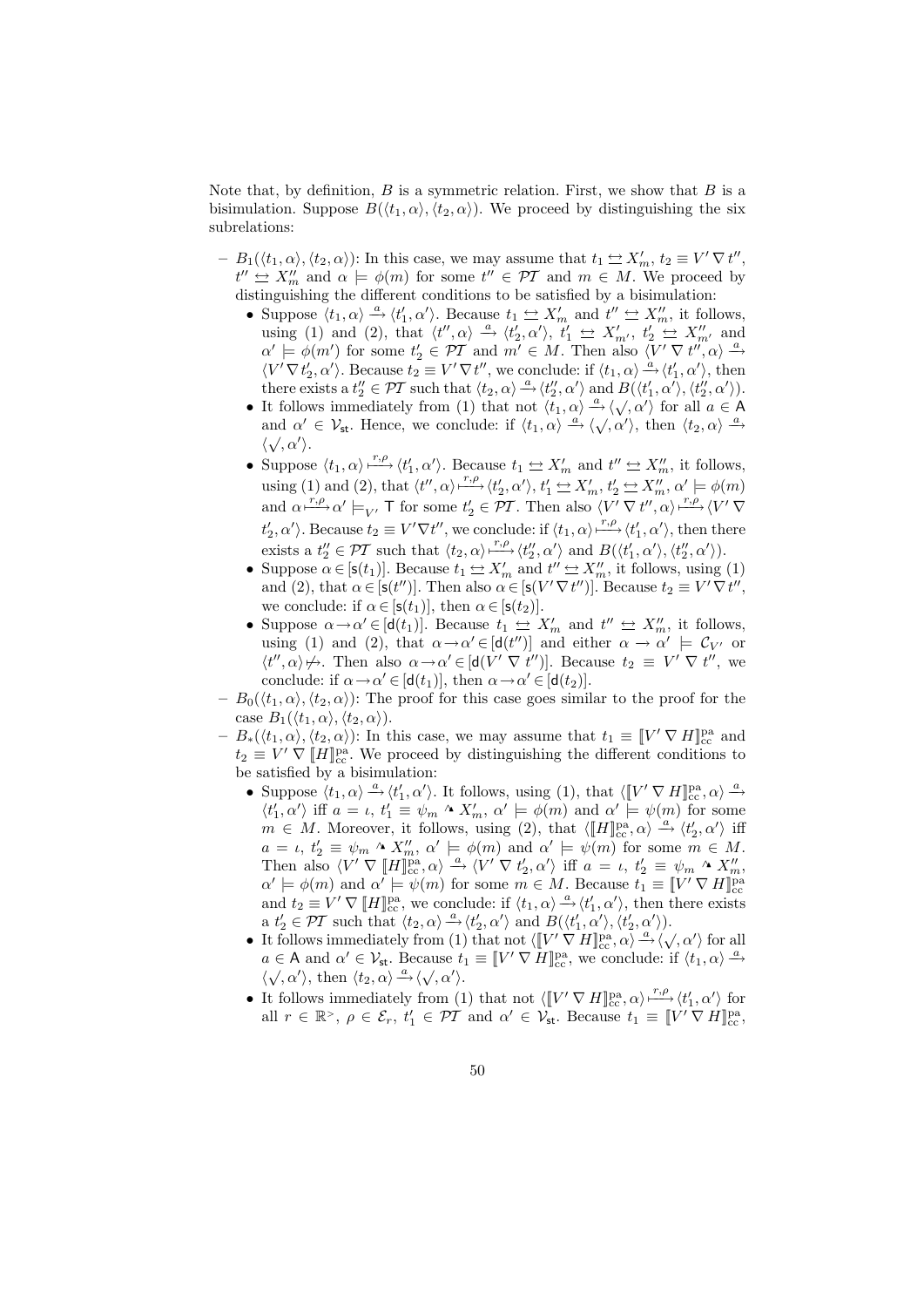Note that, by definition, $B$ is a symmetric relation. First, we show that $B$ is a bisimulation. Suppose $B(\langle t_1, \alpha\rangle, \langle t_2, \alpha\rangle)$. We proceed by distinguishing the six subrelations:

- $B_1(\langle t_1, \alpha\rangle, \langle t_2, \alpha\rangle)$: In this case, we may assume that $t_1 \leftrightarrows X'_m$, $t_2 \equiv V' \nabla t''$, $t'' \leftrightarrows X''_m$ and $\alpha \models \phi(m)$ for some $t'' \in \mathcal{PT}$ and $m \in M$. We proceed by distinguishing the different conditions to be satisfied by a bisimulation:
  - Suppose $\langle t_1, \alpha\rangle \xrightarrow{a} \langle t'_1, \alpha'\rangle$. Because $t_1 \leftrightarrows X'_m$ and $t'' \leftrightarrows X''_m$, it follows, using (1) and (2), that $\langle t'', \alpha\rangle \xrightarrow{a} \langle t'_2, \alpha'\rangle$, $t'_1 \leftrightarrows X'_{m'}$, $t'_2 \leftrightarrows X''_{m'}$ and $\alpha' \models \phi(m')$ for some $t'_2 \in \mathcal{PT}$ and $m' \in M$. Then also $\langle V' \nabla t'', \alpha\rangle \xrightarrow{a} \langle V' \nabla t'_2, \alpha'\rangle$. Because $t_2 \equiv V' \nabla t''$, we conclude: if $\langle t_1, \alpha\rangle \xrightarrow{a} \langle t'_1, \alpha'\rangle$, then there exists a $t''_2 \in \mathcal{PT}$ such that $\langle t_2, \alpha\rangle \xrightarrow{a} \langle t''_2, \alpha'\rangle$ and $B(\langle t'_1, \alpha'\rangle, \langle t''_2, \alpha'\rangle)$.
  - It follows immediately from (1) that not $\langle t_1, \alpha\rangle \xrightarrow{a} \langle \surd, \alpha'\rangle$ for all $a \in \mathsf{A}$ and $\alpha' \in \mathcal{V}_{\mathsf{st}}$. Hence, we conclude: if $\langle t_1, \alpha\rangle \xrightarrow{a} \langle \surd, \alpha'\rangle$, then $\langle t_2, \alpha\rangle \xrightarrow{a} \langle \surd, \alpha'\rangle$.
  - Suppose $\langle t_1, \alpha\rangle \xmapsto{r,\rho} \langle t'_1, \alpha'\rangle$. Because $t_1 \leftrightarrows X'_m$ and $t'' \leftrightarrows X''_m$, it follows, using (1) and (2), that $\langle t'', \alpha\rangle \xmapsto{r,\rho} \langle t'_2, \alpha'\rangle$, $t'_1 \leftrightarrows X'_m$, $t'_2 \leftrightarrows X''_m$, $\alpha' \models \phi(m)$ and $\alpha \xrightarrow{r,\rho} \alpha' \models_{V'} \mathsf{T}$ for some $t'_2 \in \mathcal{PT}$. Then also $\langle V' \nabla t'', \alpha\rangle \xmapsto{r,\rho} \langle V' \nabla t'_2, \alpha'\rangle$. Because $t_2 \equiv V' \nabla t''$, we conclude: if $\langle t_1, \alpha\rangle \xmapsto{r,\rho} \langle t'_1, \alpha'\rangle$, then there exists a $t''_2 \in \mathcal{PT}$ such that $\langle t_2, \alpha\rangle \xmapsto{r,\rho} \langle t''_2, \alpha'\rangle$ and $B(\langle t'_1, \alpha'\rangle, \langle t''_2, \alpha'\rangle)$.
  - Suppose $\alpha \in [\mathsf{s}(t_1)]$. Because $t_1 \leftrightarrows X'_m$ and $t'' \leftrightarrows X''_m$, it follows, using (1) and (2), that $\alpha \in [\mathsf{s}(t'')]$. Then also $\alpha \in [\mathsf{s}(V' \nabla t'')]$. Because $t_2 \equiv V' \nabla t''$, we conclude: if $\alpha \in [\mathsf{s}(t_1)]$, then $\alpha \in [\mathsf{s}(t_2)]$.
  - Suppose $\alpha \to \alpha' \in [\mathsf{d}(t_1)]$. Because $t_1 \leftrightarrows X'_m$ and $t'' \leftrightarrows X''_m$, it follows, using (1) and (2), that $\alpha \to \alpha' \in [\mathsf{d}(t'')]$ and either $\alpha \to \alpha' \models \mathcal{C}_{V'}$ or $\langle t'', \alpha\rangle \not\mapsto$. Then also $\alpha \to \alpha' \in [\mathsf{d}(V' \nabla t'')]$. Because $t_2 \equiv V' \nabla t''$, we conclude: if $\alpha \to \alpha' \in [\mathsf{d}(t_1)]$, then $\alpha \to \alpha' \in [\mathsf{d}(t_2)]$.
- $B_0(\langle t_1, \alpha\rangle, \langle t_2, \alpha\rangle)$: The proof for this case goes similar to the proof for the case $B_1(\langle t_1, \alpha\rangle, \langle t_2, \alpha\rangle)$.
- $B_*(\langle t_1, \alpha\rangle, \langle t_2, \alpha\rangle)$: In this case, we may assume that $t_1 \equiv [\![V' \nabla H]\!]^{\mathrm{pa}}_{\mathrm{cc}}$ and $t_2 \equiv V' \nabla [\![H]\!]^{\mathrm{pa}}_{\mathrm{cc}}$. We proceed by distinguishing the different conditions to be satisfied by a bisimulation:
  - Suppose $\langle t_1, \alpha\rangle \xrightarrow{a} \langle t'_1, \alpha'\rangle$. It follows, using (1), that $\langle [\![V' \nabla H]\!]^{\mathrm{pa}}_{\mathrm{cc}}, \alpha\rangle \xrightarrow{a} \langle t'_1, \alpha'\rangle$ iff $a = \iota$, $t'_1 \equiv \psi_m \mathbin{\wedge\!\!\!\!\rightarrow} X'_m$, $\alpha' \models \phi(m)$ and $\alpha' \models \psi(m)$ for some $m \in M$. Moreover, it follows, using (2), that $\langle [\![H]\!]^{\mathrm{pa}}_{\mathrm{cc}}, \alpha\rangle \xrightarrow{a} \langle t'_2, \alpha'\rangle$ iff $a = \iota$, $t'_2 \equiv \psi_m \mathbin{\wedge\!\!\!\!\rightarrow} X''_m$, $\alpha' \models \phi(m)$ and $\alpha' \models \psi(m)$ for some $m \in M$. Then also $\langle V' \nabla [\![H]\!]^{\mathrm{pa}}_{\mathrm{cc}}, \alpha\rangle \xrightarrow{a} \langle V' \nabla t'_2, \alpha'\rangle$ iff $a = \iota$, $t'_2 \equiv \psi_m \mathbin{\wedge\!\!\!\!\rightarrow} X''_m$, $\alpha' \models \phi(m)$ and $\alpha' \models \psi(m)$ for some $m \in M$. Because $t_1 \equiv [\![V' \nabla H]\!]^{\mathrm{pa}}_{\mathrm{cc}}$ and $t_2 \equiv V' \nabla [\![H]\!]^{\mathrm{pa}}_{\mathrm{cc}}$, we conclude: if $\langle t_1, \alpha\rangle \xrightarrow{a} \langle t'_1, \alpha'\rangle$, then there exists a $t'_2 \in \mathcal{PT}$ such that $\langle t_2, \alpha\rangle \xrightarrow{a} \langle t'_2, \alpha'\rangle$ and $B(\langle t'_1, \alpha'\rangle, \langle t'_2, \alpha'\rangle)$.
  - It follows immediately from (1) that not $\langle [\![V' \nabla H]\!]^{\mathrm{pa}}_{\mathrm{cc}}, \alpha\rangle \xrightarrow{a} \langle \surd, \alpha'\rangle$ for all $a \in \mathsf{A}$ and $\alpha' \in \mathcal{V}_{\mathsf{st}}$. Because $t_1 \equiv [\![V' \nabla H]\!]^{\mathrm{pa}}_{\mathrm{cc}}$, we conclude: if $\langle t_1, \alpha\rangle \xrightarrow{a} \langle \surd, \alpha'\rangle$, then $\langle t_2, \alpha\rangle \xrightarrow{a} \langle \surd, \alpha'\rangle$.
  - It follows immediately from (1) that not $\langle [\![V' \nabla H]\!]^{\mathrm{pa}}_{\mathrm{cc}}, \alpha\rangle \xmapsto{r,\rho} \langle t'_1, \alpha'\rangle$ for all $r \in \mathbb{R}^{>}$, $\rho \in \mathcal{E}_r$, $t'_1 \in \mathcal{PT}$ and $\alpha' \in \mathcal{V}_{\mathsf{st}}$. Because $t_1 \equiv [\![V' \nabla H]\!]^{\mathrm{pa}}_{\mathrm{cc}}$,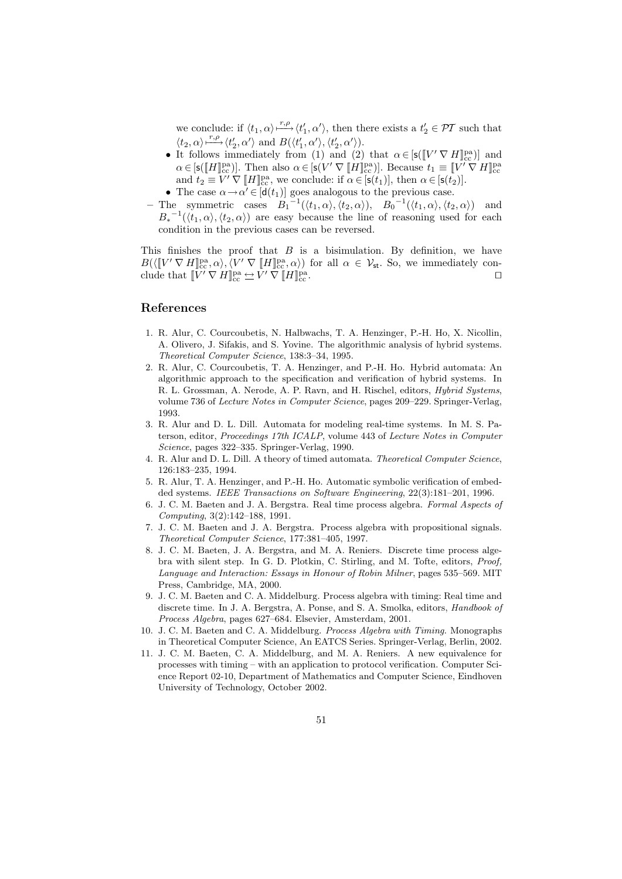we conclude: if $\langle t_1, \alpha \rangle \xmapsto{r,\rho} \langle t'_1, \alpha' \rangle$, then there exists a $t'_2 \in \mathcal{PT}$ such that $\langle t_2, \alpha \rangle \xmapsto{r,\rho} \langle t'_2, \alpha' \rangle$ and $B(\langle t'_1, \alpha' \rangle, \langle t'_2, \alpha' \rangle)$.

- It follows immediately from (1) and (2) that $\alpha \in [\mathsf{s}([\![V' \nabla H]\!]^{\mathrm{pa}}_{\mathrm{cc}})]$ and $\alpha \in [\mathsf{s}([\![H]\!]^{\mathrm{pa}}_{\mathrm{cc}})]$. Then also $\alpha \in [\mathsf{s}(V' \nabla [\![H]\!]^{\mathrm{pa}}_{\mathrm{cc}})]$. Because $t_1 \equiv [\![V' \nabla H]\!]^{\mathrm{pa}}_{\mathrm{cc}}$ and $t_2 \equiv V' \nabla [\![H]\!]^{\mathrm{pa}}_{\mathrm{cc}}$, we conclude: if $\alpha \in [\mathsf{s}(t_1)]$, then $\alpha \in [\mathsf{s}(t_2)]$.
- The case $\alpha \rightarrow \alpha' \in [\mathsf{d}(t_1)]$ goes analogous to the previous case.

– The symmetric cases ${B_1}^{-1}(\langle t_1, \alpha \rangle, \langle t_2, \alpha \rangle)$, ${B_0}^{-1}(\langle t_1, \alpha \rangle, \langle t_2, \alpha \rangle)$ and ${B_*}^{-1}(\langle t_1, \alpha \rangle, \langle t_2, \alpha \rangle)$ are easy because the line of reasoning used for each condition in the previous cases can be reversed.

This finishes the proof that $B$ is a bisimulation. By definition, we have $B(\langle [\![V' \nabla H]\!]^{\mathrm{pa}}_{\mathrm{cc}}, \alpha \rangle, \langle V' \nabla [\![H]\!]^{\mathrm{pa}}_{\mathrm{cc}}, \alpha \rangle)$ for all $\alpha \in \mathcal{V}_{\mathsf{st}}$. So, we immediately conclude that $[\![V' \nabla H]\!]^{\mathrm{pa}}_{\mathrm{cc}} \leftrightarrow V' \nabla [\![H]\!]^{\mathrm{pa}}_{\mathrm{cc}}$. ⊓⊔

## References

1. R. Alur, C. Courcoubetis, N. Halbwachs, T. A. Henzinger, P.-H. Ho, X. Nicollin, A. Olivero, J. Sifakis, and S. Yovine. The algorithmic analysis of hybrid systems. *Theoretical Computer Science*, 138:3–34, 1995.
2. R. Alur, C. Courcoubetis, T. A. Henzinger, and P.-H. Ho. Hybrid automata: An algorithmic approach to the specification and verification of hybrid systems. In R. L. Grossman, A. Nerode, A. P. Ravn, and H. Rischel, editors, *Hybrid Systems*, volume 736 of *Lecture Notes in Computer Science*, pages 209–229. Springer-Verlag, 1993.
3. R. Alur and D. L. Dill. Automata for modeling real-time systems. In M. S. Paterson, editor, *Proceedings 17th ICALP*, volume 443 of *Lecture Notes in Computer Science*, pages 322–335. Springer-Verlag, 1990.
4. R. Alur and D. L. Dill. A theory of timed automata. *Theoretical Computer Science*, 126:183–235, 1994.
5. R. Alur, T. A. Henzinger, and P.-H. Ho. Automatic symbolic verification of embedded systems. *IEEE Transactions on Software Engineering*, 22(3):181–201, 1996.
6. J. C. M. Baeten and J. A. Bergstra. Real time process algebra. *Formal Aspects of Computing*, 3(2):142–188, 1991.
7. J. C. M. Baeten and J. A. Bergstra. Process algebra with propositional signals. *Theoretical Computer Science*, 177:381–405, 1997.
8. J. C. M. Baeten, J. A. Bergstra, and M. A. Reniers. Discrete time process algebra with silent step. In G. D. Plotkin, C. Stirling, and M. Tofte, editors, *Proof, Language and Interaction: Essays in Honour of Robin Milner*, pages 535–569. MIT Press, Cambridge, MA, 2000.
9. J. C. M. Baeten and C. A. Middelburg. Process algebra with timing: Real time and discrete time. In J. A. Bergstra, A. Ponse, and S. A. Smolka, editors, *Handbook of Process Algebra*, pages 627–684. Elsevier, Amsterdam, 2001.
10. J. C. M. Baeten and C. A. Middelburg. *Process Algebra with Timing*. Monographs in Theoretical Computer Science, An EATCS Series. Springer-Verlag, Berlin, 2002.
11. J. C. M. Baeten, C. A. Middelburg, and M. A. Reniers. A new equivalence for processes with timing – with an application to protocol verification. Computer Science Report 02-10, Department of Mathematics and Computer Science, Eindhoven University of Technology, October 2002.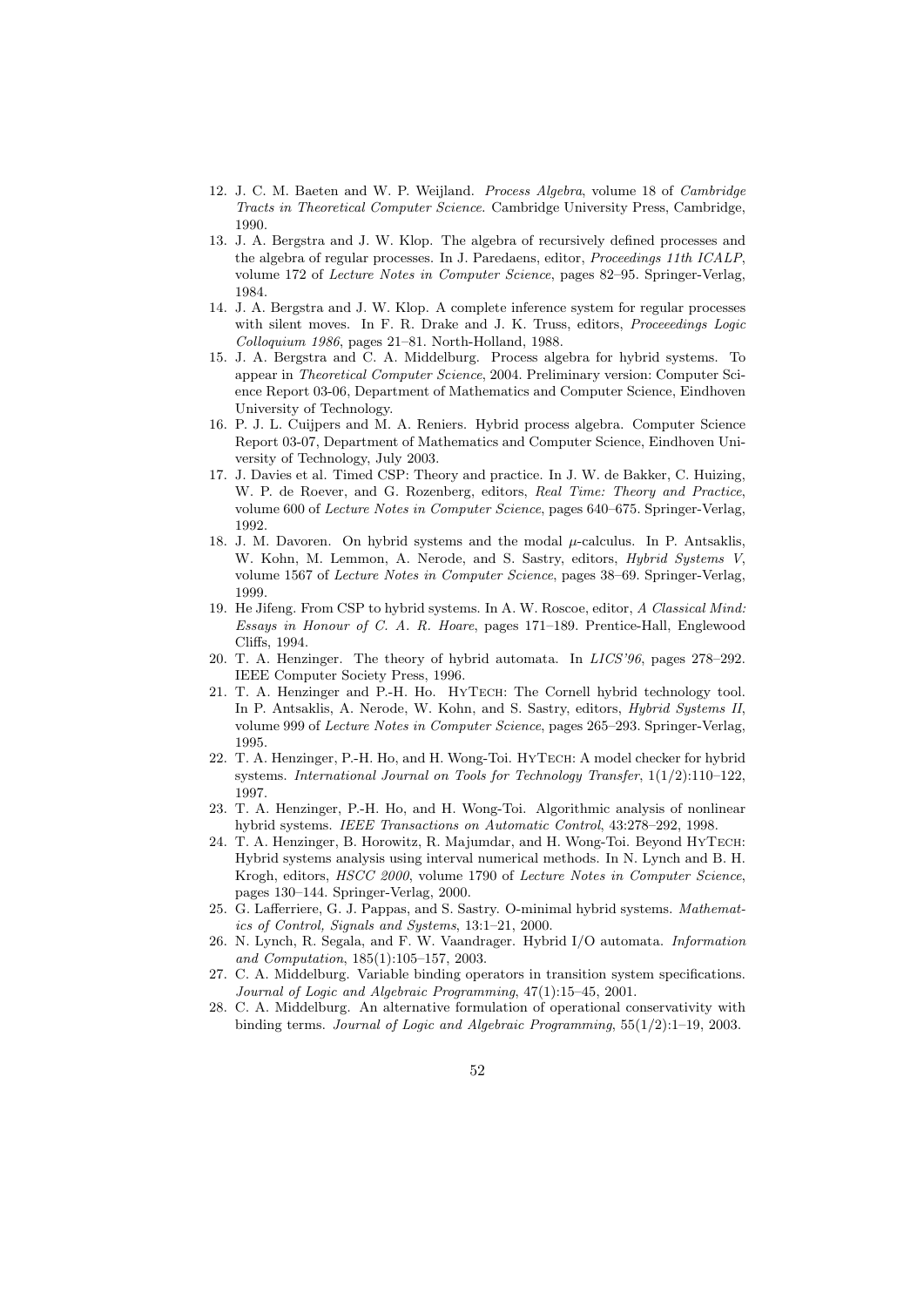12. J. C. M. Baeten and W. P. Weijland. *Process Algebra*, volume 18 of *Cambridge Tracts in Theoretical Computer Science*. Cambridge University Press, Cambridge, 1990.
13. J. A. Bergstra and J. W. Klop. The algebra of recursively defined processes and the algebra of regular processes. In J. Paredaens, editor, *Proceedings 11th ICALP*, volume 172 of *Lecture Notes in Computer Science*, pages 82–95. Springer-Verlag, 1984.
14. J. A. Bergstra and J. W. Klop. A complete inference system for regular processes with silent moves. In F. R. Drake and J. K. Truss, editors, *Proceeedings Logic Colloquium 1986*, pages 21–81. North-Holland, 1988.
15. J. A. Bergstra and C. A. Middelburg. Process algebra for hybrid systems. To appear in *Theoretical Computer Science*, 2004. Preliminary version: Computer Science Report 03-06, Department of Mathematics and Computer Science, Eindhoven University of Technology.
16. P. J. L. Cuijpers and M. A. Reniers. Hybrid process algebra. Computer Science Report 03-07, Department of Mathematics and Computer Science, Eindhoven University of Technology, July 2003.
17. J. Davies et al. Timed CSP: Theory and practice. In J. W. de Bakker, C. Huizing, W. P. de Roever, and G. Rozenberg, editors, *Real Time: Theory and Practice*, volume 600 of *Lecture Notes in Computer Science*, pages 640–675. Springer-Verlag, 1992.
18. J. M. Davoren. On hybrid systems and the modal $\mu$-calculus. In P. Antsaklis, W. Kohn, M. Lemmon, A. Nerode, and S. Sastry, editors, *Hybrid Systems V*, volume 1567 of *Lecture Notes in Computer Science*, pages 38–69. Springer-Verlag, 1999.
19. He Jifeng. From CSP to hybrid systems. In A. W. Roscoe, editor, *A Classical Mind: Essays in Honour of C. A. R. Hoare*, pages 171–189. Prentice-Hall, Englewood Cliffs, 1994.
20. T. A. Henzinger. The theory of hybrid automata. In *LICS'96*, pages 278–292. IEEE Computer Society Press, 1996.
21. T. A. Henzinger and P.-H. Ho. HyTech: The Cornell hybrid technology tool. In P. Antsaklis, A. Nerode, W. Kohn, and S. Sastry, editors, *Hybrid Systems II*, volume 999 of *Lecture Notes in Computer Science*, pages 265–293. Springer-Verlag, 1995.
22. T. A. Henzinger, P.-H. Ho, and H. Wong-Toi. HyTech: A model checker for hybrid systems. *International Journal on Tools for Technology Transfer*, 1(1/2):110–122, 1997.
23. T. A. Henzinger, P.-H. Ho, and H. Wong-Toi. Algorithmic analysis of nonlinear hybrid systems. *IEEE Transactions on Automatic Control*, 43:278–292, 1998.
24. T. A. Henzinger, B. Horowitz, R. Majumdar, and H. Wong-Toi. Beyond HyTech: Hybrid systems analysis using interval numerical methods. In N. Lynch and B. H. Krogh, editors, *HSCC 2000*, volume 1790 of *Lecture Notes in Computer Science*, pages 130–144. Springer-Verlag, 2000.
25. G. Lafferriere, G. J. Pappas, and S. Sastry. O-minimal hybrid systems. *Mathematics of Control, Signals and Systems*, 13:1–21, 2000.
26. N. Lynch, R. Segala, and F. W. Vaandrager. Hybrid I/O automata. *Information and Computation*, 185(1):105–157, 2003.
27. C. A. Middelburg. Variable binding operators in transition system specifications. *Journal of Logic and Algebraic Programming*, 47(1):15–45, 2001.
28. C. A. Middelburg. An alternative formulation of operational conservativity with binding terms. *Journal of Logic and Algebraic Programming*, 55(1/2):1–19, 2003.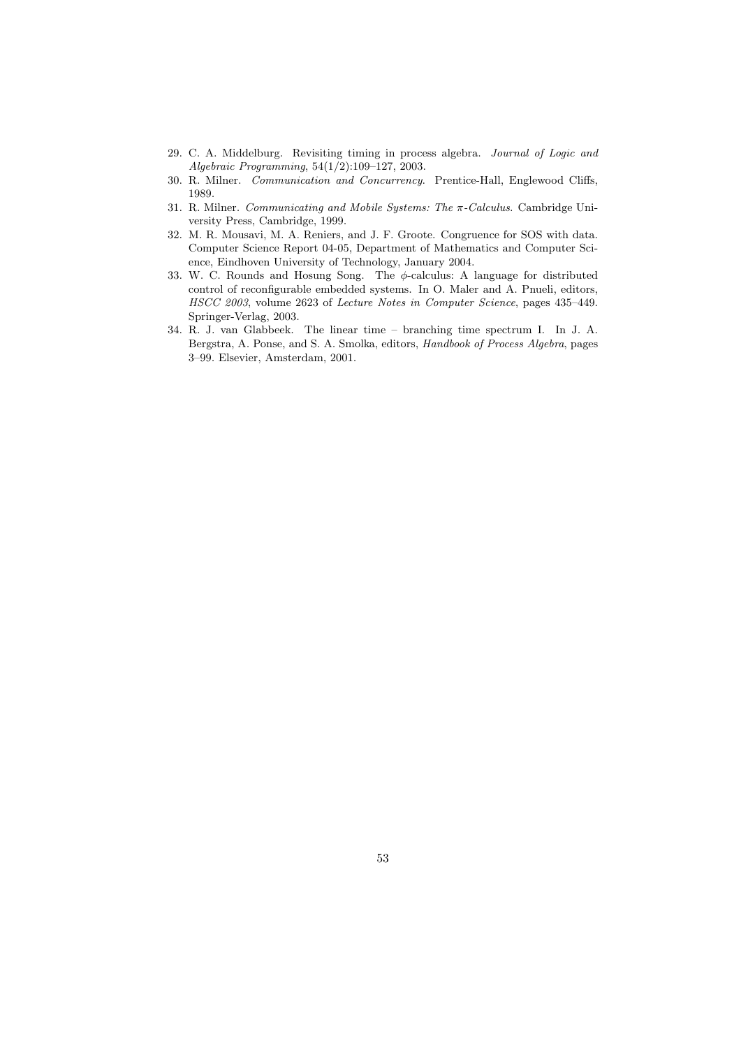29. C. A. Middelburg. Revisiting timing in process algebra. *Journal of Logic and Algebraic Programming*, 54(1/2):109–127, 2003.
30. R. Milner. *Communication and Concurrency*. Prentice-Hall, Englewood Cliffs, 1989.
31. R. Milner. *Communicating and Mobile Systems: The $\pi$-Calculus*. Cambridge University Press, Cambridge, 1999.
32. M. R. Mousavi, M. A. Reniers, and J. F. Groote. Congruence for SOS with data. Computer Science Report 04-05, Department of Mathematics and Computer Science, Eindhoven University of Technology, January 2004.
33. W. C. Rounds and Hosung Song. The $\phi$-calculus: A language for distributed control of reconfigurable embedded systems. In O. Maler and A. Pnueli, editors, *HSCC 2003*, volume 2623 of *Lecture Notes in Computer Science*, pages 435–449. Springer-Verlag, 2003.
34. R. J. van Glabbeek. The linear time – branching time spectrum I. In J. A. Bergstra, A. Ponse, and S. A. Smolka, editors, *Handbook of Process Algebra*, pages 3–99. Elsevier, Amsterdam, 2001.